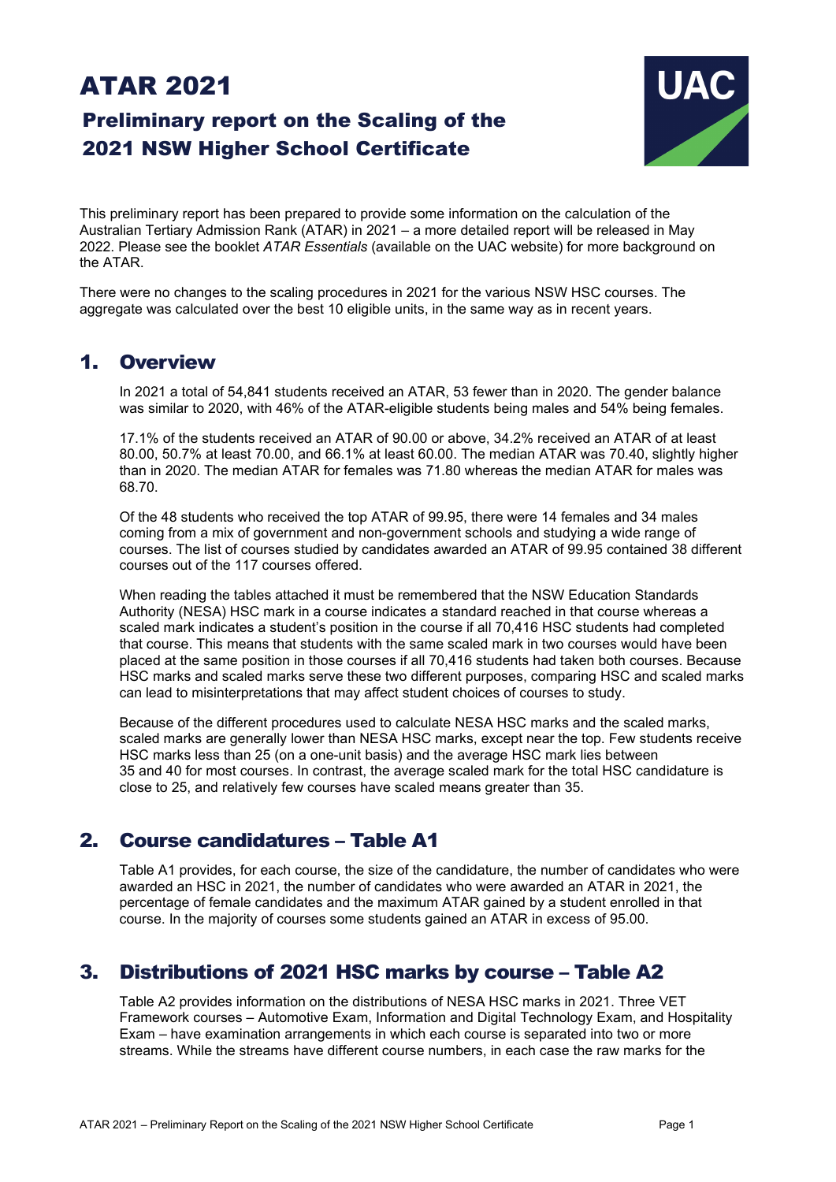# ATAR 2021

## Preliminary report on the Scaling of the 2021 NSW Higher School Certificate

This preliminary report has been prepared to provide some information on the calculation of the Australian Tertiary Admission Rank (ATAR) in 2021 – a more detailed report will be released in May 2022. Please see the booklet *ATAR Essentials* (available on the UAC website) for more background on the ATAR.

There were no changes to the scaling procedures in 2021 for the various NSW HSC courses. The aggregate was calculated over the best 10 eligible units, in the same way as in recent years.

## 1. Overview

In 2021 a total of 54,841 students received an ATAR, 53 fewer than in 2020. The gender balance was similar to 2020, with 46% of the ATAR-eligible students being males and 54% being females.

17.1% of the students received an ATAR of 90.00 or above, 34.2% received an ATAR of at least 80.00, 50.7% at least 70.00, and 66.1% at least 60.00. The median ATAR was 70.40, slightly higher than in 2020. The median ATAR for females was 71.80 whereas the median ATAR for males was 68.70.

Of the 48 students who received the top ATAR of 99.95, there were 14 females and 34 males coming from a mix of government and non-government schools and studying a wide range of courses. The list of courses studied by candidates awarded an ATAR of 99.95 contained 38 different courses out of the 117 courses offered.

When reading the tables attached it must be remembered that the NSW Education Standards Authority (NESA) HSC mark in a course indicates a standard reached in that course whereas a scaled mark indicates a student's position in the course if all 70,416 HSC students had completed that course. This means that students with the same scaled mark in two courses would have been placed at the same position in those courses if all 70,416 students had taken both courses. Because HSC marks and scaled marks serve these two different purposes, comparing HSC and scaled marks can lead to misinterpretations that may affect student choices of courses to study.

Because of the different procedures used to calculate NESA HSC marks and the scaled marks, scaled marks are generally lower than NESA HSC marks, except near the top. Few students receive HSC marks less than 25 (on a one-unit basis) and the average HSC mark lies between 35 and 40 for most courses. In contrast, the average scaled mark for the total HSC candidature is close to 25, and relatively few courses have scaled means greater than 35.

## 2. Course candidatures – Table A1

Table A1 provides, for each course, the size of the candidature, the number of candidates who were awarded an HSC in 2021, the number of candidates who were awarded an ATAR in 2021, the percentage of female candidates and the maximum ATAR gained by a student enrolled in that course. In the majority of courses some students gained an ATAR in excess of 95.00.

## 3. Distributions of 2021 HSC marks by course – Table A2

Table A2 provides information on the distributions of NESA HSC marks in 2021. Three VET Framework courses – Automotive Exam, Information and Digital Technology Exam, and Hospitality Exam – have examination arrangements in which each course is separated into two or more streams. While the streams have different course numbers, in each case the raw marks for the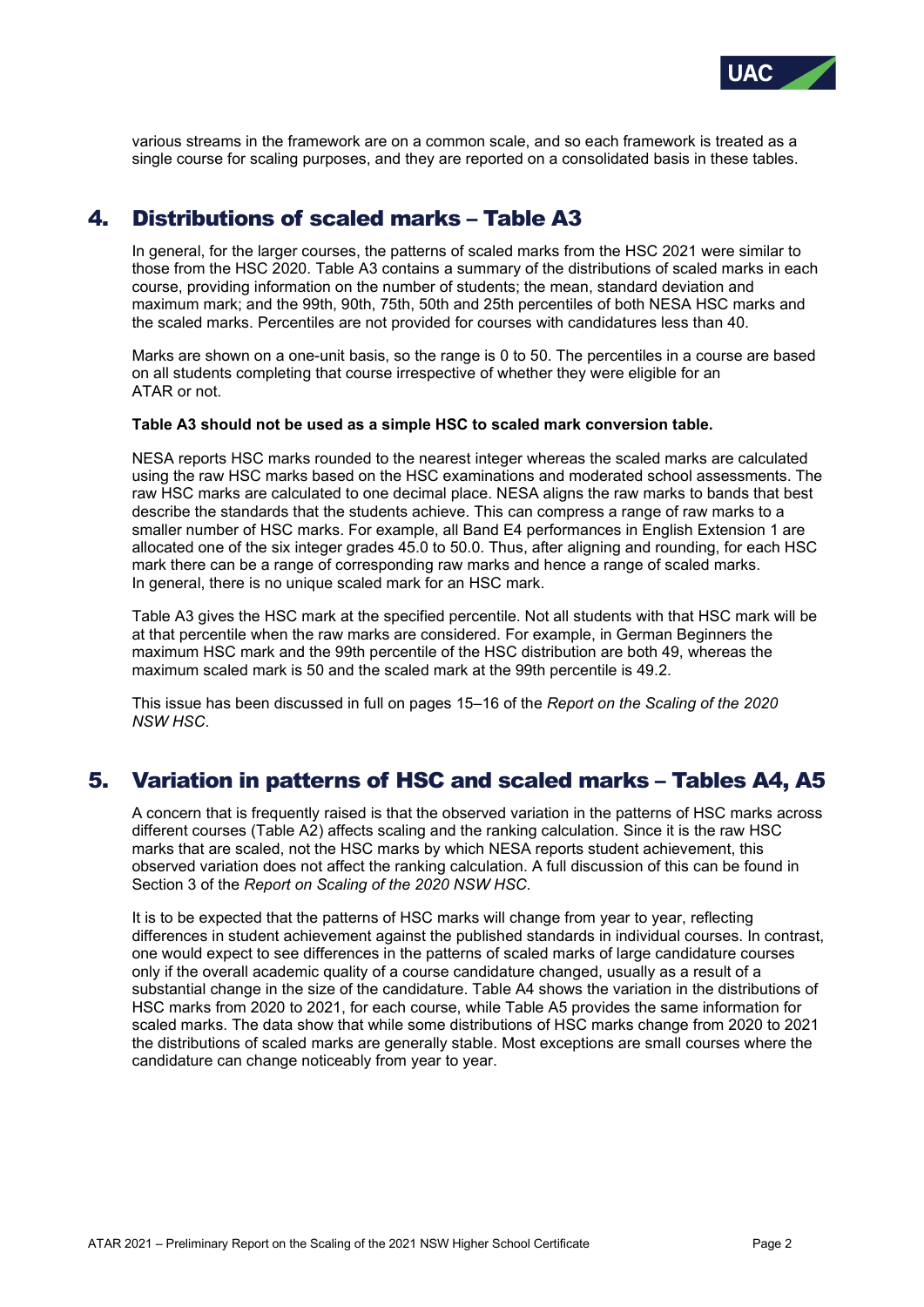various streams in the framework are on a common scale, and so each framework is treated as a single course for scaling purposes, and they are reported on a consolidated basis in these tables.

## 4. Distributions of scaled marks – Table A3

In general, for the larger courses, the patterns of scaled marks from the HSC 2021 were similar to those from the HSC 2020. Table A3 contains a summary of the distributions of scaled marks in each course, providing information on the number of students; the mean, standard deviation and maximum mark; and the 99th, 90th, 75th, 50th and 25th percentiles of both NESA HSC marks and the scaled marks. Percentiles are not provided for courses with candidatures less than 40.

Marks are shown on a one-unit basis, so the range is 0 to 50. The percentiles in a course are based on all students completing that course irrespective of whether they were eligible for an ATAR or not.

**Table A3 should not be used as a simple HSC to scaled mark conversion table.**

NESA reports HSC marks rounded to the nearest integer whereas the scaled marks are calculated using the raw HSC marks based on the HSC examinations and moderated school assessments. The raw HSC marks are calculated to one decimal place. NESA aligns the raw marks to bands that best describe the standards that the students achieve. This can compress a range of raw marks to a smaller number of HSC marks. For example, all Band E4 performances in English Extension 1 are allocated one of the six integer grades 45.0 to 50.0. Thus, after aligning and rounding, for each HSC mark there can be a range of corresponding raw marks and hence a range of scaled marks. In general, there is no unique scaled mark for an HSC mark.

Table A3 gives the HSC mark at the specified percentile. Not all students with that HSC mark will be at that percentile when the raw marks are considered. For example, in German Beginners the maximum HSC mark and the 99th percentile of the HSC distribution are both 49, whereas the maximum scaled mark is 50 and the scaled mark at the 99th percentile is 49.2.

This issue has been discussed in full on pages 15–16 of the *Report on the Scaling of the 2020 NSW HSC*.

## 5. Variation in patterns of HSC and scaled marks – Tables A4, A5

A concern that is frequently raised is that the observed variation in the patterns of HSC marks across different courses (Table A2) affects scaling and the ranking calculation. Since it is the raw HSC marks that are scaled, not the HSC marks by which NESA reports student achievement, this observed variation does not affect the ranking calculation. A full discussion of this can be found in Section 3 of the *Report on Scaling of the 2020 NSW HSC*.

It is to be expected that the patterns of HSC marks will change from year to year, reflecting differences in student achievement against the published standards in individual courses. In contrast, one would expect to see differences in the patterns of scaled marks of large candidature courses only if the overall academic quality of a course candidature changed, usually as a result of a substantial change in the size of the candidature. Table A4 shows the variation in the distributions of HSC marks from 2020 to 2021, for each course, while Table A5 provides the same information for scaled marks. The data show that while some distributions of HSC marks change from 2020 to 2021 the distributions of scaled marks are generally stable. Most exceptions are small courses where the candidature can change noticeably from year to year.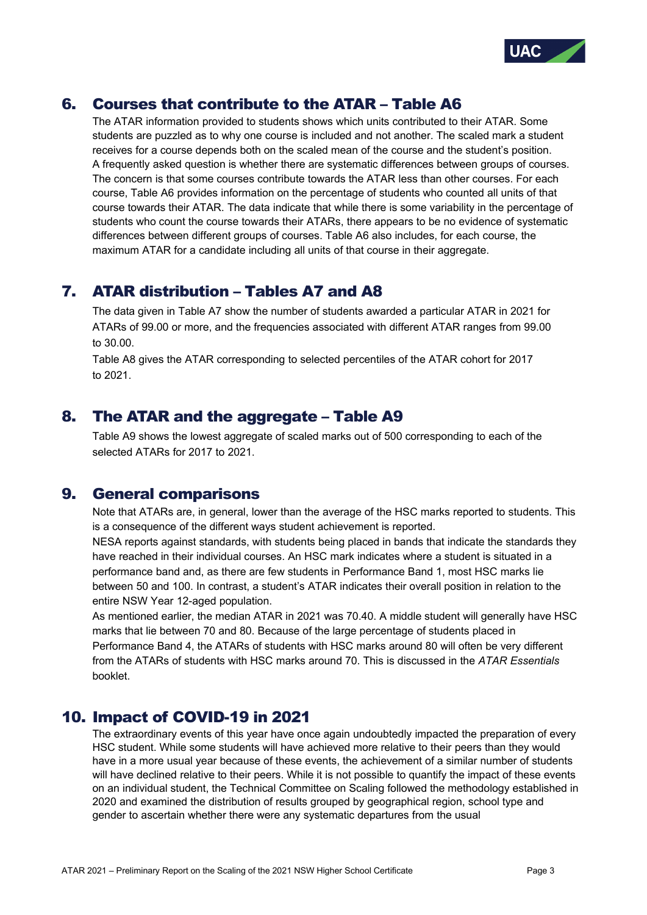## 6. Courses that contribute to the ATAR – Table A6

The ATAR information provided to students shows which units contributed to their ATAR. Some students are puzzled as to why one course is included and not another. The scaled mark a student receives for a course depends both on the scaled mean of the course and the student's position. A frequently asked question is whether there are systematic differences between groups of courses. The concern is that some courses contribute towards the ATAR less than other courses. For each course, Table A6 provides information on the percentage of students who counted all units of that course towards their ATAR. The data indicate that while there is some variability in the percentage of students who count the course towards their ATARs, there appears to be no evidence of systematic differences between different groups of courses. Table A6 also includes, for each course, the maximum ATAR for a candidate including all units of that course in their aggregate.

## 7. ATAR distribution – Tables A7 and A8

The data given in Table A7 show the number of students awarded a particular ATAR in 2021 for ATARs of 99.00 or more, and the frequencies associated with different ATAR ranges from 99.00 to 30.00.

Table A8 gives the ATAR corresponding to selected percentiles of the ATAR cohort for 2017 to 2021.

## 8. The ATAR and the aggregate – Table A9

Table A9 shows the lowest aggregate of scaled marks out of 500 corresponding to each of the selected ATARs for 2017 to 2021.

## 9. General comparisons

Note that ATARs are, in general, lower than the average of the HSC marks reported to students. This is a consequence of the different ways student achievement is reported.

NESA reports against standards, with students being placed in bands that indicate the standards they have reached in their individual courses. An HSC mark indicates where a student is situated in a performance band and, as there are few students in Performance Band 1, most HSC marks lie between 50 and 100. In contrast, a student's ATAR indicates their overall position in relation to the entire NSW Year 12-aged population.

As mentioned earlier, the median ATAR in 2021 was 70.40. A middle student will generally have HSC marks that lie between 70 and 80. Because of the large percentage of students placed in Performance Band 4, the ATARs of students with HSC marks around 80 will often be very different from the ATARs of students with HSC marks around 70. This is discussed in the *ATAR Essentials* booklet.

## 10. Impact of COVID-19 in 2021

The extraordinary events of this year have once again undoubtedly impacted the preparation of every HSC student. While some students will have achieved more relative to their peers than they would have in a more usual year because of these events, the achievement of a similar number of students will have declined relative to their peers. While it is not possible to quantify the impact of these events on an individual student, the Technical Committee on Scaling followed the methodology established in 2020 and examined the distribution of results grouped by geographical region, school type and gender to ascertain whether there were any systematic departures from the usual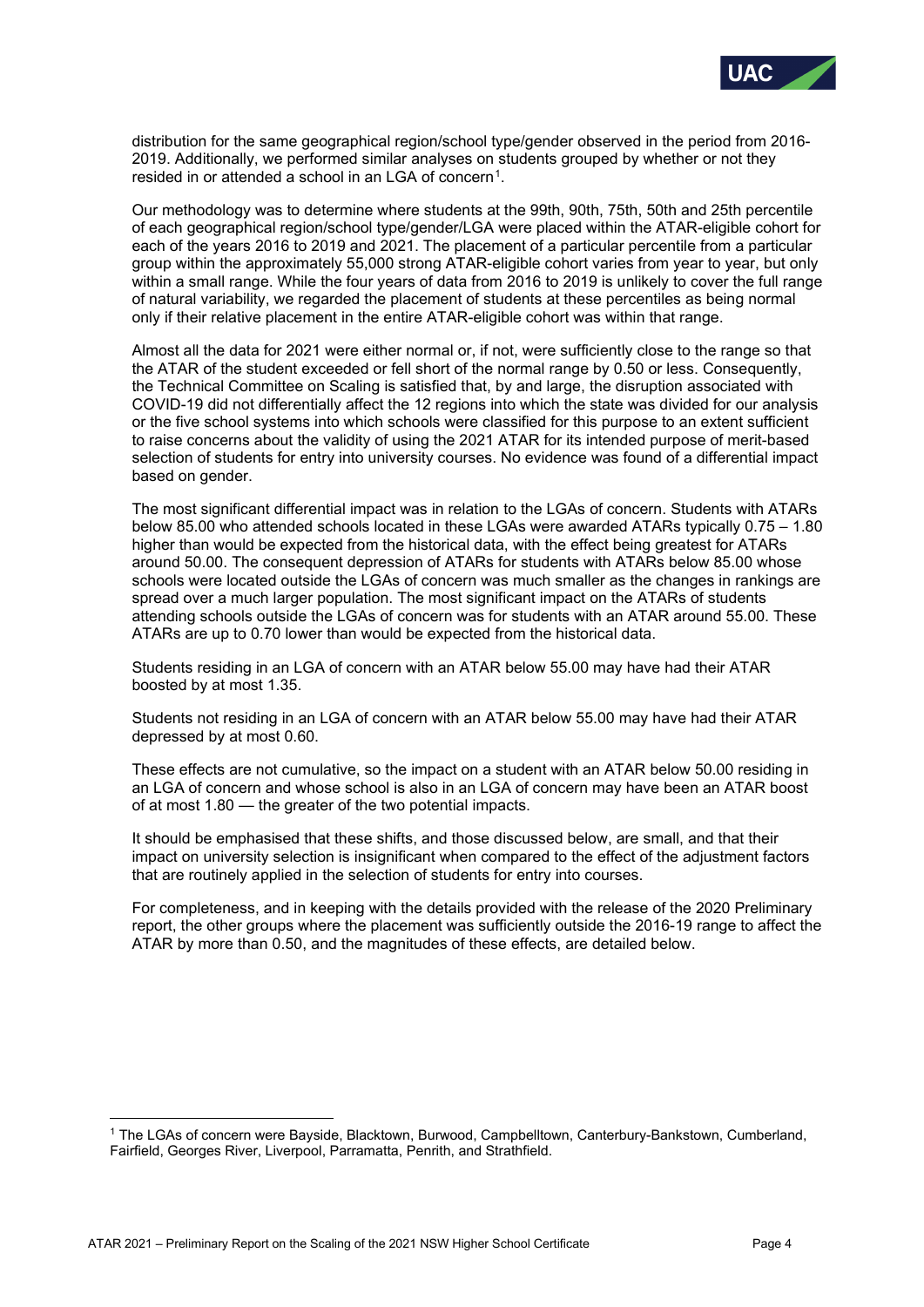distribution for the same geographical region/school type/gender observed in the period from 2016-2019. Additionally, we performed similar analyses on students grouped by whether or not they resided in or attended a school in an LGA of concern[1].

Our methodology was to determine where students at the 99th, 90th, 75th, 50th and 25th percentile of each geographical region/school type/gender/LGA were placed within the ATAR-eligible cohort for each of the years 2016 to 2019 and 2021. The placement of a particular percentile from a particular group within the approximately 55,000 strong ATAR-eligible cohort varies from year to year, but only within a small range. While the four years of data from 2016 to 2019 is unlikely to cover the full range of natural variability, we regarded the placement of students at these percentiles as being normal only if their relative placement in the entire ATAR-eligible cohort was within that range.

Almost all the data for 2021 were either normal or, if not, were sufficiently close to the range so that the ATAR of the student exceeded or fell short of the normal range by 0.50 or less. Consequently, the Technical Committee on Scaling is satisfied that, by and large, the disruption associated with COVID-19 did not differentially affect the 12 regions into which the state was divided for our analysis or the five school systems into which schools were classified for this purpose to an extent sufficient to raise concerns about the validity of using the 2021 ATAR for its intended purpose of merit-based selection of students for entry into university courses. No evidence was found of a differential impact based on gender.

The most significant differential impact was in relation to the LGAs of concern. Students with ATARs below 85.00 who attended schools located in these LGAs were awarded ATARs typically 0.75 – 1.80 higher than would be expected from the historical data, with the effect being greatest for ATARs around 50.00. The consequent depression of ATARs for students with ATARs below 85.00 whose schools were located outside the LGAs of concern was much smaller as the changes in rankings are spread over a much larger population. The most significant impact on the ATARs of students attending schools outside the LGAs of concern was for students with an ATAR around 55.00. These ATARs are up to 0.70 lower than would be expected from the historical data.

Students residing in an LGA of concern with an ATAR below 55.00 may have had their ATAR boosted by at most 1.35.

Students not residing in an LGA of concern with an ATAR below 55.00 may have had their ATAR depressed by at most 0.60.

These effects are not cumulative, so the impact on a student with an ATAR below 50.00 residing in an LGA of concern and whose school is also in an LGA of concern may have been an ATAR boost of at most 1.80 — the greater of the two potential impacts.

It should be emphasised that these shifts, and those discussed below, are small, and that their impact on university selection is insignificant when compared to the effect of the adjustment factors that are routinely applied in the selection of students for entry into courses.

For completeness, and in keeping with the details provided with the release of the 2020 Preliminary report, the other groups where the placement was sufficiently outside the 2016-19 range to affect the ATAR by more than 0.50, and the magnitudes of these effects, are detailed below.

---

[1] The LGAs of concern were Bayside, Blacktown, Burwood, Campbelltown, Canterbury-Bankstown, Cumberland, Fairfield, Georges River, Liverpool, Parramatta, Penrith, and Strathfield.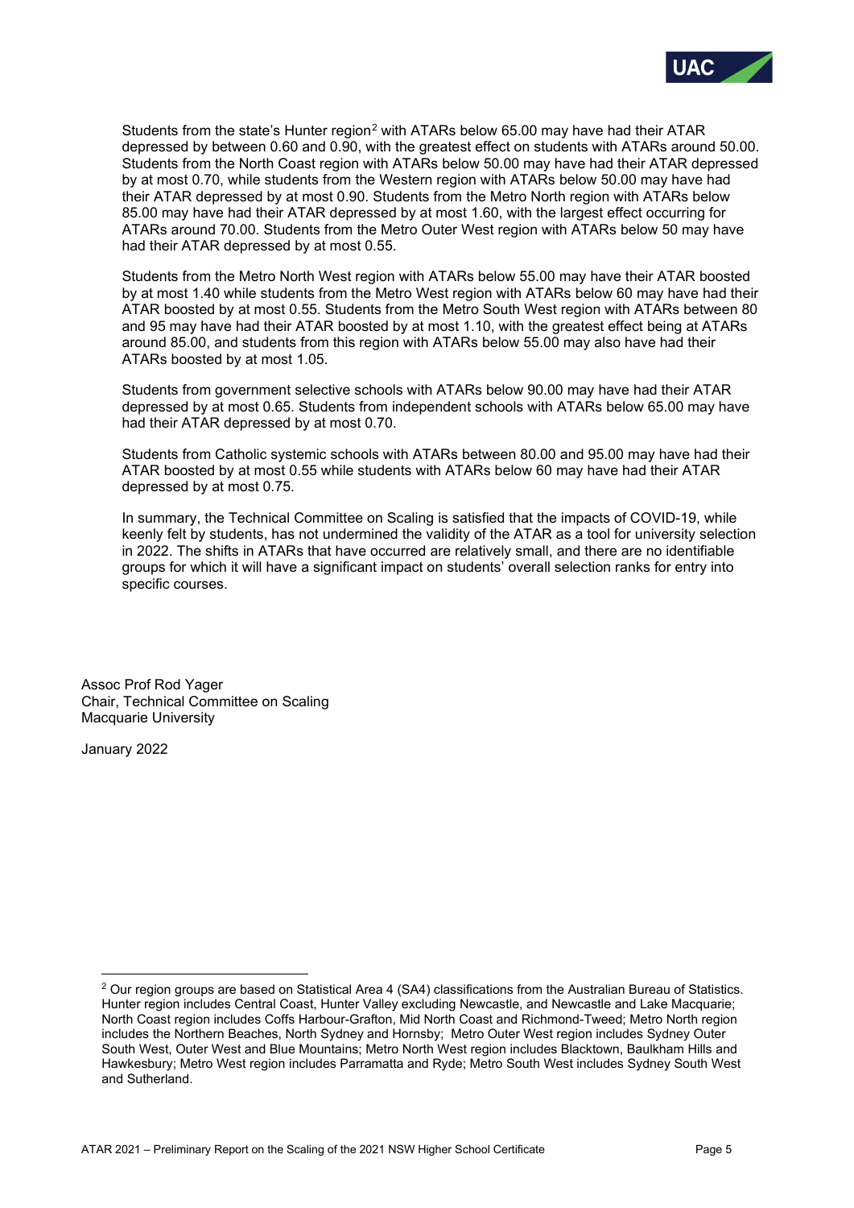Students from the state's Hunter region[2] with ATARs below 65.00 may have had their ATAR depressed by between 0.60 and 0.90, with the greatest effect on students with ATARs around 50.00. Students from the North Coast region with ATARs below 50.00 may have had their ATAR depressed by at most 0.70, while students from the Western region with ATARs below 50.00 may have had their ATAR depressed by at most 0.90. Students from the Metro North region with ATARs below 85.00 may have had their ATAR depressed by at most 1.60, with the largest effect occurring for ATARs around 70.00. Students from the Metro Outer West region with ATARs below 50 may have had their ATAR depressed by at most 0.55.

Students from the Metro North West region with ATARs below 55.00 may have their ATAR boosted by at most 1.40 while students from the Metro West region with ATARs below 60 may have had their ATAR boosted by at most 0.55. Students from the Metro South West region with ATARs between 80 and 95 may have had their ATAR boosted by at most 1.10, with the greatest effect being at ATARs around 85.00, and students from this region with ATARs below 55.00 may also have had their ATARs boosted by at most 1.05.

Students from government selective schools with ATARs below 90.00 may have had their ATAR depressed by at most 0.65. Students from independent schools with ATARs below 65.00 may have had their ATAR depressed by at most 0.70.

Students from Catholic systemic schools with ATARs between 80.00 and 95.00 may have had their ATAR boosted by at most 0.55 while students with ATARs below 60 may have had their ATAR depressed by at most 0.75.

In summary, the Technical Committee on Scaling is satisfied that the impacts of COVID-19, while keenly felt by students, has not undermined the validity of the ATAR as a tool for university selection in 2022. The shifts in ATARs that have occurred are relatively small, and there are no identifiable groups for which it will have a significant impact on students' overall selection ranks for entry into specific courses.

Assoc Prof Rod Yager
Chair, Technical Committee on Scaling
Macquarie University

January 2022

---

[2] Our region groups are based on Statistical Area 4 (SA4) classifications from the Australian Bureau of Statistics. Hunter region includes Central Coast, Hunter Valley excluding Newcastle, and Newcastle and Lake Macquarie; North Coast region includes Coffs Harbour-Grafton, Mid North Coast and Richmond-Tweed; Metro North region includes the Northern Beaches, North Sydney and Hornsby; Metro Outer West region includes Sydney Outer South West, Outer West and Blue Mountains; Metro North West region includes Blacktown, Baulkham Hills and Hawkesbury; Metro West region includes Parramatta and Ryde; Metro South West includes Sydney South West and Sutherland.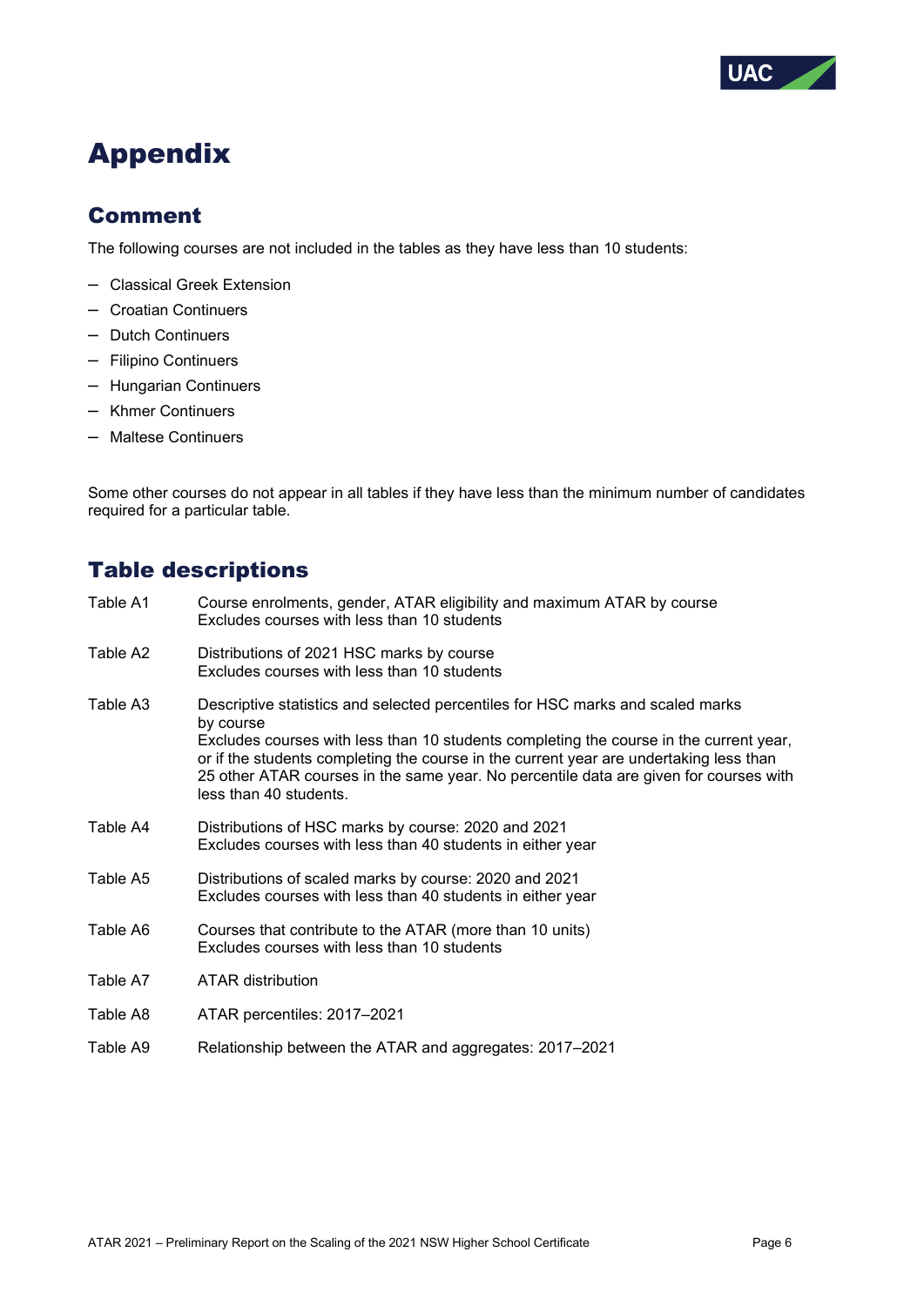# Appendix

## Comment

The following courses are not included in the tables as they have less than 10 students:

- Classical Greek Extension
- Croatian Continuers
- Dutch Continuers
- Filipino Continuers
- Hungarian Continuers
- Khmer Continuers
- Maltese Continuers

Some other courses do not appear in all tables if they have less than the minimum number of candidates required for a particular table.

## Table descriptions

| | |
|---|---|
| Table A1 | Course enrolments, gender, ATAR eligibility and maximum ATAR by course<br>Excludes courses with less than 10 students |
| Table A2 | Distributions of 2021 HSC marks by course<br>Excludes courses with less than 10 students |
| Table A3 | Descriptive statistics and selected percentiles for HSC marks and scaled marks by course<br>Excludes courses with less than 10 students completing the course in the current year, or if the students completing the course in the current year are undertaking less than 25 other ATAR courses in the same year. No percentile data are given for courses with less than 40 students. |
| Table A4 | Distributions of HSC marks by course: 2020 and 2021<br>Excludes courses with less than 40 students in either year |
| Table A5 | Distributions of scaled marks by course: 2020 and 2021<br>Excludes courses with less than 40 students in either year |
| Table A6 | Courses that contribute to the ATAR (more than 10 units)<br>Excludes courses with less than 10 students |
| Table A7 | ATAR distribution |
| Table A8 | ATAR percentiles: 2017–2021 |
| Table A9 | Relationship between the ATAR and aggregates: 2017–2021 |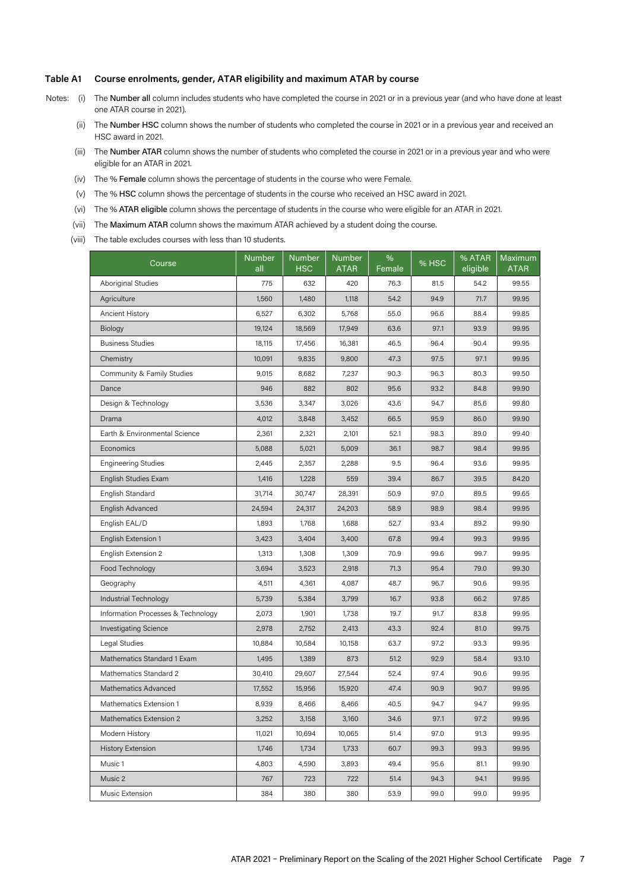### Table A1 Course enrolments, gender, ATAR eligibility and maximum ATAR by course

Notes:

(i) The **Number all** column includes students who have completed the course in 2021 or in a previous year (and who have done at least one ATAR course in 2021).

(ii) The **Number HSC** column shows the number of students who completed the course in 2021 or in a previous year and received an HSC award in 2021.

(iii) The **Number ATAR** column shows the number of students who completed the course in 2021 or in a previous year and who were eligible for an ATAR in 2021.

(iv) The % **Female** column shows the percentage of students in the course who were Female.

(v) The % **HSC** column shows the percentage of students in the course who received an HSC award in 2021.

(vi) The % **ATAR eligible** column shows the percentage of students in the course who were eligible for an ATAR in 2021.

(vii) The **Maximum ATAR** column shows the maximum ATAR achieved by a student doing the course.

(viii) The table excludes courses with less than 10 students.

| Course | Number all | Number HSC | Number ATAR | % Female | % HSC | % ATAR eligible | Maximum ATAR |
|---|---|---|---|---|---|---|---|
| Aboriginal Studies | 775 | 632 | 420 | 76.3 | 81.5 | 54.2 | 99.55 |
| Agriculture | 1,560 | 1,480 | 1,118 | 54.2 | 94.9 | 71.7 | 99.95 |
| Ancient History | 6,527 | 6,302 | 5,768 | 55.0 | 96.6 | 88.4 | 99.85 |
| Biology | 19,124 | 18,569 | 17,949 | 63.6 | 97.1 | 93.9 | 99.95 |
| Business Studies | 18,115 | 17,456 | 16,381 | 46.5 | 96.4 | 90.4 | 99.95 |
| Chemistry | 10,091 | 9,835 | 9,800 | 47.3 | 97.5 | 97.1 | 99.95 |
| Community & Family Studies | 9,015 | 8,682 | 7,237 | 90.3 | 96.3 | 80.3 | 99.50 |
| Dance | 946 | 882 | 802 | 95.6 | 93.2 | 84.8 | 99.90 |
| Design & Technology | 3,536 | 3,347 | 3,026 | 43.6 | 94.7 | 85.6 | 99.80 |
| Drama | 4,012 | 3,848 | 3,452 | 66.5 | 95.9 | 86.0 | 99.90 |
| Earth & Environmental Science | 2,361 | 2,321 | 2,101 | 52.1 | 98.3 | 89.0 | 99.40 |
| Economics | 5,088 | 5,021 | 5,009 | 36.1 | 98.7 | 98.4 | 99.95 |
| Engineering Studies | 2,445 | 2,357 | 2,288 | 9.5 | 96.4 | 93.6 | 99.95 |
| English Studies Exam | 1,416 | 1,228 | 559 | 39.4 | 86.7 | 39.5 | 84.20 |
| English Standard | 31,714 | 30,747 | 28,391 | 50.9 | 97.0 | 89.5 | 99.65 |
| English Advanced | 24,594 | 24,317 | 24,203 | 58.9 | 98.9 | 98.4 | 99.95 |
| English EAL/D | 1,893 | 1,768 | 1,688 | 52.7 | 93.4 | 89.2 | 99.90 |
| English Extension 1 | 3,423 | 3,404 | 3,400 | 67.8 | 99.4 | 99.3 | 99.95 |
| English Extension 2 | 1,313 | 1,308 | 1,309 | 70.9 | 99.6 | 99.7 | 99.95 |
| Food Technology | 3,694 | 3,523 | 2,918 | 71.3 | 95.4 | 79.0 | 99.30 |
| Geography | 4,511 | 4,361 | 4,087 | 48.7 | 96.7 | 90.6 | 99.95 |
| Industrial Technology | 5,739 | 5,384 | 3,799 | 16.7 | 93.8 | 66.2 | 97.85 |
| Information Processes & Technology | 2,073 | 1,901 | 1,738 | 19.7 | 91.7 | 83.8 | 99.95 |
| Investigating Science | 2,978 | 2,752 | 2,413 | 43.3 | 92.4 | 81.0 | 99.75 |
| Legal Studies | 10,884 | 10,584 | 10,158 | 63.7 | 97.2 | 93.3 | 99.95 |
| Mathematics Standard 1 Exam | 1,495 | 1,389 | 873 | 51.2 | 92.9 | 58.4 | 93.10 |
| Mathematics Standard 2 | 30,410 | 29,607 | 27,544 | 52.4 | 97.4 | 90.6 | 99.95 |
| Mathematics Advanced | 17,552 | 15,956 | 15,920 | 47.4 | 90.9 | 90.7 | 99.95 |
| Mathematics Extension 1 | 8,939 | 8,466 | 8,466 | 40.5 | 94.7 | 94.7 | 99.95 |
| Mathematics Extension 2 | 3,252 | 3,158 | 3,160 | 34.6 | 97.1 | 97.2 | 99.95 |
| Modern History | 11,021 | 10,694 | 10,065 | 51.4 | 97.0 | 91.3 | 99.95 |
| History Extension | 1,746 | 1,734 | 1,733 | 60.7 | 99.3 | 99.3 | 99.95 |
| Music 1 | 4,803 | 4,590 | 3,893 | 49.4 | 95.6 | 81.1 | 99.90 |
| Music 2 | 767 | 723 | 722 | 51.4 | 94.3 | 94.1 | 99.95 |
| Music Extension | 384 | 380 | 380 | 53.9 | 99.0 | 99.0 | 99.95 |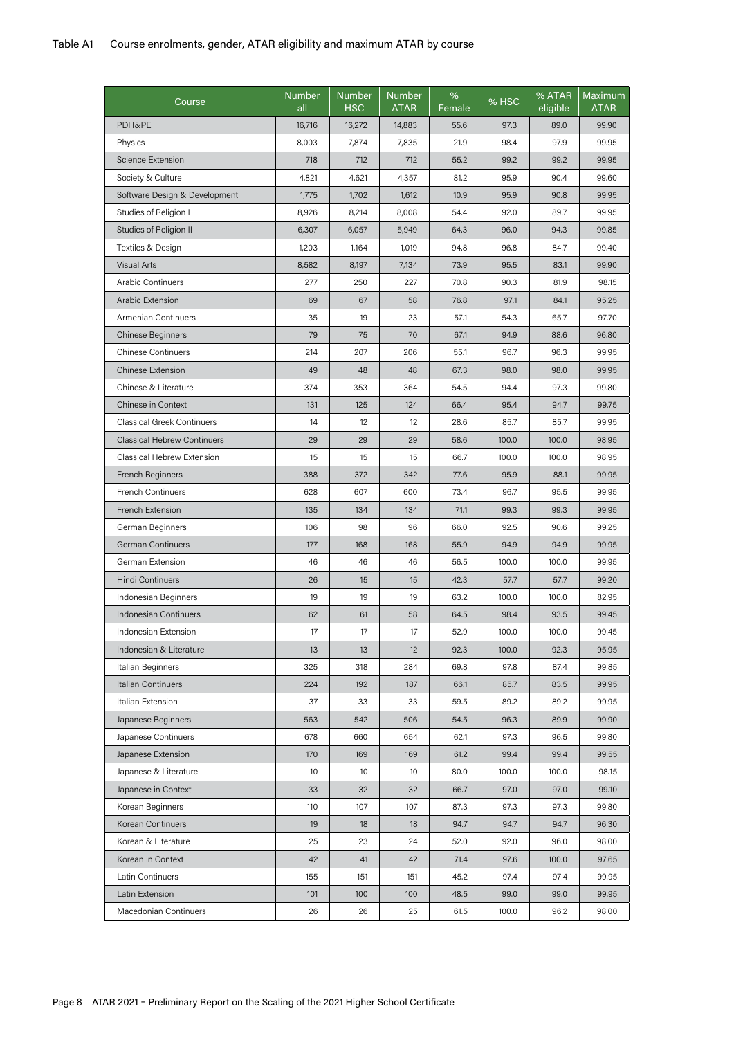Table A1 Course enrolments, gender, ATAR eligibility and maximum ATAR by course

| Course | Number all | Number HSC | Number ATAR | % Female | % HSC | % ATAR eligible | Maximum ATAR |
|---|---|---|---|---|---|---|---|
| PDH&PE | 16,716 | 16,272 | 14,883 | 55.6 | 97.3 | 89.0 | 99.90 |
| Physics | 8,003 | 7,874 | 7,835 | 21.9 | 98.4 | 97.9 | 99.95 |
| Science Extension | 718 | 712 | 712 | 55.2 | 99.2 | 99.2 | 99.95 |
| Society & Culture | 4,821 | 4,621 | 4,357 | 81.2 | 95.9 | 90.4 | 99.60 |
| Software Design & Development | 1,775 | 1,702 | 1,612 | 10.9 | 95.9 | 90.8 | 99.95 |
| Studies of Religion I | 8,926 | 8,214 | 8,008 | 54.4 | 92.0 | 89.7 | 99.95 |
| Studies of Religion II | 6,307 | 6,057 | 5,949 | 64.3 | 96.0 | 94.3 | 99.85 |
| Textiles & Design | 1,203 | 1,164 | 1,019 | 94.8 | 96.8 | 84.7 | 99.40 |
| Visual Arts | 8,582 | 8,197 | 7,134 | 73.9 | 95.5 | 83.1 | 99.90 |
| Arabic Continuers | 277 | 250 | 227 | 70.8 | 90.3 | 81.9 | 98.15 |
| Arabic Extension | 69 | 67 | 58 | 76.8 | 97.1 | 84.1 | 95.25 |
| Armenian Continuers | 35 | 19 | 23 | 57.1 | 54.3 | 65.7 | 97.70 |
| Chinese Beginners | 79 | 75 | 70 | 67.1 | 94.9 | 88.6 | 96.80 |
| Chinese Continuers | 214 | 207 | 206 | 55.1 | 96.7 | 96.3 | 99.95 |
| Chinese Extension | 49 | 48 | 48 | 67.3 | 98.0 | 98.0 | 99.95 |
| Chinese & Literature | 374 | 353 | 364 | 54.5 | 94.4 | 97.3 | 99.80 |
| Chinese in Context | 131 | 125 | 124 | 66.4 | 95.4 | 94.7 | 99.75 |
| Classical Greek Continuers | 14 | 12 | 12 | 28.6 | 85.7 | 85.7 | 99.95 |
| Classical Hebrew Continuers | 29 | 29 | 29 | 58.6 | 100.0 | 100.0 | 98.95 |
| Classical Hebrew Extension | 15 | 15 | 15 | 66.7 | 100.0 | 100.0 | 98.95 |
| French Beginners | 388 | 372 | 342 | 77.6 | 95.9 | 88.1 | 99.95 |
| French Continuers | 628 | 607 | 600 | 73.4 | 96.7 | 95.5 | 99.95 |
| French Extension | 135 | 134 | 134 | 71.1 | 99.3 | 99.3 | 99.95 |
| German Beginners | 106 | 98 | 96 | 66.0 | 92.5 | 90.6 | 99.25 |
| German Continuers | 177 | 168 | 168 | 55.9 | 94.9 | 94.9 | 99.95 |
| German Extension | 46 | 46 | 46 | 56.5 | 100.0 | 100.0 | 99.95 |
| Hindi Continuers | 26 | 15 | 15 | 42.3 | 57.7 | 57.7 | 99.20 |
| Indonesian Beginners | 19 | 19 | 19 | 63.2 | 100.0 | 100.0 | 82.95 |
| Indonesian Continuers | 62 | 61 | 58 | 64.5 | 98.4 | 93.5 | 99.45 |
| Indonesian Extension | 17 | 17 | 17 | 52.9 | 100.0 | 100.0 | 99.45 |
| Indonesian & Literature | 13 | 13 | 12 | 92.3 | 100.0 | 92.3 | 95.95 |
| Italian Beginners | 325 | 318 | 284 | 69.8 | 97.8 | 87.4 | 99.85 |
| Italian Continuers | 224 | 192 | 187 | 66.1 | 85.7 | 83.5 | 99.95 |
| Italian Extension | 37 | 33 | 33 | 59.5 | 89.2 | 89.2 | 99.95 |
| Japanese Beginners | 563 | 542 | 506 | 54.5 | 96.3 | 89.9 | 99.90 |
| Japanese Continuers | 678 | 660 | 654 | 62.1 | 97.3 | 96.5 | 99.80 |
| Japanese Extension | 170 | 169 | 169 | 61.2 | 99.4 | 99.4 | 99.55 |
| Japanese & Literature | 10 | 10 | 10 | 80.0 | 100.0 | 100.0 | 98.15 |
| Japanese in Context | 33 | 32 | 32 | 66.7 | 97.0 | 97.0 | 99.10 |
| Korean Beginners | 110 | 107 | 107 | 87.3 | 97.3 | 97.3 | 99.80 |
| Korean Continuers | 19 | 18 | 18 | 94.7 | 94.7 | 94.7 | 96.30 |
| Korean & Literature | 25 | 23 | 24 | 52.0 | 92.0 | 96.0 | 98.00 |
| Korean in Context | 42 | 41 | 42 | 71.4 | 97.6 | 100.0 | 97.65 |
| Latin Continuers | 155 | 151 | 151 | 45.2 | 97.4 | 97.4 | 99.95 |
| Latin Extension | 101 | 100 | 100 | 48.5 | 99.0 | 99.0 | 99.95 |
| Macedonian Continuers | 26 | 26 | 25 | 61.5 | 100.0 | 96.2 | 98.00 |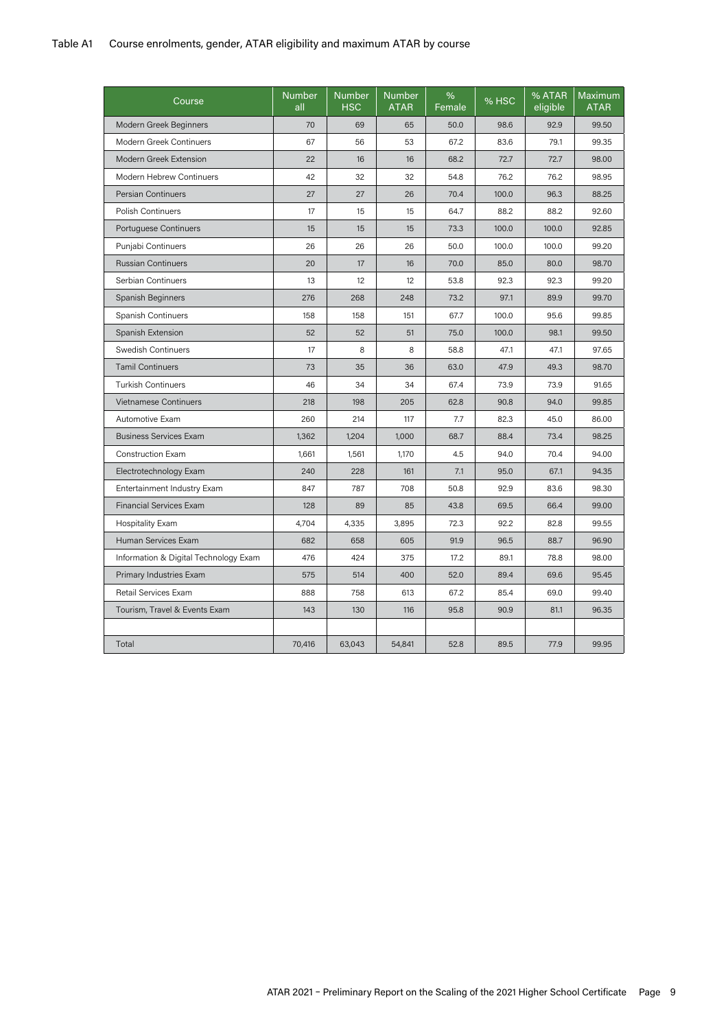Table A1 Course enrolments, gender, ATAR eligibility and maximum ATAR by course

| Course | Number all | Number HSC | Number ATAR | % Female | % HSC | % ATAR eligible | Maximum ATAR |
|---|---|---|---|---|---|---|---|
| Modern Greek Beginners | 70 | 69 | 65 | 50.0 | 98.6 | 92.9 | 99.50 |
| Modern Greek Continuers | 67 | 56 | 53 | 67.2 | 83.6 | 79.1 | 99.35 |
| Modern Greek Extension | 22 | 16 | 16 | 68.2 | 72.7 | 72.7 | 98.00 |
| Modern Hebrew Continuers | 42 | 32 | 32 | 54.8 | 76.2 | 76.2 | 98.95 |
| Persian Continuers | 27 | 27 | 26 | 70.4 | 100.0 | 96.3 | 88.25 |
| Polish Continuers | 17 | 15 | 15 | 64.7 | 88.2 | 88.2 | 92.60 |
| Portuguese Continuers | 15 | 15 | 15 | 73.3 | 100.0 | 100.0 | 92.85 |
| Punjabi Continuers | 26 | 26 | 26 | 50.0 | 100.0 | 100.0 | 99.20 |
| Russian Continuers | 20 | 17 | 16 | 70.0 | 85.0 | 80.0 | 98.70 |
| Serbian Continuers | 13 | 12 | 12 | 53.8 | 92.3 | 92.3 | 99.20 |
| Spanish Beginners | 276 | 268 | 248 | 73.2 | 97.1 | 89.9 | 99.70 |
| Spanish Continuers | 158 | 158 | 151 | 67.7 | 100.0 | 95.6 | 99.85 |
| Spanish Extension | 52 | 52 | 51 | 75.0 | 100.0 | 98.1 | 99.50 |
| Swedish Continuers | 17 | 8 | 8 | 58.8 | 47.1 | 47.1 | 97.65 |
| Tamil Continuers | 73 | 35 | 36 | 63.0 | 47.9 | 49.3 | 98.70 |
| Turkish Continuers | 46 | 34 | 34 | 67.4 | 73.9 | 73.9 | 91.65 |
| Vietnamese Continuers | 218 | 198 | 205 | 62.8 | 90.8 | 94.0 | 99.85 |
| Automotive Exam | 260 | 214 | 117 | 7.7 | 82.3 | 45.0 | 86.00 |
| Business Services Exam | 1,362 | 1,204 | 1,000 | 68.7 | 88.4 | 73.4 | 98.25 |
| Construction Exam | 1,661 | 1,561 | 1,170 | 4.5 | 94.0 | 70.4 | 94.00 |
| Electrotechnology Exam | 240 | 228 | 161 | 7.1 | 95.0 | 67.1 | 94.35 |
| Entertainment Industry Exam | 847 | 787 | 708 | 50.8 | 92.9 | 83.6 | 98.30 |
| Financial Services Exam | 128 | 89 | 85 | 43.8 | 69.5 | 66.4 | 99.00 |
| Hospitality Exam | 4,704 | 4,335 | 3,895 | 72.3 | 92.2 | 82.8 | 99.55 |
| Human Services Exam | 682 | 658 | 605 | 91.9 | 96.5 | 88.7 | 96.90 |
| Information & Digital Technology Exam | 476 | 424 | 375 | 17.2 | 89.1 | 78.8 | 98.00 |
| Primary Industries Exam | 575 | 514 | 400 | 52.0 | 89.4 | 69.6 | 95.45 |
| Retail Services Exam | 888 | 758 | 613 | 67.2 | 85.4 | 69.0 | 99.40 |
| Tourism, Travel & Events Exam | 143 | 130 | 116 | 95.8 | 90.9 | 81.1 | 96.35 |
| | | | | | | | |
| Total | 70,416 | 63,043 | 54,841 | 52.8 | 89.5 | 77.9 | 99.95 |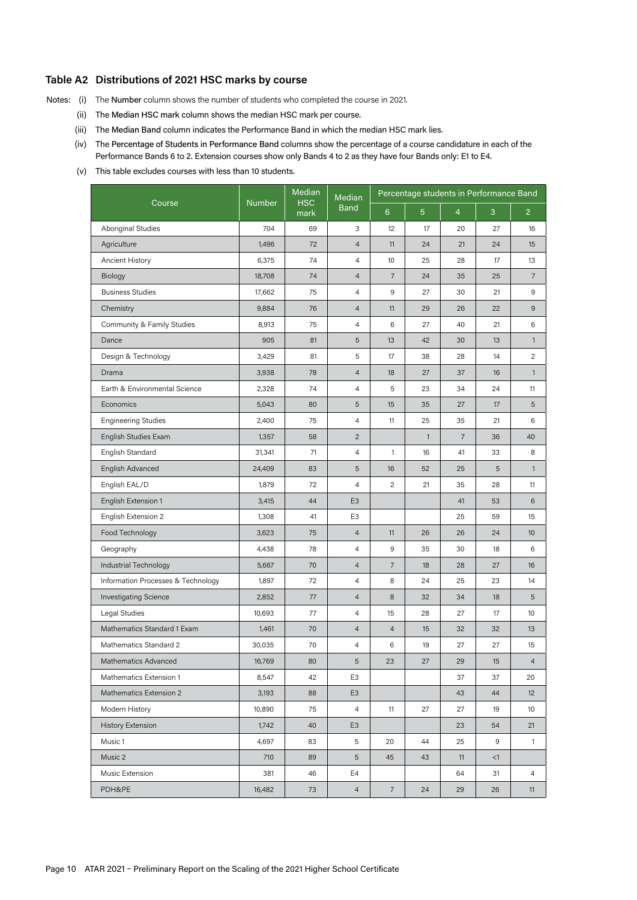## Table A2 Distributions of 2021 HSC marks by course

Notes: (i) The **Number** column shows the number of students who completed the course in 2021.

(ii) The Median HSC mark column shows the median HSC mark per course.

(iii) The Median Band column indicates the Performance Band in which the median HSC mark lies.

(iv) The Percentage of Students in Performance Band columns show the percentage of a course candidature in each of the Performance Bands 6 to 2. Extension courses show only Bands 4 to 2 as they have four Bands only: E1 to E4.

(v) This table excludes courses with less than 10 students.

| Course | Number | Median HSC mark | Median Band | Percentage students in Performance Band | | | | |
|---|---|---|---|---|---|---|---|---|
| | | | | 6 | 5 | 4 | 3 | 2 |
| Aboriginal Studies | 704 | 69 | 3 | 12 | 17 | 20 | 27 | 16 |
| Agriculture | 1,496 | 72 | 4 | 11 | 24 | 21 | 24 | 15 |
| Ancient History | 6,375 | 74 | 4 | 10 | 25 | 28 | 17 | 13 |
| Biology | 18,708 | 74 | 4 | 7 | 24 | 35 | 25 | 7 |
| Business Studies | 17,662 | 75 | 4 | 9 | 27 | 30 | 21 | 9 |
| Chemistry | 9,884 | 76 | 4 | 11 | 29 | 26 | 22 | 9 |
| Community & Family Studies | 8,913 | 75 | 4 | 6 | 27 | 40 | 21 | 6 |
| Dance | 905 | 81 | 5 | 13 | 42 | 30 | 13 | 1 |
| Design & Technology | 3,429 | 81 | 5 | 17 | 38 | 28 | 14 | 2 |
| Drama | 3,938 | 78 | 4 | 18 | 27 | 37 | 16 | 1 |
| Earth & Environmental Science | 2,328 | 74 | 4 | 5 | 23 | 34 | 24 | 11 |
| Economics | 5,043 | 80 | 5 | 15 | 35 | 27 | 17 | 5 |
| Engineering Studies | 2,400 | 75 | 4 | 11 | 25 | 35 | 21 | 6 |
| English Studies Exam | 1,357 | 58 | 2 | | 1 | 7 | 36 | 40 |
| English Standard | 31,341 | 71 | 4 | 1 | 16 | 41 | 33 | 8 |
| English Advanced | 24,409 | 83 | 5 | 16 | 52 | 25 | 5 | 1 |
| English EAL/D | 1,879 | 72 | 4 | 2 | 21 | 35 | 28 | 11 |
| English Extension 1 | 3,415 | 44 | E3 | | | 41 | 53 | 6 |
| English Extension 2 | 1,308 | 41 | E3 | | | 25 | 59 | 15 |
| Food Technology | 3,623 | 75 | 4 | 11 | 26 | 26 | 24 | 10 |
| Geography | 4,438 | 78 | 4 | 9 | 35 | 30 | 18 | 6 |
| Industrial Technology | 5,667 | 70 | 4 | 7 | 18 | 28 | 27 | 16 |
| Information Processes & Technology | 1,897 | 72 | 4 | 8 | 24 | 25 | 23 | 14 |
| Investigating Science | 2,852 | 77 | 4 | 8 | 32 | 34 | 18 | 5 |
| Legal Studies | 10,693 | 77 | 4 | 15 | 28 | 27 | 17 | 10 |
| Mathematics Standard 1 Exam | 1,461 | 70 | 4 | 4 | 15 | 32 | 32 | 13 |
| Mathematics Standard 2 | 30,035 | 70 | 4 | 6 | 19 | 27 | 27 | 15 |
| Mathematics Advanced | 16,769 | 80 | 5 | 23 | 27 | 29 | 15 | 4 |
| Mathematics Extension 1 | 8,547 | 42 | E3 | | | 37 | 37 | 20 |
| Mathematics Extension 2 | 3,193 | 88 | E3 | | | 43 | 44 | 12 |
| Modern History | 10,890 | 75 | 4 | 11 | 27 | 27 | 19 | 10 |
| History Extension | 1,742 | 40 | E3 | | | 23 | 54 | 21 |
| Music 1 | 4,697 | 83 | 5 | 20 | 44 | 25 | 9 | 1 |
| Music 2 | 710 | 89 | 5 | 45 | 43 | 11 | <1 | |
| Music Extension | 381 | 46 | E4 | | | 64 | 31 | 4 |
| PDH&PE | 16,482 | 73 | 4 | 7 | 24 | 29 | 26 | 11 |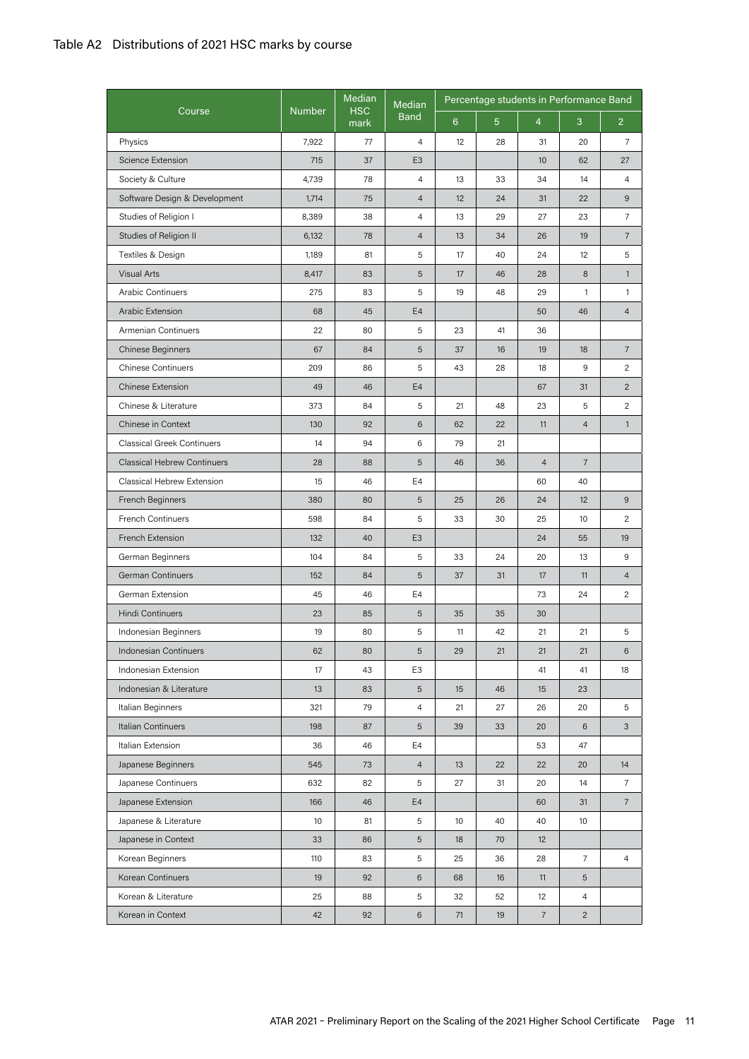## Table A2 Distributions of 2021 HSC marks by course

| Course | Number | Median HSC mark | Median Band | Percentage students in Performance Band | | | | |
|---|---|---|---|---|---|---|---|---|
| | | | | 6 | 5 | 4 | 3 | 2 |
| Physics | 7,922 | 77 | 4 | 12 | 28 | 31 | 20 | 7 |
| Science Extension | 715 | 37 | E3 | | | 10 | 62 | 27 |
| Society & Culture | 4,739 | 78 | 4 | 13 | 33 | 34 | 14 | 4 |
| Software Design & Development | 1,714 | 75 | 4 | 12 | 24 | 31 | 22 | 9 |
| Studies of Religion I | 8,389 | 38 | 4 | 13 | 29 | 27 | 23 | 7 |
| Studies of Religion II | 6,132 | 78 | 4 | 13 | 34 | 26 | 19 | 7 |
| Textiles & Design | 1,189 | 81 | 5 | 17 | 40 | 24 | 12 | 5 |
| Visual Arts | 8,417 | 83 | 5 | 17 | 46 | 28 | 8 | 1 |
| Arabic Continuers | 275 | 83 | 5 | 19 | 48 | 29 | 1 | 1 |
| Arabic Extension | 68 | 45 | E4 | | | 50 | 46 | 4 |
| Armenian Continuers | 22 | 80 | 5 | 23 | 41 | 36 | | |
| Chinese Beginners | 67 | 84 | 5 | 37 | 16 | 19 | 18 | 7 |
| Chinese Continuers | 209 | 86 | 5 | 43 | 28 | 18 | 9 | 2 |
| Chinese Extension | 49 | 46 | E4 | | | 67 | 31 | 2 |
| Chinese & Literature | 373 | 84 | 5 | 21 | 48 | 23 | 5 | 2 |
| Chinese in Context | 130 | 92 | 6 | 62 | 22 | 11 | 4 | 1 |
| Classical Greek Continuers | 14 | 94 | 6 | 79 | 21 | | | |
| Classical Hebrew Continuers | 28 | 88 | 5 | 46 | 36 | 4 | 7 | |
| Classical Hebrew Extension | 15 | 46 | E4 | | | 60 | 40 | |
| French Beginners | 380 | 80 | 5 | 25 | 26 | 24 | 12 | 9 |
| French Continuers | 598 | 84 | 5 | 33 | 30 | 25 | 10 | 2 |
| French Extension | 132 | 40 | E3 | | | 24 | 55 | 19 |
| German Beginners | 104 | 84 | 5 | 33 | 24 | 20 | 13 | 9 |
| German Continuers | 152 | 84 | 5 | 37 | 31 | 17 | 11 | 4 |
| German Extension | 45 | 46 | E4 | | | 73 | 24 | 2 |
| Hindi Continuers | 23 | 85 | 5 | 35 | 35 | 30 | | |
| Indonesian Beginners | 19 | 80 | 5 | 11 | 42 | 21 | 21 | 5 |
| Indonesian Continuers | 62 | 80 | 5 | 29 | 21 | 21 | 21 | 6 |
| Indonesian Extension | 17 | 43 | E3 | | | 41 | 41 | 18 |
| Indonesian & Literature | 13 | 83 | 5 | 15 | 46 | 15 | 23 | |
| Italian Beginners | 321 | 79 | 4 | 21 | 27 | 26 | 20 | 5 |
| Italian Continuers | 198 | 87 | 5 | 39 | 33 | 20 | 6 | 3 |
| Italian Extension | 36 | 46 | E4 | | | 53 | 47 | |
| Japanese Beginners | 545 | 73 | 4 | 13 | 22 | 22 | 20 | 14 |
| Japanese Continuers | 632 | 82 | 5 | 27 | 31 | 20 | 14 | 7 |
| Japanese Extension | 166 | 46 | E4 | | | 60 | 31 | 7 |
| Japanese & Literature | 10 | 81 | 5 | 10 | 40 | 40 | 10 | |
| Japanese in Context | 33 | 86 | 5 | 18 | 70 | 12 | | |
| Korean Beginners | 110 | 83 | 5 | 25 | 36 | 28 | 7 | 4 |
| Korean Continuers | 19 | 92 | 6 | 68 | 16 | 11 | 5 | |
| Korean & Literature | 25 | 88 | 5 | 32 | 52 | 12 | 4 | |
| Korean in Context | 42 | 92 | 6 | 71 | 19 | 7 | 2 | |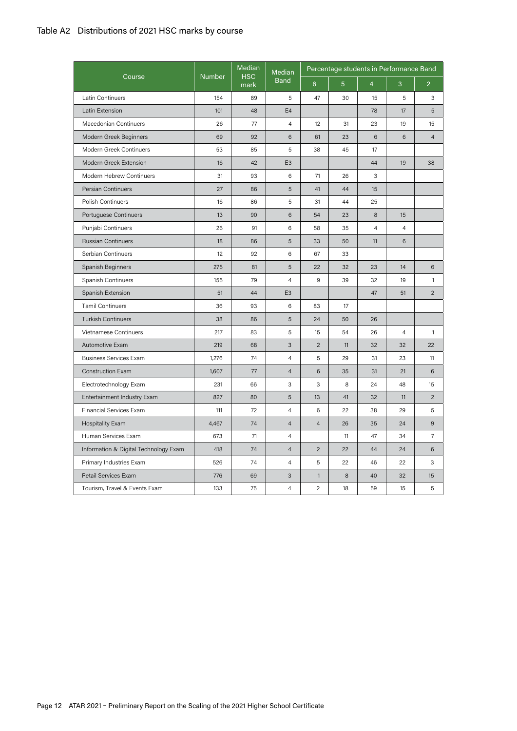# Table A2 Distributions of 2021 HSC marks by course

| Course | Number | Median HSC mark | Median Band | Percentage students in Performance Band | | | | |
|---|---|---|---|---|---|---|---|---|
| | | | | 6 | 5 | 4 | 3 | 2 |
| Latin Continuers | 154 | 89 | 5 | 47 | 30 | 15 | 5 | 3 |
| Latin Extension | 101 | 48 | E4 | | | 78 | 17 | 5 |
| Macedonian Continuers | 26 | 77 | 4 | 12 | 31 | 23 | 19 | 15 |
| Modern Greek Beginners | 69 | 92 | 6 | 61 | 23 | 6 | 6 | 4 |
| Modern Greek Continuers | 53 | 85 | 5 | 38 | 45 | 17 | | |
| Modern Greek Extension | 16 | 42 | E3 | | | 44 | 19 | 38 |
| Modern Hebrew Continuers | 31 | 93 | 6 | 71 | 26 | 3 | | |
| Persian Continuers | 27 | 86 | 5 | 41 | 44 | 15 | | |
| Polish Continuers | 16 | 86 | 5 | 31 | 44 | 25 | | |
| Portuguese Continuers | 13 | 90 | 6 | 54 | 23 | 8 | 15 | |
| Punjabi Continuers | 26 | 91 | 6 | 58 | 35 | 4 | 4 | |
| Russian Continuers | 18 | 86 | 5 | 33 | 50 | 11 | 6 | |
| Serbian Continuers | 12 | 92 | 6 | 67 | 33 | | | |
| Spanish Beginners | 275 | 81 | 5 | 22 | 32 | 23 | 14 | 6 |
| Spanish Continuers | 155 | 79 | 4 | 9 | 39 | 32 | 19 | 1 |
| Spanish Extension | 51 | 44 | E3 | | | 47 | 51 | 2 |
| Tamil Continuers | 36 | 93 | 6 | 83 | 17 | | | |
| Turkish Continuers | 38 | 86 | 5 | 24 | 50 | 26 | | |
| Vietnamese Continuers | 217 | 83 | 5 | 15 | 54 | 26 | 4 | 1 |
| Automotive Exam | 219 | 68 | 3 | 2 | 11 | 32 | 32 | 22 |
| Business Services Exam | 1,276 | 74 | 4 | 5 | 29 | 31 | 23 | 11 |
| Construction Exam | 1,607 | 77 | 4 | 6 | 35 | 31 | 21 | 6 |
| Electrotechnology Exam | 231 | 66 | 3 | 3 | 8 | 24 | 48 | 15 |
| Entertainment Industry Exam | 827 | 80 | 5 | 13 | 41 | 32 | 11 | 2 |
| Financial Services Exam | 111 | 72 | 4 | 6 | 22 | 38 | 29 | 5 |
| Hospitality Exam | 4,467 | 74 | 4 | 4 | 26 | 35 | 24 | 9 |
| Human Services Exam | 673 | 71 | 4 | | 11 | 47 | 34 | 7 |
| Information & Digital Technology Exam | 418 | 74 | 4 | 2 | 22 | 44 | 24 | 6 |
| Primary Industries Exam | 526 | 74 | 4 | 5 | 22 | 46 | 22 | 3 |
| Retail Services Exam | 776 | 69 | 3 | 1 | 8 | 40 | 32 | 15 |
| Tourism, Travel & Events Exam | 133 | 75 | 4 | 2 | 18 | 59 | 15 | 5 |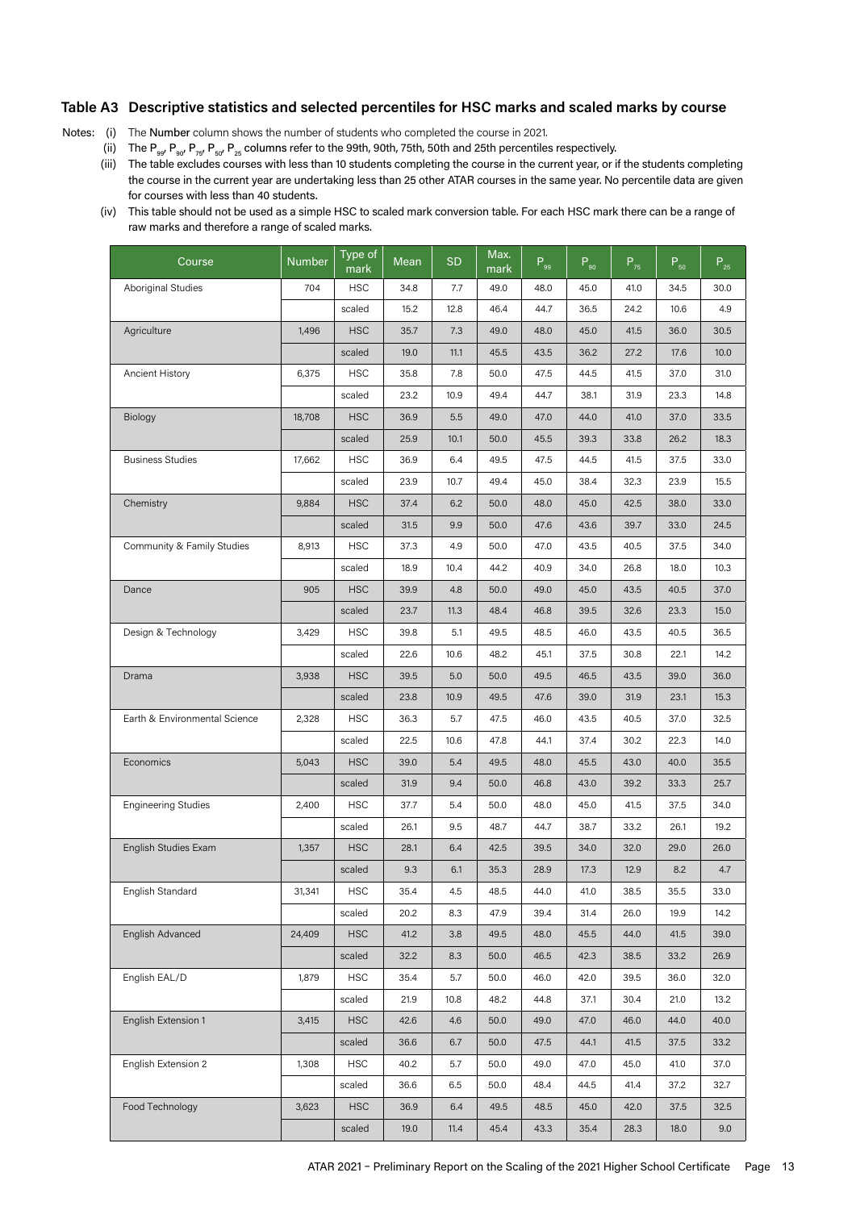## Table A3 Descriptive statistics and selected percentiles for HSC marks and scaled marks by course

Notes: (i) The **Number** column shows the number of students who completed the course in 2021.

(ii) The $P_{99}$, $P_{90}$, $P_{75}$, $P_{50}$, $P_{25}$ columns refer to the 99th, 90th, 75th, 50th and 25th percentiles respectively.

(iii) The table excludes courses with less than 10 students completing the course in the current year, or if the students completing the course in the current year are undertaking less than 25 other ATAR courses in the same year. No percentile data are given for courses with less than 40 students.

(iv) This table should not be used as a simple HSC to scaled mark conversion table. For each HSC mark there can be a range of raw marks and therefore a range of scaled marks.

| Course | Number | Type of mark | Mean | SD | Max. mark | $P_{99}$ | $P_{90}$ | $P_{75}$ | $P_{50}$ | $P_{25}$ |
|---|---|---|---|---|---|---|---|---|---|---|
| Aboriginal Studies | 704 | HSC | 34.8 | 7.7 | 49.0 | 48.0 | 45.0 | 41.0 | 34.5 | 30.0 |
| | | scaled | 15.2 | 12.8 | 46.4 | 44.7 | 36.5 | 24.2 | 10.6 | 4.9 |
| Agriculture | 1,496 | HSC | 35.7 | 7.3 | 49.0 | 48.0 | 45.0 | 41.5 | 36.0 | 30.5 |
| | | scaled | 19.0 | 11.1 | 45.5 | 43.5 | 36.2 | 27.2 | 17.6 | 10.0 |
| Ancient History | 6,375 | HSC | 35.8 | 7.8 | 50.0 | 47.5 | 44.5 | 41.5 | 37.0 | 31.0 |
| | | scaled | 23.2 | 10.9 | 49.4 | 44.7 | 38.1 | 31.9 | 23.3 | 14.8 |
| Biology | 18,708 | HSC | 36.9 | 5.5 | 49.0 | 47.0 | 44.0 | 41.0 | 37.0 | 33.5 |
| | | scaled | 25.9 | 10.1 | 50.0 | 45.5 | 39.3 | 33.8 | 26.2 | 18.3 |
| Business Studies | 17,662 | HSC | 36.9 | 6.4 | 49.5 | 47.5 | 44.5 | 41.5 | 37.5 | 33.0 |
| | | scaled | 23.9 | 10.7 | 49.4 | 45.0 | 38.4 | 32.3 | 23.9 | 15.5 |
| Chemistry | 9,884 | HSC | 37.4 | 6.2 | 50.0 | 48.0 | 45.0 | 42.5 | 38.0 | 33.0 |
| | | scaled | 31.5 | 9.9 | 50.0 | 47.6 | 43.6 | 39.7 | 33.0 | 24.5 |
| Community & Family Studies | 8,913 | HSC | 37.3 | 4.9 | 50.0 | 47.0 | 43.5 | 40.5 | 37.5 | 34.0 |
| | | scaled | 18.9 | 10.4 | 44.2 | 40.9 | 34.0 | 26.8 | 18.0 | 10.3 |
| Dance | 905 | HSC | 39.9 | 4.8 | 50.0 | 49.0 | 45.0 | 43.5 | 40.5 | 37.0 |
| | | scaled | 23.7 | 11.3 | 48.4 | 46.8 | 39.5 | 32.6 | 23.3 | 15.0 |
| Design & Technology | 3,429 | HSC | 39.8 | 5.1 | 49.5 | 48.5 | 46.0 | 43.5 | 40.5 | 36.5 |
| | | scaled | 22.6 | 10.6 | 48.2 | 45.1 | 37.5 | 30.8 | 22.1 | 14.2 |
| Drama | 3,938 | HSC | 39.5 | 5.0 | 50.0 | 49.5 | 46.5 | 43.5 | 39.0 | 36.0 |
| | | scaled | 23.8 | 10.9 | 49.5 | 47.6 | 39.0 | 31.9 | 23.1 | 15.3 |
| Earth & Environmental Science | 2,328 | HSC | 36.3 | 5.7 | 47.5 | 46.0 | 43.5 | 40.5 | 37.0 | 32.5 |
| | | scaled | 22.5 | 10.6 | 47.8 | 44.1 | 37.4 | 30.2 | 22.3 | 14.0 |
| Economics | 5,043 | HSC | 39.0 | 5.4 | 49.5 | 48.0 | 45.5 | 43.0 | 40.0 | 35.5 |
| | | scaled | 31.9 | 9.4 | 50.0 | 46.8 | 43.0 | 39.2 | 33.3 | 25.7 |
| Engineering Studies | 2,400 | HSC | 37.7 | 5.4 | 50.0 | 48.0 | 45.0 | 41.5 | 37.5 | 34.0 |
| | | scaled | 26.1 | 9.5 | 48.7 | 44.7 | 38.7 | 33.2 | 26.1 | 19.2 |
| English Studies Exam | 1,357 | HSC | 28.1 | 6.4 | 42.5 | 39.5 | 34.0 | 32.0 | 29.0 | 26.0 |
| | | scaled | 9.3 | 6.1 | 35.3 | 28.9 | 17.3 | 12.9 | 8.2 | 4.7 |
| English Standard | 31,341 | HSC | 35.4 | 4.5 | 48.5 | 44.0 | 41.0 | 38.5 | 35.5 | 33.0 |
| | | scaled | 20.2 | 8.3 | 47.9 | 39.4 | 31.4 | 26.0 | 19.9 | 14.2 |
| English Advanced | 24,409 | HSC | 41.2 | 3.8 | 49.5 | 48.0 | 45.5 | 44.0 | 41.5 | 39.0 |
| | | scaled | 32.2 | 8.3 | 50.0 | 46.5 | 42.3 | 38.5 | 33.2 | 26.9 |
| English EAL/D | 1,879 | HSC | 35.4 | 5.7 | 50.0 | 46.0 | 42.0 | 39.5 | 36.0 | 32.0 |
| | | scaled | 21.9 | 10.8 | 48.2 | 44.8 | 37.1 | 30.4 | 21.0 | 13.2 |
| English Extension 1 | 3,415 | HSC | 42.6 | 4.6 | 50.0 | 49.0 | 47.0 | 46.0 | 44.0 | 40.0 |
| | | scaled | 36.6 | 6.7 | 50.0 | 47.5 | 44.1 | 41.5 | 37.5 | 33.2 |
| English Extension 2 | 1,308 | HSC | 40.2 | 5.7 | 50.0 | 49.0 | 47.0 | 45.0 | 41.0 | 37.0 |
| | | scaled | 36.6 | 6.5 | 50.0 | 48.4 | 44.5 | 41.4 | 37.2 | 32.7 |
| Food Technology | 3,623 | HSC | 36.9 | 6.4 | 49.5 | 48.5 | 45.0 | 42.0 | 37.5 | 32.5 |
| | | scaled | 19.0 | 11.4 | 45.4 | 43.3 | 35.4 | 28.3 | 18.0 | 9.0 |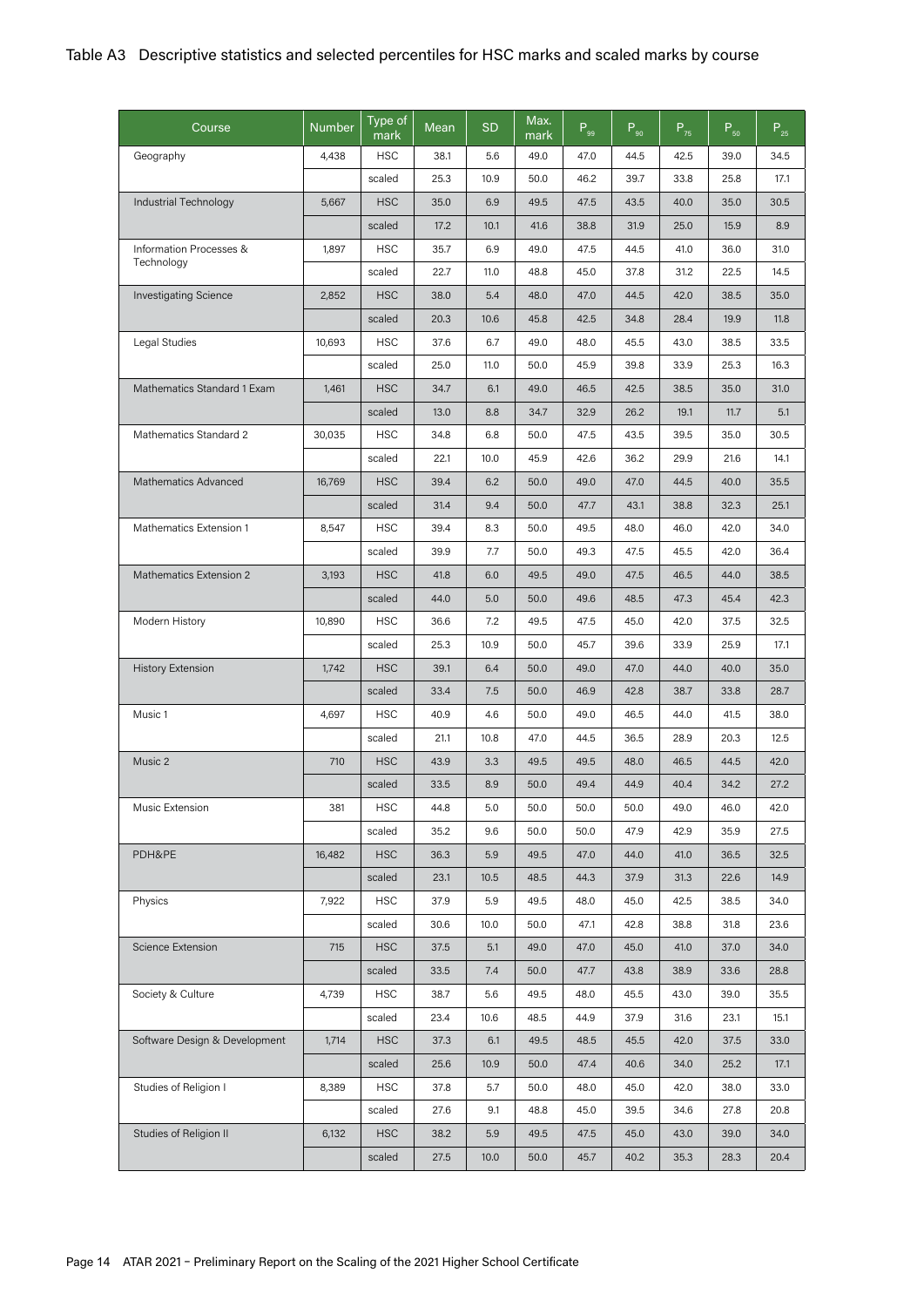## Table A3 Descriptive statistics and selected percentiles for HSC marks and scaled marks by course

| Course | Number | Type of mark | Mean | SD | Max. mark | $P_{99}$ | $P_{90}$ | $P_{75}$ | $P_{50}$ | $P_{25}$ |
|---|---|---|---|---|---|---|---|---|---|---|
| Geography | 4,438 | HSC | 38.1 | 5.6 | 49.0 | 47.0 | 44.5 | 42.5 | 39.0 | 34.5 |
| | | scaled | 25.3 | 10.9 | 50.0 | 46.2 | 39.7 | 33.8 | 25.8 | 17.1 |
| Industrial Technology | 5,667 | HSC | 35.0 | 6.9 | 49.5 | 47.5 | 43.5 | 40.0 | 35.0 | 30.5 |
| | | scaled | 17.2 | 10.1 | 41.6 | 38.8 | 31.9 | 25.0 | 15.9 | 8.9 |
| Information Processes & Technology | 1,897 | HSC | 35.7 | 6.9 | 49.0 | 47.5 | 44.5 | 41.0 | 36.0 | 31.0 |
| | | scaled | 22.7 | 11.0 | 48.8 | 45.0 | 37.8 | 31.2 | 22.5 | 14.5 |
| Investigating Science | 2,852 | HSC | 38.0 | 5.4 | 48.0 | 47.0 | 44.5 | 42.0 | 38.5 | 35.0 |
| | | scaled | 20.3 | 10.6 | 45.8 | 42.5 | 34.8 | 28.4 | 19.9 | 11.8 |
| Legal Studies | 10,693 | HSC | 37.6 | 6.7 | 49.0 | 48.0 | 45.5 | 43.0 | 38.5 | 33.5 |
| | | scaled | 25.0 | 11.0 | 50.0 | 45.9 | 39.8 | 33.9 | 25.3 | 16.3 |
| Mathematics Standard 1 Exam | 1,461 | HSC | 34.7 | 6.1 | 49.0 | 46.5 | 42.5 | 38.5 | 35.0 | 31.0 |
| | | scaled | 13.0 | 8.8 | 34.7 | 32.9 | 26.2 | 19.1 | 11.7 | 5.1 |
| Mathematics Standard 2 | 30,035 | HSC | 34.8 | 6.8 | 50.0 | 47.5 | 43.5 | 39.5 | 35.0 | 30.5 |
| | | scaled | 22.1 | 10.0 | 45.9 | 42.6 | 36.2 | 29.9 | 21.6 | 14.1 |
| Mathematics Advanced | 16,769 | HSC | 39.4 | 6.2 | 50.0 | 49.0 | 47.0 | 44.5 | 40.0 | 35.5 |
| | | scaled | 31.4 | 9.4 | 50.0 | 47.7 | 43.1 | 38.8 | 32.3 | 25.1 |
| Mathematics Extension 1 | 8,547 | HSC | 39.4 | 8.3 | 50.0 | 49.5 | 48.0 | 46.0 | 42.0 | 34.0 |
| | | scaled | 39.9 | 7.7 | 50.0 | 49.3 | 47.5 | 45.5 | 42.0 | 36.4 |
| Mathematics Extension 2 | 3,193 | HSC | 41.8 | 6.0 | 49.5 | 49.0 | 47.5 | 46.5 | 44.0 | 38.5 |
| | | scaled | 44.0 | 5.0 | 50.0 | 49.6 | 48.5 | 47.3 | 45.4 | 42.3 |
| Modern History | 10,890 | HSC | 36.6 | 7.2 | 49.5 | 47.5 | 45.0 | 42.0 | 37.5 | 32.5 |
| | | scaled | 25.3 | 10.9 | 50.0 | 45.7 | 39.6 | 33.9 | 25.9 | 17.1 |
| History Extension | 1,742 | HSC | 39.1 | 6.4 | 50.0 | 49.0 | 47.0 | 44.0 | 40.0 | 35.0 |
| | | scaled | 33.4 | 7.5 | 50.0 | 46.9 | 42.8 | 38.7 | 33.8 | 28.7 |
| Music 1 | 4,697 | HSC | 40.9 | 4.6 | 50.0 | 49.0 | 46.5 | 44.0 | 41.5 | 38.0 |
| | | scaled | 21.1 | 10.8 | 47.0 | 44.5 | 36.5 | 28.9 | 20.3 | 12.5 |
| Music 2 | 710 | HSC | 43.9 | 3.3 | 49.5 | 49.5 | 48.0 | 46.5 | 44.5 | 42.0 |
| | | scaled | 33.5 | 8.9 | 50.0 | 49.4 | 44.9 | 40.4 | 34.2 | 27.2 |
| Music Extension | 381 | HSC | 44.8 | 5.0 | 50.0 | 50.0 | 50.0 | 49.0 | 46.0 | 42.0 |
| | | scaled | 35.2 | 9.6 | 50.0 | 50.0 | 47.9 | 42.9 | 35.9 | 27.5 |
| PDH&PE | 16,482 | HSC | 36.3 | 5.9 | 49.5 | 47.0 | 44.0 | 41.0 | 36.5 | 32.5 |
| | | scaled | 23.1 | 10.5 | 48.5 | 44.3 | 37.9 | 31.3 | 22.6 | 14.9 |
| Physics | 7,922 | HSC | 37.9 | 5.9 | 49.5 | 48.0 | 45.0 | 42.5 | 38.5 | 34.0 |
| | | scaled | 30.6 | 10.0 | 50.0 | 47.1 | 42.8 | 38.8 | 31.8 | 23.6 |
| Science Extension | 715 | HSC | 37.5 | 5.1 | 49.0 | 47.0 | 45.0 | 41.0 | 37.0 | 34.0 |
| | | scaled | 33.5 | 7.4 | 50.0 | 47.7 | 43.8 | 38.9 | 33.6 | 28.8 |
| Society & Culture | 4,739 | HSC | 38.7 | 5.6 | 49.5 | 48.0 | 45.5 | 43.0 | 39.0 | 35.5 |
| | | scaled | 23.4 | 10.6 | 48.5 | 44.9 | 37.9 | 31.6 | 23.1 | 15.1 |
| Software Design & Development | 1,714 | HSC | 37.3 | 6.1 | 49.5 | 48.5 | 45.5 | 42.0 | 37.5 | 33.0 |
| | | scaled | 25.6 | 10.9 | 50.0 | 47.4 | 40.6 | 34.0 | 25.2 | 17.1 |
| Studies of Religion I | 8,389 | HSC | 37.8 | 5.7 | 50.0 | 48.0 | 45.0 | 42.0 | 38.0 | 33.0 |
| | | scaled | 27.6 | 9.1 | 48.8 | 45.0 | 39.5 | 34.6 | 27.8 | 20.8 |
| Studies of Religion II | 6,132 | HSC | 38.2 | 5.9 | 49.5 | 47.5 | 45.0 | 43.0 | 39.0 | 34.0 |
| | | scaled | 27.5 | 10.0 | 50.0 | 45.7 | 40.2 | 35.3 | 28.3 | 20.4 |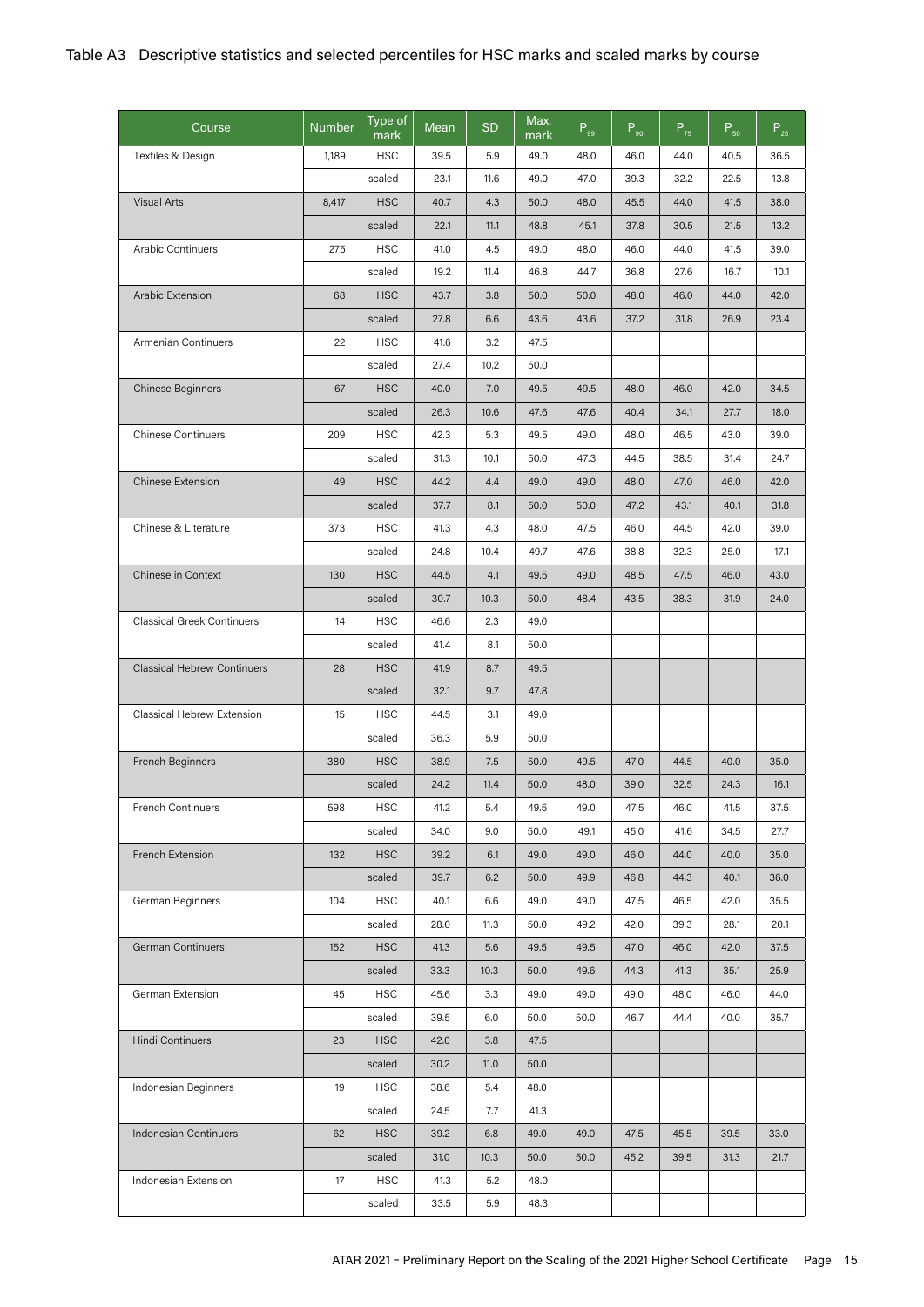## Table A3 Descriptive statistics and selected percentiles for HSC marks and scaled marks by course

| Course | Number | Type of mark | Mean | SD | Max. mark | $P_{99}$ | $P_{90}$ | $P_{75}$ | $P_{50}$ | $P_{25}$ |
|---|---|---|---|---|---|---|---|---|---|---|
| Textiles & Design | 1,189 | HSC | 39.5 | 5.9 | 49.0 | 48.0 | 46.0 | 44.0 | 40.5 | 36.5 |
| | | scaled | 23.1 | 11.6 | 49.0 | 47.0 | 39.3 | 32.2 | 22.5 | 13.8 |
| Visual Arts | 8,417 | HSC | 40.7 | 4.3 | 50.0 | 48.0 | 45.5 | 44.0 | 41.5 | 38.0 |
| | | scaled | 22.1 | 11.1 | 48.8 | 45.1 | 37.8 | 30.5 | 21.5 | 13.2 |
| Arabic Continuers | 275 | HSC | 41.0 | 4.5 | 49.0 | 48.0 | 46.0 | 44.0 | 41.5 | 39.0 |
| | | scaled | 19.2 | 11.4 | 46.8 | 44.7 | 36.8 | 27.6 | 16.7 | 10.1 |
| Arabic Extension | 68 | HSC | 43.7 | 3.8 | 50.0 | 50.0 | 48.0 | 46.0 | 44.0 | 42.0 |
| | | scaled | 27.8 | 6.6 | 43.6 | 43.6 | 37.2 | 31.8 | 26.9 | 23.4 |
| Armenian Continuers | 22 | HSC | 41.6 | 3.2 | 47.5 | | | | | |
| | | scaled | 27.4 | 10.2 | 50.0 | | | | | |
| Chinese Beginners | 67 | HSC | 40.0 | 7.0 | 49.5 | 49.5 | 48.0 | 46.0 | 42.0 | 34.5 |
| | | scaled | 26.3 | 10.6 | 47.6 | 47.6 | 40.4 | 34.1 | 27.7 | 18.0 |
| Chinese Continuers | 209 | HSC | 42.3 | 5.3 | 49.5 | 49.0 | 48.0 | 46.5 | 43.0 | 39.0 |
| | | scaled | 31.3 | 10.1 | 50.0 | 47.3 | 44.5 | 38.5 | 31.4 | 24.7 |
| Chinese Extension | 49 | HSC | 44.2 | 4.4 | 49.0 | 49.0 | 48.0 | 47.0 | 46.0 | 42.0 |
| | | scaled | 37.7 | 8.1 | 50.0 | 50.0 | 47.2 | 43.1 | 40.1 | 31.8 |
| Chinese & Literature | 373 | HSC | 41.3 | 4.3 | 48.0 | 47.5 | 46.0 | 44.5 | 42.0 | 39.0 |
| | | scaled | 24.8 | 10.4 | 49.7 | 47.6 | 38.8 | 32.3 | 25.0 | 17.1 |
| Chinese in Context | 130 | HSC | 44.5 | 4.1 | 49.5 | 49.0 | 48.5 | 47.5 | 46.0 | 43.0 |
| | | scaled | 30.7 | 10.3 | 50.0 | 48.4 | 43.5 | 38.3 | 31.9 | 24.0 |
| Classical Greek Continuers | 14 | HSC | 46.6 | 2.3 | 49.0 | | | | | |
| | | scaled | 41.4 | 8.1 | 50.0 | | | | | |
| Classical Hebrew Continuers | 28 | HSC | 41.9 | 8.7 | 49.5 | | | | | |
| | | scaled | 32.1 | 9.7 | 47.8 | | | | | |
| Classical Hebrew Extension | 15 | HSC | 44.5 | 3.1 | 49.0 | | | | | |
| | | scaled | 36.3 | 5.9 | 50.0 | | | | | |
| French Beginners | 380 | HSC | 38.9 | 7.5 | 50.0 | 49.5 | 47.0 | 44.5 | 40.0 | 35.0 |
| | | scaled | 24.2 | 11.4 | 50.0 | 48.0 | 39.0 | 32.5 | 24.3 | 16.1 |
| French Continuers | 598 | HSC | 41.2 | 5.4 | 49.5 | 49.0 | 47.5 | 46.0 | 41.5 | 37.5 |
| | | scaled | 34.0 | 9.0 | 50.0 | 49.1 | 45.0 | 41.6 | 34.5 | 27.7 |
| French Extension | 132 | HSC | 39.2 | 6.1 | 49.0 | 49.0 | 46.0 | 44.0 | 40.0 | 35.0 |
| | | scaled | 39.7 | 6.2 | 50.0 | 49.9 | 46.8 | 44.3 | 40.1 | 36.0 |
| German Beginners | 104 | HSC | 40.1 | 6.6 | 49.0 | 49.0 | 47.5 | 46.5 | 42.0 | 35.5 |
| | | scaled | 28.0 | 11.3 | 50.0 | 49.2 | 42.0 | 39.3 | 28.1 | 20.1 |
| German Continuers | 152 | HSC | 41.3 | 5.6 | 49.5 | 49.5 | 47.0 | 46.0 | 42.0 | 37.5 |
| | | scaled | 33.3 | 10.3 | 50.0 | 49.6 | 44.3 | 41.3 | 35.1 | 25.9 |
| German Extension | 45 | HSC | 45.6 | 3.3 | 49.0 | 49.0 | 49.0 | 48.0 | 46.0 | 44.0 |
| | | scaled | 39.5 | 6.0 | 50.0 | 50.0 | 46.7 | 44.4 | 40.0 | 35.7 |
| Hindi Continuers | 23 | HSC | 42.0 | 3.8 | 47.5 | | | | | |
| | | scaled | 30.2 | 11.0 | 50.0 | | | | | |
| Indonesian Beginners | 19 | HSC | 38.6 | 5.4 | 48.0 | | | | | |
| | | scaled | 24.5 | 7.7 | 41.3 | | | | | |
| Indonesian Continuers | 62 | HSC | 39.2 | 6.8 | 49.0 | 49.0 | 47.5 | 45.5 | 39.5 | 33.0 |
| | | scaled | 31.0 | 10.3 | 50.0 | 50.0 | 45.2 | 39.5 | 31.3 | 21.7 |
| Indonesian Extension | 17 | HSC | 41.3 | 5.2 | 48.0 | | | | | |
| | | scaled | 33.5 | 5.9 | 48.3 | | | | | |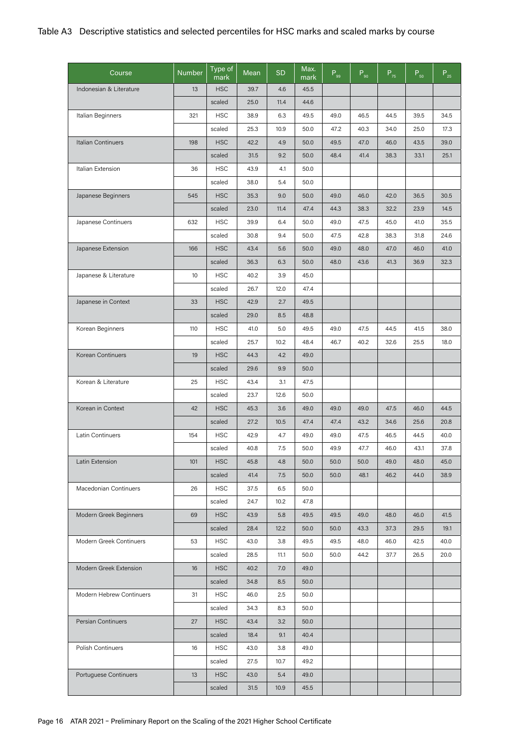Table A3 Descriptive statistics and selected percentiles for HSC marks and scaled marks by course

| Course | Number | Type of mark | Mean | SD | Max. mark | $P_{99}$ | $P_{90}$ | $P_{75}$ | $P_{50}$ | $P_{25}$ |
|---|---|---|---|---|---|---|---|---|---|---|
| Indonesian & Literature | 13 | HSC | 39.7 | 4.6 | 45.5 | | | | | |
| | | scaled | 25.0 | 11.4 | 44.6 | | | | | |
| Italian Beginners | 321 | HSC | 38.9 | 6.3 | 49.5 | 49.0 | 46.5 | 44.5 | 39.5 | 34.5 |
| | | scaled | 25.3 | 10.9 | 50.0 | 47.2 | 40.3 | 34.0 | 25.0 | 17.3 |
| Italian Continuers | 198 | HSC | 42.2 | 4.9 | 50.0 | 49.5 | 47.0 | 46.0 | 43.5 | 39.0 |
| | | scaled | 31.5 | 9.2 | 50.0 | 48.4 | 41.4 | 38.3 | 33.1 | 25.1 |
| Italian Extension | 36 | HSC | 43.9 | 4.1 | 50.0 | | | | | |
| | | scaled | 38.0 | 5.4 | 50.0 | | | | | |
| Japanese Beginners | 545 | HSC | 35.3 | 9.0 | 50.0 | 49.0 | 46.0 | 42.0 | 36.5 | 30.5 |
| | | scaled | 23.0 | 11.4 | 47.4 | 44.3 | 38.3 | 32.2 | 23.9 | 14.5 |
| Japanese Continuers | 632 | HSC | 39.9 | 6.4 | 50.0 | 49.0 | 47.5 | 45.0 | 41.0 | 35.5 |
| | | scaled | 30.8 | 9.4 | 50.0 | 47.5 | 42.8 | 38.3 | 31.8 | 24.6 |
| Japanese Extension | 166 | HSC | 43.4 | 5.6 | 50.0 | 49.0 | 48.0 | 47.0 | 46.0 | 41.0 |
| | | scaled | 36.3 | 6.3 | 50.0 | 48.0 | 43.6 | 41.3 | 36.9 | 32.3 |
| Japanese & Literature | 10 | HSC | 40.2 | 3.9 | 45.0 | | | | | |
| | | scaled | 26.7 | 12.0 | 47.4 | | | | | |
| Japanese in Context | 33 | HSC | 42.9 | 2.7 | 49.5 | | | | | |
| | | scaled | 29.0 | 8.5 | 48.8 | | | | | |
| Korean Beginners | 110 | HSC | 41.0 | 5.0 | 49.5 | 49.0 | 47.5 | 44.5 | 41.5 | 38.0 |
| | | scaled | 25.7 | 10.2 | 48.4 | 46.7 | 40.2 | 32.6 | 25.5 | 18.0 |
| Korean Continuers | 19 | HSC | 44.3 | 4.2 | 49.0 | | | | | |
| | | scaled | 29.6 | 9.9 | 50.0 | | | | | |
| Korean & Literature | 25 | HSC | 43.4 | 3.1 | 47.5 | | | | | |
| | | scaled | 23.7 | 12.6 | 50.0 | | | | | |
| Korean in Context | 42 | HSC | 45.3 | 3.6 | 49.0 | 49.0 | 49.0 | 47.5 | 46.0 | 44.5 |
| | | scaled | 27.2 | 10.5 | 47.4 | 47.4 | 43.2 | 34.6 | 25.6 | 20.8 |
| Latin Continuers | 154 | HSC | 42.9 | 4.7 | 49.0 | 49.0 | 47.5 | 46.5 | 44.5 | 40.0 |
| | | scaled | 40.8 | 7.5 | 50.0 | 49.9 | 47.7 | 46.0 | 43.1 | 37.8 |
| Latin Extension | 101 | HSC | 45.8 | 4.8 | 50.0 | 50.0 | 50.0 | 49.0 | 48.0 | 45.0 |
| | | scaled | 41.4 | 7.5 | 50.0 | 50.0 | 48.1 | 46.2 | 44.0 | 38.9 |
| Macedonian Continuers | 26 | HSC | 37.5 | 6.5 | 50.0 | | | | | |
| | | scaled | 24.7 | 10.2 | 47.8 | | | | | |
| Modern Greek Beginners | 69 | HSC | 43.9 | 5.8 | 49.5 | 49.5 | 49.0 | 48.0 | 46.0 | 41.5 |
| | | scaled | 28.4 | 12.2 | 50.0 | 50.0 | 43.3 | 37.3 | 29.5 | 19.1 |
| Modern Greek Continuers | 53 | HSC | 43.0 | 3.8 | 49.5 | 49.5 | 48.0 | 46.0 | 42.5 | 40.0 |
| | | scaled | 28.5 | 11.1 | 50.0 | 50.0 | 44.2 | 37.7 | 26.5 | 20.0 |
| Modern Greek Extension | 16 | HSC | 40.2 | 7.0 | 49.0 | | | | | |
| | | scaled | 34.8 | 8.5 | 50.0 | | | | | |
| Modern Hebrew Continuers | 31 | HSC | 46.0 | 2.5 | 50.0 | | | | | |
| | | scaled | 34.3 | 8.3 | 50.0 | | | | | |
| Persian Continuers | 27 | HSC | 43.4 | 3.2 | 50.0 | | | | | |
| | | scaled | 18.4 | 9.1 | 40.4 | | | | | |
| Polish Continuers | 16 | HSC | 43.0 | 3.8 | 49.0 | | | | | |
| | | scaled | 27.5 | 10.7 | 49.2 | | | | | |
| Portuguese Continuers | 13 | HSC | 43.0 | 5.4 | 49.0 | | | | | |
| | | scaled | 31.5 | 10.9 | 45.5 | | | | | |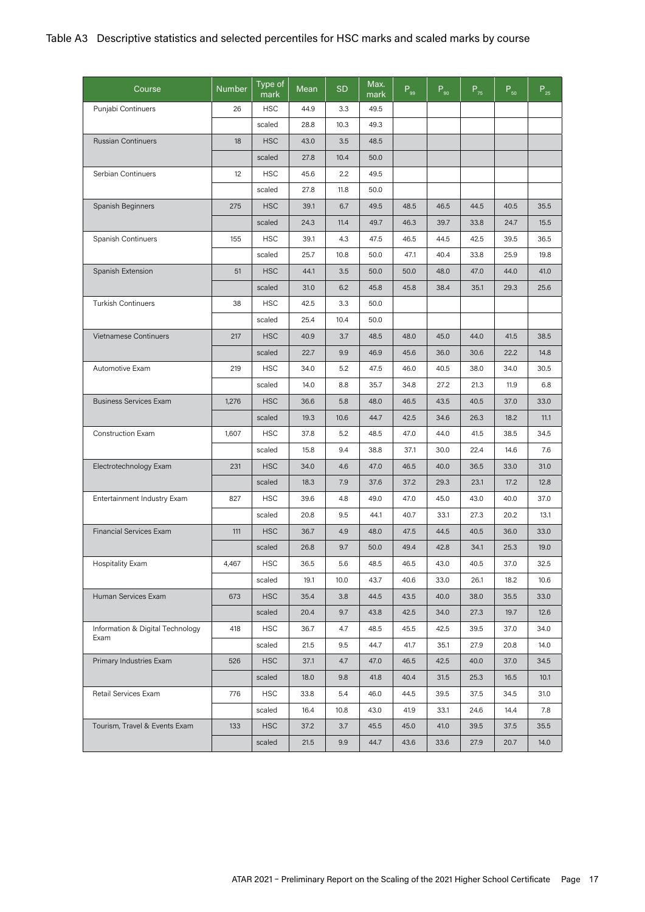## Table A3 Descriptive statistics and selected percentiles for HSC marks and scaled marks by course

| Course | Number | Type of mark | Mean | SD | Max. mark | $P_{99}$ | $P_{90}$ | $P_{75}$ | $P_{50}$ | $P_{25}$ |
|---|---|---|---|---|---|---|---|---|---|---|
| Punjabi Continuers | 26 | HSC | 44.9 | 3.3 | 49.5 | | | | | |
| | | scaled | 28.8 | 10.3 | 49.3 | | | | | |
| Russian Continuers | 18 | HSC | 43.0 | 3.5 | 48.5 | | | | | |
| | | scaled | 27.8 | 10.4 | 50.0 | | | | | |
| Serbian Continuers | 12 | HSC | 45.6 | 2.2 | 49.5 | | | | | |
| | | scaled | 27.8 | 11.8 | 50.0 | | | | | |
| Spanish Beginners | 275 | HSC | 39.1 | 6.7 | 49.5 | 48.5 | 46.5 | 44.5 | 40.5 | 35.5 |
| | | scaled | 24.3 | 11.4 | 49.7 | 46.3 | 39.7 | 33.8 | 24.7 | 15.5 |
| Spanish Continuers | 155 | HSC | 39.1 | 4.3 | 47.5 | 46.5 | 44.5 | 42.5 | 39.5 | 36.5 |
| | | scaled | 25.7 | 10.8 | 50.0 | 47.1 | 40.4 | 33.8 | 25.9 | 19.8 |
| Spanish Extension | 51 | HSC | 44.1 | 3.5 | 50.0 | 50.0 | 48.0 | 47.0 | 44.0 | 41.0 |
| | | scaled | 31.0 | 6.2 | 45.8 | 45.8 | 38.4 | 35.1 | 29.3 | 25.6 |
| Turkish Continuers | 38 | HSC | 42.5 | 3.3 | 50.0 | | | | | |
| | | scaled | 25.4 | 10.4 | 50.0 | | | | | |
| Vietnamese Continuers | 217 | HSC | 40.9 | 3.7 | 48.5 | 48.0 | 45.0 | 44.0 | 41.5 | 38.5 |
| | | scaled | 22.7 | 9.9 | 46.9 | 45.6 | 36.0 | 30.6 | 22.2 | 14.8 |
| Automotive Exam | 219 | HSC | 34.0 | 5.2 | 47.5 | 46.0 | 40.5 | 38.0 | 34.0 | 30.5 |
| | | scaled | 14.0 | 8.8 | 35.7 | 34.8 | 27.2 | 21.3 | 11.9 | 6.8 |
| Business Services Exam | 1,276 | HSC | 36.6 | 5.8 | 48.0 | 46.5 | 43.5 | 40.5 | 37.0 | 33.0 |
| | | scaled | 19.3 | 10.6 | 44.7 | 42.5 | 34.6 | 26.3 | 18.2 | 11.1 |
| Construction Exam | 1,607 | HSC | 37.8 | 5.2 | 48.5 | 47.0 | 44.0 | 41.5 | 38.5 | 34.5 |
| | | scaled | 15.8 | 9.4 | 38.8 | 37.1 | 30.0 | 22.4 | 14.6 | 7.6 |
| Electrotechnology Exam | 231 | HSC | 34.0 | 4.6 | 47.0 | 46.5 | 40.0 | 36.5 | 33.0 | 31.0 |
| | | scaled | 18.3 | 7.9 | 37.6 | 37.2 | 29.3 | 23.1 | 17.2 | 12.8 |
| Entertainment Industry Exam | 827 | HSC | 39.6 | 4.8 | 49.0 | 47.0 | 45.0 | 43.0 | 40.0 | 37.0 |
| | | scaled | 20.8 | 9.5 | 44.1 | 40.7 | 33.1 | 27.3 | 20.2 | 13.1 |
| Financial Services Exam | 111 | HSC | 36.7 | 4.9 | 48.0 | 47.5 | 44.5 | 40.5 | 36.0 | 33.0 |
| | | scaled | 26.8 | 9.7 | 50.0 | 49.4 | 42.8 | 34.1 | 25.3 | 19.0 |
| Hospitality Exam | 4,467 | HSC | 36.5 | 5.6 | 48.5 | 46.5 | 43.0 | 40.5 | 37.0 | 32.5 |
| | | scaled | 19.1 | 10.0 | 43.7 | 40.6 | 33.0 | 26.1 | 18.2 | 10.6 |
| Human Services Exam | 673 | HSC | 35.4 | 3.8 | 44.5 | 43.5 | 40.0 | 38.0 | 35.5 | 33.0 |
| | | scaled | 20.4 | 9.7 | 43.8 | 42.5 | 34.0 | 27.3 | 19.7 | 12.6 |
| Information & Digital Technology Exam | 418 | HSC | 36.7 | 4.7 | 48.5 | 45.5 | 42.5 | 39.5 | 37.0 | 34.0 |
| | | scaled | 21.5 | 9.5 | 44.7 | 41.7 | 35.1 | 27.9 | 20.8 | 14.0 |
| Primary Industries Exam | 526 | HSC | 37.1 | 4.7 | 47.0 | 46.5 | 42.5 | 40.0 | 37.0 | 34.5 |
| | | scaled | 18.0 | 9.8 | 41.8 | 40.4 | 31.5 | 25.3 | 16.5 | 10.1 |
| Retail Services Exam | 776 | HSC | 33.8 | 5.4 | 46.0 | 44.5 | 39.5 | 37.5 | 34.5 | 31.0 |
| | | scaled | 16.4 | 10.8 | 43.0 | 41.9 | 33.1 | 24.6 | 14.4 | 7.8 |
| Tourism, Travel & Events Exam | 133 | HSC | 37.2 | 3.7 | 45.5 | 45.0 | 41.0 | 39.5 | 37.5 | 35.5 |
| | | scaled | 21.5 | 9.9 | 44.7 | 43.6 | 33.6 | 27.9 | 20.7 | 14.0 |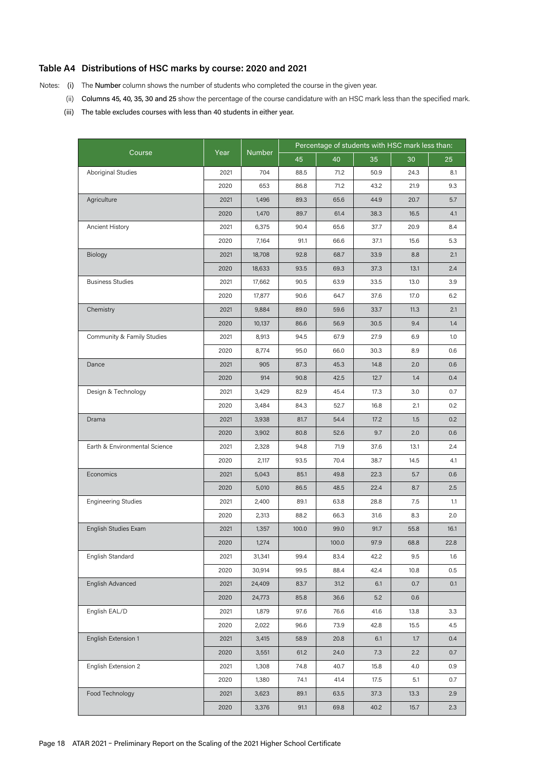## Table A4 Distributions of HSC marks by course: 2020 and 2021

Notes: (i) The **Number** column shows the number of students who completed the course in the given year.

(ii) **Columns 45, 40, 35, 30 and 25** show the percentage of the course candidature with an HSC mark less than the specified mark.

(iii) The table excludes courses with less than 40 students in either year.

| Course | Year | Number | Percentage of students with HSC mark less than: | | | | |
|---|---|---|---|---|---|---|---|
| | | | 45 | 40 | 35 | 30 | 25 |
| Aboriginal Studies | 2021 | 704 | 88.5 | 71.2 | 50.9 | 24.3 | 8.1 |
| | 2020 | 653 | 86.8 | 71.2 | 43.2 | 21.9 | 9.3 |
| Agriculture | 2021 | 1,496 | 89.3 | 65.6 | 44.9 | 20.7 | 5.7 |
| | 2020 | 1,470 | 89.7 | 61.4 | 38.3 | 16.5 | 4.1 |
| Ancient History | 2021 | 6,375 | 90.4 | 65.6 | 37.7 | 20.9 | 8.4 |
| | 2020 | 7,164 | 91.1 | 66.6 | 37.1 | 15.6 | 5.3 |
| Biology | 2021 | 18,708 | 92.8 | 68.7 | 33.9 | 8.8 | 2.1 |
| | 2020 | 18,633 | 93.5 | 69.3 | 37.3 | 13.1 | 2.4 |
| Business Studies | 2021 | 17,662 | 90.5 | 63.9 | 33.5 | 13.0 | 3.9 |
| | 2020 | 17,877 | 90.6 | 64.7 | 37.6 | 17.0 | 6.2 |
| Chemistry | 2021 | 9,884 | 89.0 | 59.6 | 33.7 | 11.3 | 2.1 |
| | 2020 | 10,137 | 86.6 | 56.9 | 30.5 | 9.4 | 1.4 |
| Community & Family Studies | 2021 | 8,913 | 94.5 | 67.9 | 27.9 | 6.9 | 1.0 |
| | 2020 | 8,774 | 95.0 | 66.0 | 30.3 | 8.9 | 0.6 |
| Dance | 2021 | 905 | 87.3 | 45.3 | 14.8 | 2.0 | 0.6 |
| | 2020 | 914 | 90.8 | 42.5 | 12.7 | 1.4 | 0.4 |
| Design & Technology | 2021 | 3,429 | 82.9 | 45.4 | 17.3 | 3.0 | 0.7 |
| | 2020 | 3,484 | 84.3 | 52.7 | 16.8 | 2.1 | 0.2 |
| Drama | 2021 | 3,938 | 81.7 | 54.4 | 17.2 | 1.5 | 0.2 |
| | 2020 | 3,902 | 80.8 | 52.6 | 9.7 | 2.0 | 0.6 |
| Earth & Environmental Science | 2021 | 2,328 | 94.8 | 71.9 | 37.6 | 13.1 | 2.4 |
| | 2020 | 2,117 | 93.5 | 70.4 | 38.7 | 14.5 | 4.1 |
| Economics | 2021 | 5,043 | 85.1 | 49.8 | 22.3 | 5.7 | 0.6 |
| | 2020 | 5,010 | 86.5 | 48.5 | 22.4 | 8.7 | 2.5 |
| Engineering Studies | 2021 | 2,400 | 89.1 | 63.8 | 28.8 | 7.5 | 1.1 |
| | 2020 | 2,313 | 88.2 | 66.3 | 31.6 | 8.3 | 2.0 |
| English Studies Exam | 2021 | 1,357 | 100.0 | 99.0 | 91.7 | 55.8 | 16.1 |
| | 2020 | 1,274 | | 100.0 | 97.9 | 68.8 | 22.8 |
| English Standard | 2021 | 31,341 | 99.4 | 83.4 | 42.2 | 9.5 | 1.6 |
| | 2020 | 30,914 | 99.5 | 88.4 | 42.4 | 10.8 | 0.5 |
| English Advanced | 2021 | 24,409 | 83.7 | 31.2 | 6.1 | 0.7 | 0.1 |
| | 2020 | 24,773 | 85.8 | 36.6 | 5.2 | 0.6 | |
| English EAL/D | 2021 | 1,879 | 97.6 | 76.6 | 41.6 | 13.8 | 3.3 |
| | 2020 | 2,022 | 96.6 | 73.9 | 42.8 | 15.5 | 4.5 |
| English Extension 1 | 2021 | 3,415 | 58.9 | 20.8 | 6.1 | 1.7 | 0.4 |
| | 2020 | 3,551 | 61.2 | 24.0 | 7.3 | 2.2 | 0.7 |
| English Extension 2 | 2021 | 1,308 | 74.8 | 40.7 | 15.8 | 4.0 | 0.9 |
| | 2020 | 1,380 | 74.1 | 41.4 | 17.5 | 5.1 | 0.7 |
| Food Technology | 2021 | 3,623 | 89.1 | 63.5 | 37.3 | 13.3 | 2.9 |
| | 2020 | 3,376 | 91.1 | 69.8 | 40.2 | 15.7 | 2.3 |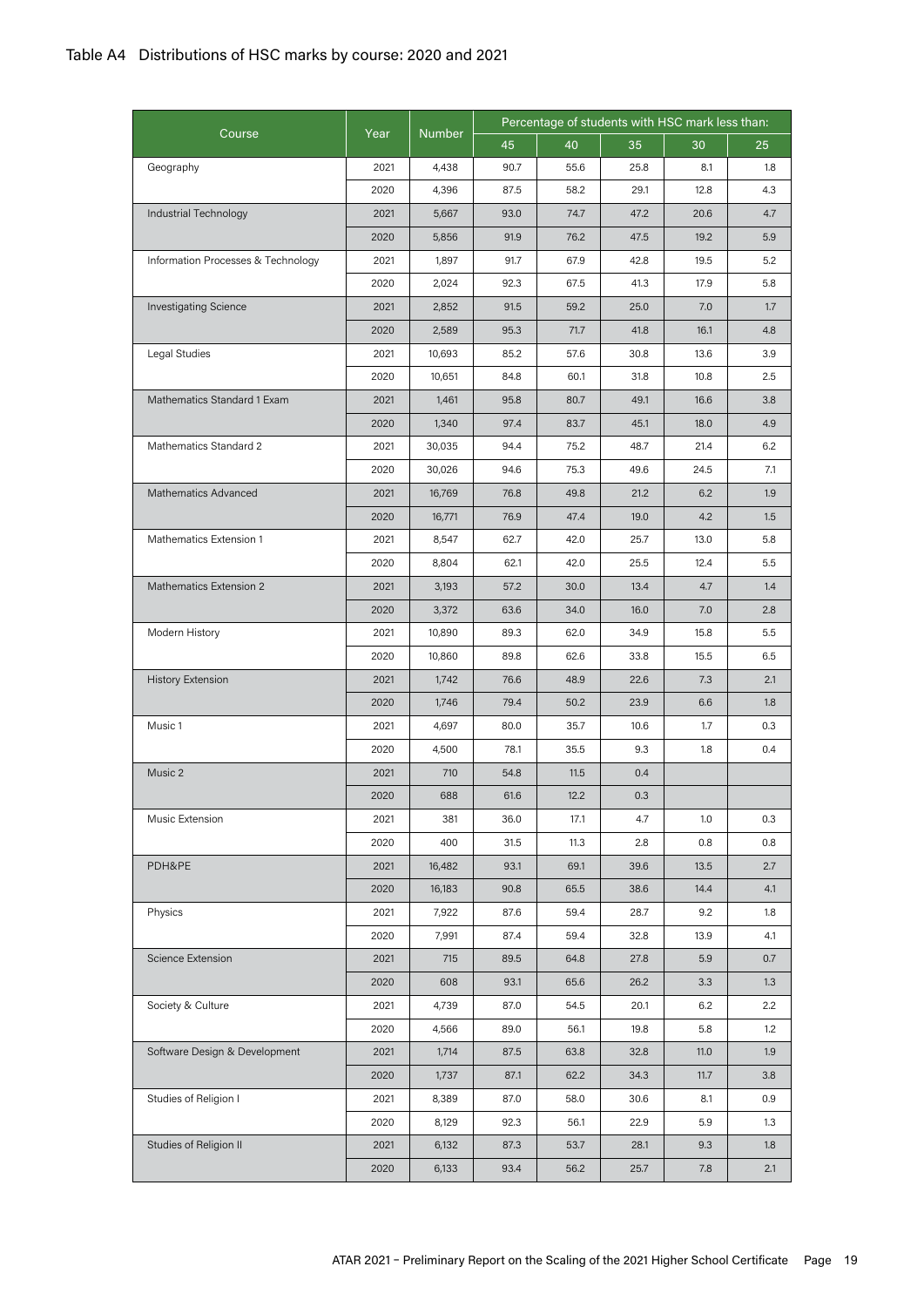## Table A4 Distributions of HSC marks by course: 2020 and 2021

| Course | Year | Number | Percentage of students with HSC mark less than: | | | | |
|---|---|---|---|---|---|---|---|
| | | | 45 | 40 | 35 | 30 | 25 |
| Geography | 2021 | 4,438 | 90.7 | 55.6 | 25.8 | 8.1 | 1.8 |
| | 2020 | 4,396 | 87.5 | 58.2 | 29.1 | 12.8 | 4.3 |
| Industrial Technology | 2021 | 5,667 | 93.0 | 74.7 | 47.2 | 20.6 | 4.7 |
| | 2020 | 5,856 | 91.9 | 76.2 | 47.5 | 19.2 | 5.9 |
| Information Processes & Technology | 2021 | 1,897 | 91.7 | 67.9 | 42.8 | 19.5 | 5.2 |
| | 2020 | 2,024 | 92.3 | 67.5 | 41.3 | 17.9 | 5.8 |
| Investigating Science | 2021 | 2,852 | 91.5 | 59.2 | 25.0 | 7.0 | 1.7 |
| | 2020 | 2,589 | 95.3 | 71.7 | 41.8 | 16.1 | 4.8 |
| Legal Studies | 2021 | 10,693 | 85.2 | 57.6 | 30.8 | 13.6 | 3.9 |
| | 2020 | 10,651 | 84.8 | 60.1 | 31.8 | 10.8 | 2.5 |
| Mathematics Standard 1 Exam | 2021 | 1,461 | 95.8 | 80.7 | 49.1 | 16.6 | 3.8 |
| | 2020 | 1,340 | 97.4 | 83.7 | 45.1 | 18.0 | 4.9 |
| Mathematics Standard 2 | 2021 | 30,035 | 94.4 | 75.2 | 48.7 | 21.4 | 6.2 |
| | 2020 | 30,026 | 94.6 | 75.3 | 49.6 | 24.5 | 7.1 |
| Mathematics Advanced | 2021 | 16,769 | 76.8 | 49.8 | 21.2 | 6.2 | 1.9 |
| | 2020 | 16,771 | 76.9 | 47.4 | 19.0 | 4.2 | 1.5 |
| Mathematics Extension 1 | 2021 | 8,547 | 62.7 | 42.0 | 25.7 | 13.0 | 5.8 |
| | 2020 | 8,804 | 62.1 | 42.0 | 25.5 | 12.4 | 5.5 |
| Mathematics Extension 2 | 2021 | 3,193 | 57.2 | 30.0 | 13.4 | 4.7 | 1.4 |
| | 2020 | 3,372 | 63.6 | 34.0 | 16.0 | 7.0 | 2.8 |
| Modern History | 2021 | 10,890 | 89.3 | 62.0 | 34.9 | 15.8 | 5.5 |
| | 2020 | 10,860 | 89.8 | 62.6 | 33.8 | 15.5 | 6.5 |
| History Extension | 2021 | 1,742 | 76.6 | 48.9 | 22.6 | 7.3 | 2.1 |
| | 2020 | 1,746 | 79.4 | 50.2 | 23.9 | 6.6 | 1.8 |
| Music 1 | 2021 | 4,697 | 80.0 | 35.7 | 10.6 | 1.7 | 0.3 |
| | 2020 | 4,500 | 78.1 | 35.5 | 9.3 | 1.8 | 0.4 |
| Music 2 | 2021 | 710 | 54.8 | 11.5 | 0.4 | | |
| | 2020 | 688 | 61.6 | 12.2 | 0.3 | | |
| Music Extension | 2021 | 381 | 36.0 | 17.1 | 4.7 | 1.0 | 0.3 |
| | 2020 | 400 | 31.5 | 11.3 | 2.8 | 0.8 | 0.8 |
| PDH&PE | 2021 | 16,482 | 93.1 | 69.1 | 39.6 | 13.5 | 2.7 |
| | 2020 | 16,183 | 90.8 | 65.5 | 38.6 | 14.4 | 4.1 |
| Physics | 2021 | 7,922 | 87.6 | 59.4 | 28.7 | 9.2 | 1.8 |
| | 2020 | 7,991 | 87.4 | 59.4 | 32.8 | 13.9 | 4.1 |
| Science Extension | 2021 | 715 | 89.5 | 64.8 | 27.8 | 5.9 | 0.7 |
| | 2020 | 608 | 93.1 | 65.6 | 26.2 | 3.3 | 1.3 |
| Society & Culture | 2021 | 4,739 | 87.0 | 54.5 | 20.1 | 6.2 | 2.2 |
| | 2020 | 4,566 | 89.0 | 56.1 | 19.8 | 5.8 | 1.2 |
| Software Design & Development | 2021 | 1,714 | 87.5 | 63.8 | 32.8 | 11.0 | 1.9 |
| | 2020 | 1,737 | 87.1 | 62.2 | 34.3 | 11.7 | 3.8 |
| Studies of Religion I | 2021 | 8,389 | 87.0 | 58.0 | 30.6 | 8.1 | 0.9 |
| | 2020 | 8,129 | 92.3 | 56.1 | 22.9 | 5.9 | 1.3 |
| Studies of Religion II | 2021 | 6,132 | 87.3 | 53.7 | 28.1 | 9.3 | 1.8 |
| | 2020 | 6,133 | 93.4 | 56.2 | 25.7 | 7.8 | 2.1 |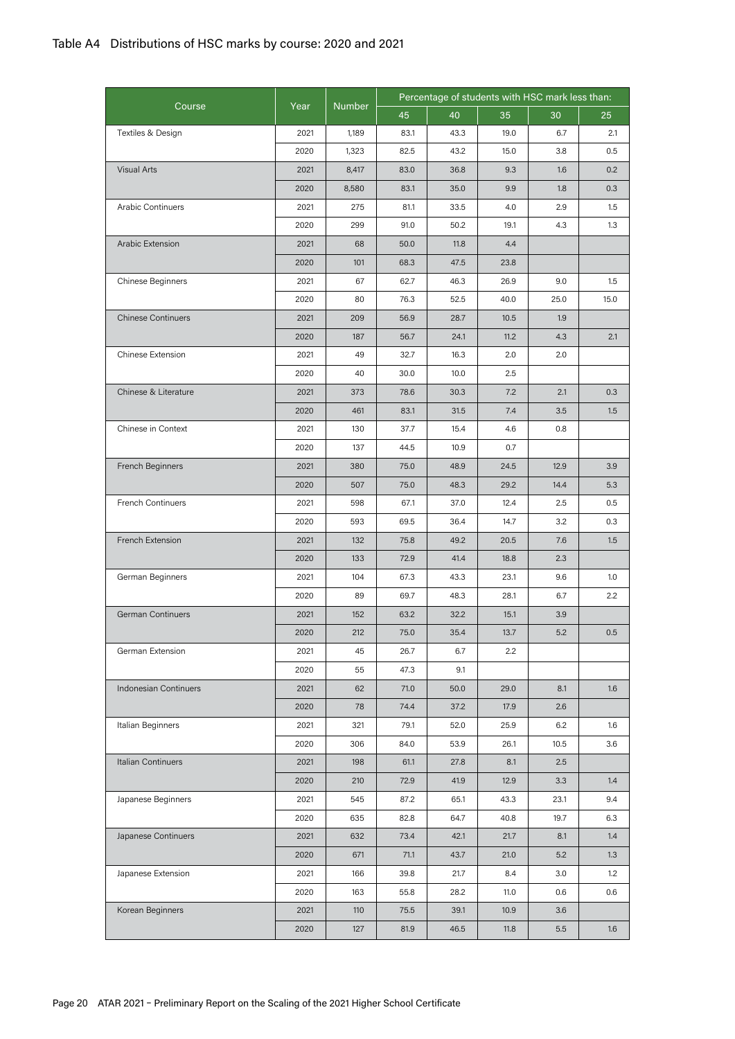## Table A4 Distributions of HSC marks by course: 2020 and 2021

| Course | Year | Number | Percentage of students with HSC mark less than: | | | | |
|---|---|---|---|---|---|---|---|
| | | | 45 | 40 | 35 | 30 | 25 |
| Textiles & Design | 2021 | 1,189 | 83.1 | 43.3 | 19.0 | 6.7 | 2.1 |
| | 2020 | 1,323 | 82.5 | 43.2 | 15.0 | 3.8 | 0.5 |
| Visual Arts | 2021 | 8,417 | 83.0 | 36.8 | 9.3 | 1.6 | 0.2 |
| | 2020 | 8,580 | 83.1 | 35.0 | 9.9 | 1.8 | 0.3 |
| Arabic Continuers | 2021 | 275 | 81.1 | 33.5 | 4.0 | 2.9 | 1.5 |
| | 2020 | 299 | 91.0 | 50.2 | 19.1 | 4.3 | 1.3 |
| Arabic Extension | 2021 | 68 | 50.0 | 11.8 | 4.4 | | |
| | 2020 | 101 | 68.3 | 47.5 | 23.8 | | |
| Chinese Beginners | 2021 | 67 | 62.7 | 46.3 | 26.9 | 9.0 | 1.5 |
| | 2020 | 80 | 76.3 | 52.5 | 40.0 | 25.0 | 15.0 |
| Chinese Continuers | 2021 | 209 | 56.9 | 28.7 | 10.5 | 1.9 | |
| | 2020 | 187 | 56.7 | 24.1 | 11.2 | 4.3 | 2.1 |
| Chinese Extension | 2021 | 49 | 32.7 | 16.3 | 2.0 | 2.0 | |
| | 2020 | 40 | 30.0 | 10.0 | 2.5 | | |
| Chinese & Literature | 2021 | 373 | 78.6 | 30.3 | 7.2 | 2.1 | 0.3 |
| | 2020 | 461 | 83.1 | 31.5 | 7.4 | 3.5 | 1.5 |
| Chinese in Context | 2021 | 130 | 37.7 | 15.4 | 4.6 | 0.8 | |
| | 2020 | 137 | 44.5 | 10.9 | 0.7 | | |
| French Beginners | 2021 | 380 | 75.0 | 48.9 | 24.5 | 12.9 | 3.9 |
| | 2020 | 507 | 75.0 | 48.3 | 29.2 | 14.4 | 5.3 |
| French Continuers | 2021 | 598 | 67.1 | 37.0 | 12.4 | 2.5 | 0.5 |
| | 2020 | 593 | 69.5 | 36.4 | 14.7 | 3.2 | 0.3 |
| French Extension | 2021 | 132 | 75.8 | 49.2 | 20.5 | 7.6 | 1.5 |
| | 2020 | 133 | 72.9 | 41.4 | 18.8 | 2.3 | |
| German Beginners | 2021 | 104 | 67.3 | 43.3 | 23.1 | 9.6 | 1.0 |
| | 2020 | 89 | 69.7 | 48.3 | 28.1 | 6.7 | 2.2 |
| German Continuers | 2021 | 152 | 63.2 | 32.2 | 15.1 | 3.9 | |
| | 2020 | 212 | 75.0 | 35.4 | 13.7 | 5.2 | 0.5 |
| German Extension | 2021 | 45 | 26.7 | 6.7 | 2.2 | | |
| | 2020 | 55 | 47.3 | 9.1 | | | |
| Indonesian Continuers | 2021 | 62 | 71.0 | 50.0 | 29.0 | 8.1 | 1.6 |
| | 2020 | 78 | 74.4 | 37.2 | 17.9 | 2.6 | |
| Italian Beginners | 2021 | 321 | 79.1 | 52.0 | 25.9 | 6.2 | 1.6 |
| | 2020 | 306 | 84.0 | 53.9 | 26.1 | 10.5 | 3.6 |
| Italian Continuers | 2021 | 198 | 61.1 | 27.8 | 8.1 | 2.5 | |
| | 2020 | 210 | 72.9 | 41.9 | 12.9 | 3.3 | 1.4 |
| Japanese Beginners | 2021 | 545 | 87.2 | 65.1 | 43.3 | 23.1 | 9.4 |
| | 2020 | 635 | 82.8 | 64.7 | 40.8 | 19.7 | 6.3 |
| Japanese Continuers | 2021 | 632 | 73.4 | 42.1 | 21.7 | 8.1 | 1.4 |
| | 2020 | 671 | 71.1 | 43.7 | 21.0 | 5.2 | 1.3 |
| Japanese Extension | 2021 | 166 | 39.8 | 21.7 | 8.4 | 3.0 | 1.2 |
| | 2020 | 163 | 55.8 | 28.2 | 11.0 | 0.6 | 0.6 |
| Korean Beginners | 2021 | 110 | 75.5 | 39.1 | 10.9 | 3.6 | |
| | 2020 | 127 | 81.9 | 46.5 | 11.8 | 5.5 | 1.6 |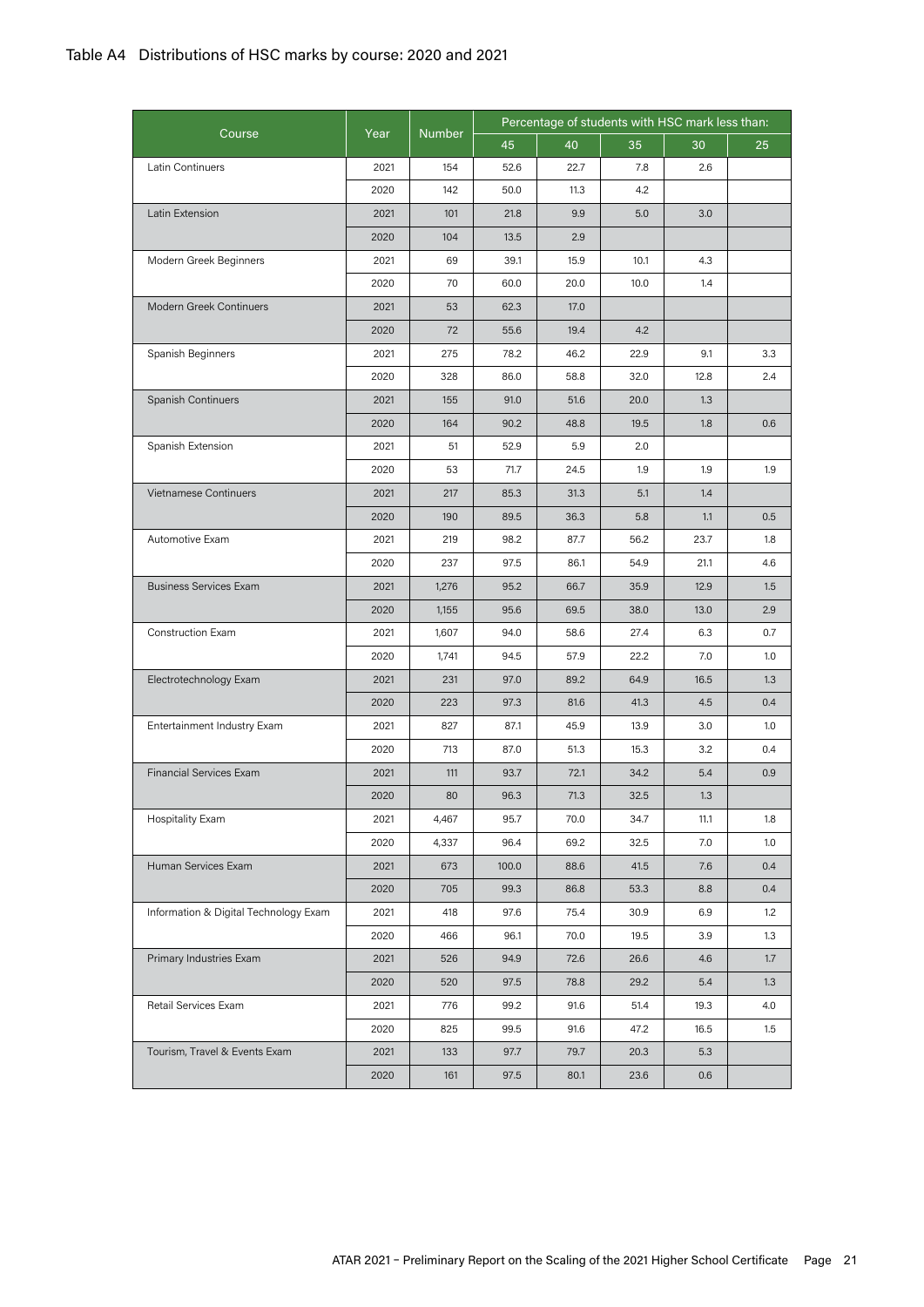## Table A4 Distributions of HSC marks by course: 2020 and 2021

| Course | Year | Number | Percentage of students with HSC mark less than: | | | | |
|---|---|---|---|---|---|---|---|
| | | | 45 | 40 | 35 | 30 | 25 |
| Latin Continuers | 2021 | 154 | 52.6 | 22.7 | 7.8 | 2.6 | |
| | 2020 | 142 | 50.0 | 11.3 | 4.2 | | |
| Latin Extension | 2021 | 101 | 21.8 | 9.9 | 5.0 | 3.0 | |
| | 2020 | 104 | 13.5 | 2.9 | | | |
| Modern Greek Beginners | 2021 | 69 | 39.1 | 15.9 | 10.1 | 4.3 | |
| | 2020 | 70 | 60.0 | 20.0 | 10.0 | 1.4 | |
| Modern Greek Continuers | 2021 | 53 | 62.3 | 17.0 | | | |
| | 2020 | 72 | 55.6 | 19.4 | 4.2 | | |
| Spanish Beginners | 2021 | 275 | 78.2 | 46.2 | 22.9 | 9.1 | 3.3 |
| | 2020 | 328 | 86.0 | 58.8 | 32.0 | 12.8 | 2.4 |
| Spanish Continuers | 2021 | 155 | 91.0 | 51.6 | 20.0 | 1.3 | |
| | 2020 | 164 | 90.2 | 48.8 | 19.5 | 1.8 | 0.6 |
| Spanish Extension | 2021 | 51 | 52.9 | 5.9 | 2.0 | | |
| | 2020 | 53 | 71.7 | 24.5 | 1.9 | 1.9 | 1.9 |
| Vietnamese Continuers | 2021 | 217 | 85.3 | 31.3 | 5.1 | 1.4 | |
| | 2020 | 190 | 89.5 | 36.3 | 5.8 | 1.1 | 0.5 |
| Automotive Exam | 2021 | 219 | 98.2 | 87.7 | 56.2 | 23.7 | 1.8 |
| | 2020 | 237 | 97.5 | 86.1 | 54.9 | 21.1 | 4.6 |
| Business Services Exam | 2021 | 1,276 | 95.2 | 66.7 | 35.9 | 12.9 | 1.5 |
| | 2020 | 1,155 | 95.6 | 69.5 | 38.0 | 13.0 | 2.9 |
| Construction Exam | 2021 | 1,607 | 94.0 | 58.6 | 27.4 | 6.3 | 0.7 |
| | 2020 | 1,741 | 94.5 | 57.9 | 22.2 | 7.0 | 1.0 |
| Electrotechnology Exam | 2021 | 231 | 97.0 | 89.2 | 64.9 | 16.5 | 1.3 |
| | 2020 | 223 | 97.3 | 81.6 | 41.3 | 4.5 | 0.4 |
| Entertainment Industry Exam | 2021 | 827 | 87.1 | 45.9 | 13.9 | 3.0 | 1.0 |
| | 2020 | 713 | 87.0 | 51.3 | 15.3 | 3.2 | 0.4 |
| Financial Services Exam | 2021 | 111 | 93.7 | 72.1 | 34.2 | 5.4 | 0.9 |
| | 2020 | 80 | 96.3 | 71.3 | 32.5 | 1.3 | |
| Hospitality Exam | 2021 | 4,467 | 95.7 | 70.0 | 34.7 | 11.1 | 1.8 |
| | 2020 | 4,337 | 96.4 | 69.2 | 32.5 | 7.0 | 1.0 |
| Human Services Exam | 2021 | 673 | 100.0 | 88.6 | 41.5 | 7.6 | 0.4 |
| | 2020 | 705 | 99.3 | 86.8 | 53.3 | 8.8 | 0.4 |
| Information & Digital Technology Exam | 2021 | 418 | 97.6 | 75.4 | 30.9 | 6.9 | 1.2 |
| | 2020 | 466 | 96.1 | 70.0 | 19.5 | 3.9 | 1.3 |
| Primary Industries Exam | 2021 | 526 | 94.9 | 72.6 | 26.6 | 4.6 | 1.7 |
| | 2020 | 520 | 97.5 | 78.8 | 29.2 | 5.4 | 1.3 |
| Retail Services Exam | 2021 | 776 | 99.2 | 91.6 | 51.4 | 19.3 | 4.0 |
| | 2020 | 825 | 99.5 | 91.6 | 47.2 | 16.5 | 1.5 |
| Tourism, Travel & Events Exam | 2021 | 133 | 97.7 | 79.7 | 20.3 | 5.3 | |
| | 2020 | 161 | 97.5 | 80.1 | 23.6 | 0.6 | |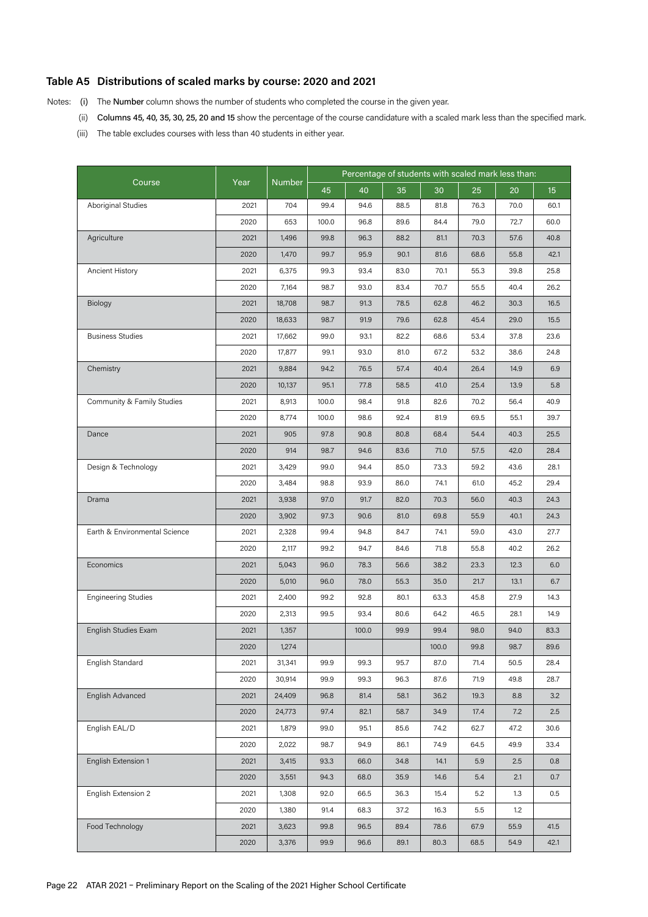## Table A5 Distributions of scaled marks by course: 2020 and 2021

Notes: (i) The **Number** column shows the number of students who completed the course in the given year.

(ii) **Columns 45, 40, 35, 30, 25, 20 and 15** show the percentage of the course candidature with a scaled mark less than the specified mark.

(iii) The table excludes courses with less than 40 students in either year.

| Course | Year | Number | Percentage of students with scaled mark less than: | | | | | | |
|---|---|---|---|---|---|---|---|---|---|
| | | | 45 | 40 | 35 | 30 | 25 | 20 | 15 |
| Aboriginal Studies | 2021 | 704 | 99.4 | 94.6 | 88.5 | 81.8 | 76.3 | 70.0 | 60.1 |
| | 2020 | 653 | 100.0 | 96.8 | 89.6 | 84.4 | 79.0 | 72.7 | 60.0 |
| Agriculture | 2021 | 1,496 | 99.8 | 96.3 | 88.2 | 81.1 | 70.3 | 57.6 | 40.8 |
| | 2020 | 1,470 | 99.7 | 95.9 | 90.1 | 81.6 | 68.6 | 55.8 | 42.1 |
| Ancient History | 2021 | 6,375 | 99.3 | 93.4 | 83.0 | 70.1 | 55.3 | 39.8 | 25.8 |
| | 2020 | 7,164 | 98.7 | 93.0 | 83.4 | 70.7 | 55.5 | 40.4 | 26.2 |
| Biology | 2021 | 18,708 | 98.7 | 91.3 | 78.5 | 62.8 | 46.2 | 30.3 | 16.5 |
| | 2020 | 18,633 | 98.7 | 91.9 | 79.6 | 62.8 | 45.4 | 29.0 | 15.5 |
| Business Studies | 2021 | 17,662 | 99.0 | 93.1 | 82.2 | 68.6 | 53.4 | 37.8 | 23.6 |
| | 2020 | 17,877 | 99.1 | 93.0 | 81.0 | 67.2 | 53.2 | 38.6 | 24.8 |
| Chemistry | 2021 | 9,884 | 94.2 | 76.5 | 57.4 | 40.4 | 26.4 | 14.9 | 6.9 |
| | 2020 | 10,137 | 95.1 | 77.8 | 58.5 | 41.0 | 25.4 | 13.9 | 5.8 |
| Community & Family Studies | 2021 | 8,913 | 100.0 | 98.4 | 91.8 | 82.6 | 70.2 | 56.4 | 40.9 |
| | 2020 | 8,774 | 100.0 | 98.6 | 92.4 | 81.9 | 69.5 | 55.1 | 39.7 |
| Dance | 2021 | 905 | 97.8 | 90.8 | 80.8 | 68.4 | 54.4 | 40.3 | 25.5 |
| | 2020 | 914 | 98.7 | 94.6 | 83.6 | 71.0 | 57.5 | 42.0 | 28.4 |
| Design & Technology | 2021 | 3,429 | 99.0 | 94.4 | 85.0 | 73.3 | 59.2 | 43.6 | 28.1 |
| | 2020 | 3,484 | 98.8 | 93.9 | 86.0 | 74.1 | 61.0 | 45.2 | 29.4 |
| Drama | 2021 | 3,938 | 97.0 | 91.7 | 82.0 | 70.3 | 56.0 | 40.3 | 24.3 |
| | 2020 | 3,902 | 97.3 | 90.6 | 81.0 | 69.8 | 55.9 | 40.1 | 24.3 |
| Earth & Environmental Science | 2021 | 2,328 | 99.4 | 94.8 | 84.7 | 74.1 | 59.0 | 43.0 | 27.7 |
| | 2020 | 2,117 | 99.2 | 94.7 | 84.6 | 71.8 | 55.8 | 40.2 | 26.2 |
| Economics | 2021 | 5,043 | 96.0 | 78.3 | 56.6 | 38.2 | 23.3 | 12.3 | 6.0 |
| | 2020 | 5,010 | 96.0 | 78.0 | 55.3 | 35.0 | 21.7 | 13.1 | 6.7 |
| Engineering Studies | 2021 | 2,400 | 99.2 | 92.8 | 80.1 | 63.3 | 45.8 | 27.9 | 14.3 |
| | 2020 | 2,313 | 99.5 | 93.4 | 80.6 | 64.2 | 46.5 | 28.1 | 14.9 |
| English Studies Exam | 2021 | 1,357 | | 100.0 | 99.9 | 99.4 | 98.0 | 94.0 | 83.3 |
| | 2020 | 1,274 | | | | 100.0 | 99.8 | 98.7 | 89.6 |
| English Standard | 2021 | 31,341 | 99.9 | 99.3 | 95.7 | 87.0 | 71.4 | 50.5 | 28.4 |
| | 2020 | 30,914 | 99.9 | 99.3 | 96.3 | 87.6 | 71.9 | 49.8 | 28.7 |
| English Advanced | 2021 | 24,409 | 96.8 | 81.4 | 58.1 | 36.2 | 19.3 | 8.8 | 3.2 |
| | 2020 | 24,773 | 97.4 | 82.1 | 58.7 | 34.9 | 17.4 | 7.2 | 2.5 |
| English EAL/D | 2021 | 1,879 | 99.0 | 95.1 | 85.6 | 74.2 | 62.7 | 47.2 | 30.6 |
| | 2020 | 2,022 | 98.7 | 94.9 | 86.1 | 74.9 | 64.5 | 49.9 | 33.4 |
| English Extension 1 | 2021 | 3,415 | 93.3 | 66.0 | 34.8 | 14.1 | 5.9 | 2.5 | 0.8 |
| | 2020 | 3,551 | 94.3 | 68.0 | 35.9 | 14.6 | 5.4 | 2.1 | 0.7 |
| English Extension 2 | 2021 | 1,308 | 92.0 | 66.5 | 36.3 | 15.4 | 5.2 | 1.3 | 0.5 |
| | 2020 | 1,380 | 91.4 | 68.3 | 37.2 | 16.3 | 5.5 | 1.2 | |
| Food Technology | 2021 | 3,623 | 99.8 | 96.5 | 89.4 | 78.6 | 67.9 | 55.9 | 41.5 |
| | 2020 | 3,376 | 99.9 | 96.6 | 89.1 | 80.3 | 68.5 | 54.9 | 42.1 |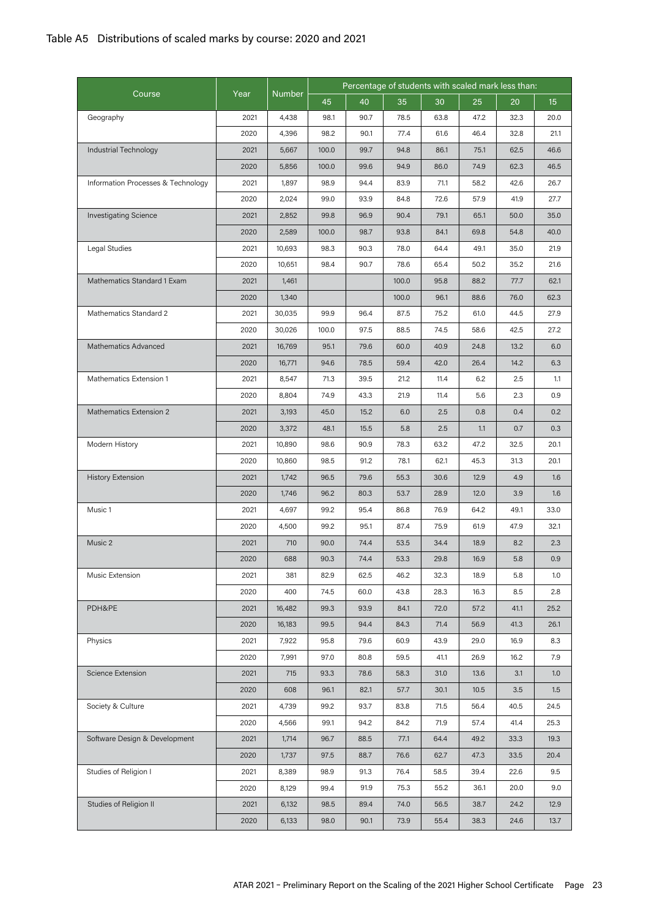## Table A5 Distributions of scaled marks by course: 2020 and 2021

| Course | Year | Number | Percentage of students with scaled mark less than: | | | | | | |
|---|---|---|---|---|---|---|---|---|---|
| | | | 45 | 40 | 35 | 30 | 25 | 20 | 15 |
| Geography | 2021 | 4,438 | 98.1 | 90.7 | 78.5 | 63.8 | 47.2 | 32.3 | 20.0 |
| | 2020 | 4,396 | 98.2 | 90.1 | 77.4 | 61.6 | 46.4 | 32.8 | 21.1 |
| Industrial Technology | 2021 | 5,667 | 100.0 | 99.7 | 94.8 | 86.1 | 75.1 | 62.5 | 46.6 |
| | 2020 | 5,856 | 100.0 | 99.6 | 94.9 | 86.0 | 74.9 | 62.3 | 46.5 |
| Information Processes & Technology | 2021 | 1,897 | 98.9 | 94.4 | 83.9 | 71.1 | 58.2 | 42.6 | 26.7 |
| | 2020 | 2,024 | 99.0 | 93.9 | 84.8 | 72.6 | 57.9 | 41.9 | 27.7 |
| Investigating Science | 2021 | 2,852 | 99.8 | 96.9 | 90.4 | 79.1 | 65.1 | 50.0 | 35.0 |
| | 2020 | 2,589 | 100.0 | 98.7 | 93.8 | 84.1 | 69.8 | 54.8 | 40.0 |
| Legal Studies | 2021 | 10,693 | 98.3 | 90.3 | 78.0 | 64.4 | 49.1 | 35.0 | 21.9 |
| | 2020 | 10,651 | 98.4 | 90.7 | 78.6 | 65.4 | 50.2 | 35.2 | 21.6 |
| Mathematics Standard 1 Exam | 2021 | 1,461 | | | 100.0 | 95.8 | 88.2 | 77.7 | 62.1 |
| | 2020 | 1,340 | | | 100.0 | 96.1 | 88.6 | 76.0 | 62.3 |
| Mathematics Standard 2 | 2021 | 30,035 | 99.9 | 96.4 | 87.5 | 75.2 | 61.0 | 44.5 | 27.9 |
| | 2020 | 30,026 | 100.0 | 97.5 | 88.5 | 74.5 | 58.6 | 42.5 | 27.2 |
| Mathematics Advanced | 2021 | 16,769 | 95.1 | 79.6 | 60.0 | 40.9 | 24.8 | 13.2 | 6.0 |
| | 2020 | 16,771 | 94.6 | 78.5 | 59.4 | 42.0 | 26.4 | 14.2 | 6.3 |
| Mathematics Extension 1 | 2021 | 8,547 | 71.3 | 39.5 | 21.2 | 11.4 | 6.2 | 2.5 | 1.1 |
| | 2020 | 8,804 | 74.9 | 43.3 | 21.9 | 11.4 | 5.6 | 2.3 | 0.9 |
| Mathematics Extension 2 | 2021 | 3,193 | 45.0 | 15.2 | 6.0 | 2.5 | 0.8 | 0.4 | 0.2 |
| | 2020 | 3,372 | 48.1 | 15.5 | 5.8 | 2.5 | 1.1 | 0.7 | 0.3 |
| Modern History | 2021 | 10,890 | 98.6 | 90.9 | 78.3 | 63.2 | 47.2 | 32.5 | 20.1 |
| | 2020 | 10,860 | 98.5 | 91.2 | 78.1 | 62.1 | 45.3 | 31.3 | 20.1 |
| History Extension | 2021 | 1,742 | 96.5 | 79.6 | 55.3 | 30.6 | 12.9 | 4.9 | 1.6 |
| | 2020 | 1,746 | 96.2 | 80.3 | 53.7 | 28.9 | 12.0 | 3.9 | 1.6 |
| Music 1 | 2021 | 4,697 | 99.2 | 95.4 | 86.8 | 76.9 | 64.2 | 49.1 | 33.0 |
| | 2020 | 4,500 | 99.2 | 95.1 | 87.4 | 75.9 | 61.9 | 47.9 | 32.1 |
| Music 2 | 2021 | 710 | 90.0 | 74.4 | 53.5 | 34.4 | 18.9 | 8.2 | 2.3 |
| | 2020 | 688 | 90.3 | 74.4 | 53.3 | 29.8 | 16.9 | 5.8 | 0.9 |
| Music Extension | 2021 | 381 | 82.9 | 62.5 | 46.2 | 32.3 | 18.9 | 5.8 | 1.0 |
| | 2020 | 400 | 74.5 | 60.0 | 43.8 | 28.3 | 16.3 | 8.5 | 2.8 |
| PDH&PE | 2021 | 16,482 | 99.3 | 93.9 | 84.1 | 72.0 | 57.2 | 41.1 | 25.2 |
| | 2020 | 16,183 | 99.5 | 94.4 | 84.3 | 71.4 | 56.9 | 41.3 | 26.1 |
| Physics | 2021 | 7,922 | 95.8 | 79.6 | 60.9 | 43.9 | 29.0 | 16.9 | 8.3 |
| | 2020 | 7,991 | 97.0 | 80.8 | 59.5 | 41.1 | 26.9 | 16.2 | 7.9 |
| Science Extension | 2021 | 715 | 93.3 | 78.6 | 58.3 | 31.0 | 13.6 | 3.1 | 1.0 |
| | 2020 | 608 | 96.1 | 82.1 | 57.7 | 30.1 | 10.5 | 3.5 | 1.5 |
| Society & Culture | 2021 | 4,739 | 99.2 | 93.7 | 83.8 | 71.5 | 56.4 | 40.5 | 24.5 |
| | 2020 | 4,566 | 99.1 | 94.2 | 84.2 | 71.9 | 57.4 | 41.4 | 25.3 |
| Software Design & Development | 2021 | 1,714 | 96.7 | 88.5 | 77.1 | 64.4 | 49.2 | 33.3 | 19.3 |
| | 2020 | 1,737 | 97.5 | 88.7 | 76.6 | 62.7 | 47.3 | 33.5 | 20.4 |
| Studies of Religion I | 2021 | 8,389 | 98.9 | 91.3 | 76.4 | 58.5 | 39.4 | 22.6 | 9.5 |
| | 2020 | 8,129 | 99.4 | 91.9 | 75.3 | 55.2 | 36.1 | 20.0 | 9.0 |
| Studies of Religion II | 2021 | 6,132 | 98.5 | 89.4 | 74.0 | 56.5 | 38.7 | 24.2 | 12.9 |
| | 2020 | 6,133 | 98.0 | 90.1 | 73.9 | 55.4 | 38.3 | 24.6 | 13.7 |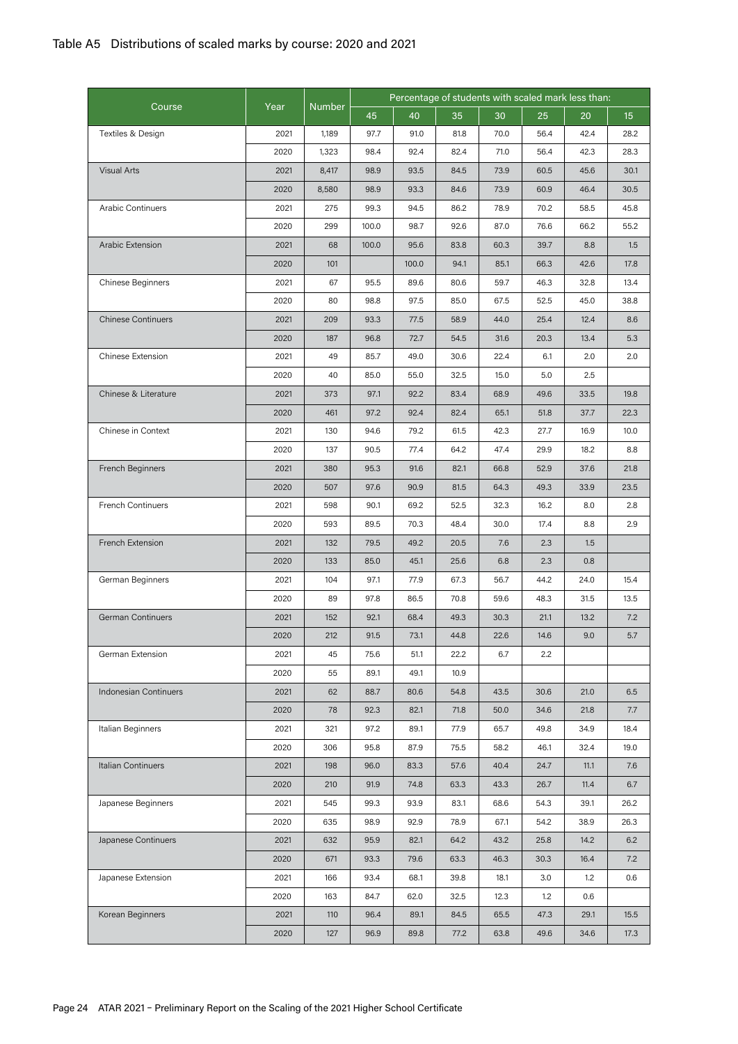## Table A5 Distributions of scaled marks by course: 2020 and 2021

| Course | Year | Number | Percentage of students with scaled mark less than: | | | | | | |
|---|---|---|---|---|---|---|---|---|---|
| | | | 45 | 40 | 35 | 30 | 25 | 20 | 15 |
| Textiles & Design | 2021 | 1,189 | 97.7 | 91.0 | 81.8 | 70.0 | 56.4 | 42.4 | 28.2 |
| | 2020 | 1,323 | 98.4 | 92.4 | 82.4 | 71.0 | 56.4 | 42.3 | 28.3 |
| Visual Arts | 2021 | 8,417 | 98.9 | 93.5 | 84.5 | 73.9 | 60.5 | 45.6 | 30.1 |
| | 2020 | 8,580 | 98.9 | 93.3 | 84.6 | 73.9 | 60.9 | 46.4 | 30.5 |
| Arabic Continuers | 2021 | 275 | 99.3 | 94.5 | 86.2 | 78.9 | 70.2 | 58.5 | 45.8 |
| | 2020 | 299 | 100.0 | 98.7 | 92.6 | 87.0 | 76.6 | 66.2 | 55.2 |
| Arabic Extension | 2021 | 68 | 100.0 | 95.6 | 83.8 | 60.3 | 39.7 | 8.8 | 1.5 |
| | 2020 | 101 | | 100.0 | 94.1 | 85.1 | 66.3 | 42.6 | 17.8 |
| Chinese Beginners | 2021 | 67 | 95.5 | 89.6 | 80.6 | 59.7 | 46.3 | 32.8 | 13.4 |
| | 2020 | 80 | 98.8 | 97.5 | 85.0 | 67.5 | 52.5 | 45.0 | 38.8 |
| Chinese Continuers | 2021 | 209 | 93.3 | 77.5 | 58.9 | 44.0 | 25.4 | 12.4 | 8.6 |
| | 2020 | 187 | 96.8 | 72.7 | 54.5 | 31.6 | 20.3 | 13.4 | 5.3 |
| Chinese Extension | 2021 | 49 | 85.7 | 49.0 | 30.6 | 22.4 | 6.1 | 2.0 | 2.0 |
| | 2020 | 40 | 85.0 | 55.0 | 32.5 | 15.0 | 5.0 | 2.5 | |
| Chinese & Literature | 2021 | 373 | 97.1 | 92.2 | 83.4 | 68.9 | 49.6 | 33.5 | 19.8 |
| | 2020 | 461 | 97.2 | 92.4 | 82.4 | 65.1 | 51.8 | 37.7 | 22.3 |
| Chinese in Context | 2021 | 130 | 94.6 | 79.2 | 61.5 | 42.3 | 27.7 | 16.9 | 10.0 |
| | 2020 | 137 | 90.5 | 77.4 | 64.2 | 47.4 | 29.9 | 18.2 | 8.8 |
| French Beginners | 2021 | 380 | 95.3 | 91.6 | 82.1 | 66.8 | 52.9 | 37.6 | 21.8 |
| | 2020 | 507 | 97.6 | 90.9 | 81.5 | 64.3 | 49.3 | 33.9 | 23.5 |
| French Continuers | 2021 | 598 | 90.1 | 69.2 | 52.5 | 32.3 | 16.2 | 8.0 | 2.8 |
| | 2020 | 593 | 89.5 | 70.3 | 48.4 | 30.0 | 17.4 | 8.8 | 2.9 |
| French Extension | 2021 | 132 | 79.5 | 49.2 | 20.5 | 7.6 | 2.3 | 1.5 | |
| | 2020 | 133 | 85.0 | 45.1 | 25.6 | 6.8 | 2.3 | 0.8 | |
| German Beginners | 2021 | 104 | 97.1 | 77.9 | 67.3 | 56.7 | 44.2 | 24.0 | 15.4 |
| | 2020 | 89 | 97.8 | 86.5 | 70.8 | 59.6 | 48.3 | 31.5 | 13.5 |
| German Continuers | 2021 | 152 | 92.1 | 68.4 | 49.3 | 30.3 | 21.1 | 13.2 | 7.2 |
| | 2020 | 212 | 91.5 | 73.1 | 44.8 | 22.6 | 14.6 | 9.0 | 5.7 |
| German Extension | 2021 | 45 | 75.6 | 51.1 | 22.2 | 6.7 | 2.2 | | |
| | 2020 | 55 | 89.1 | 49.1 | 10.9 | | | | |
| Indonesian Continuers | 2021 | 62 | 88.7 | 80.6 | 54.8 | 43.5 | 30.6 | 21.0 | 6.5 |
| | 2020 | 78 | 92.3 | 82.1 | 71.8 | 50.0 | 34.6 | 21.8 | 7.7 |
| Italian Beginners | 2021 | 321 | 97.2 | 89.1 | 77.9 | 65.7 | 49.8 | 34.9 | 18.4 |
| | 2020 | 306 | 95.8 | 87.9 | 75.5 | 58.2 | 46.1 | 32.4 | 19.0 |
| Italian Continuers | 2021 | 198 | 96.0 | 83.3 | 57.6 | 40.4 | 24.7 | 11.1 | 7.6 |
| | 2020 | 210 | 91.9 | 74.8 | 63.3 | 43.3 | 26.7 | 11.4 | 6.7 |
| Japanese Beginners | 2021 | 545 | 99.3 | 93.9 | 83.1 | 68.6 | 54.3 | 39.1 | 26.2 |
| | 2020 | 635 | 98.9 | 92.9 | 78.9 | 67.1 | 54.2 | 38.9 | 26.3 |
| Japanese Continuers | 2021 | 632 | 95.9 | 82.1 | 64.2 | 43.2 | 25.8 | 14.2 | 6.2 |
| | 2020 | 671 | 93.3 | 79.6 | 63.3 | 46.3 | 30.3 | 16.4 | 7.2 |
| Japanese Extension | 2021 | 166 | 93.4 | 68.1 | 39.8 | 18.1 | 3.0 | 1.2 | 0.6 |
| | 2020 | 163 | 84.7 | 62.0 | 32.5 | 12.3 | 1.2 | 0.6 | |
| Korean Beginners | 2021 | 110 | 96.4 | 89.1 | 84.5 | 65.5 | 47.3 | 29.1 | 15.5 |
| | 2020 | 127 | 96.9 | 89.8 | 77.2 | 63.8 | 49.6 | 34.6 | 17.3 |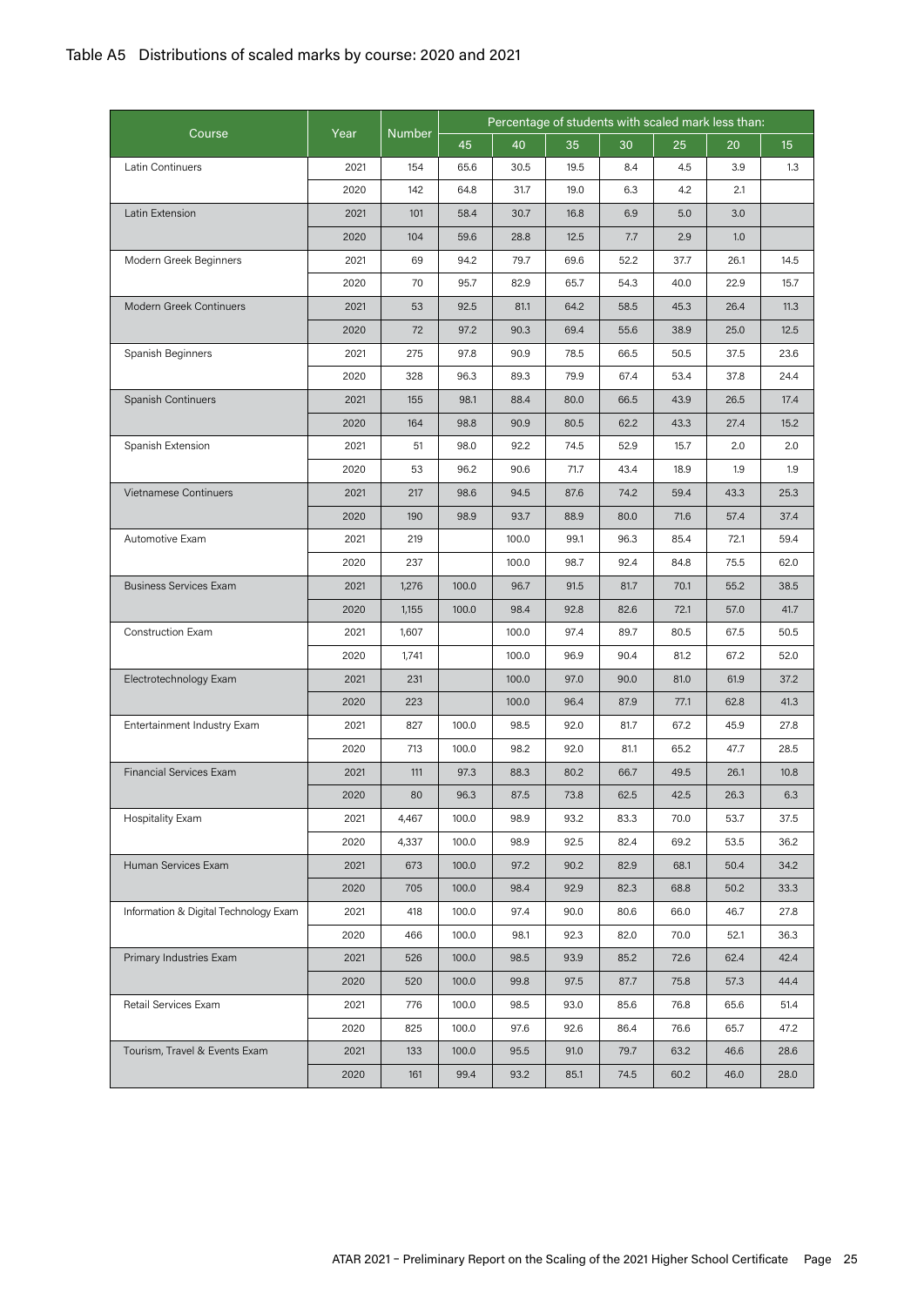## Table A5 Distributions of scaled marks by course: 2020 and 2021

| Course | Year | Number | Percentage of students with scaled mark less than: | | | | | | |
|---|---|---|---|---|---|---|---|---|---|
| | | | 45 | 40 | 35 | 30 | 25 | 20 | 15 |
| Latin Continuers | 2021 | 154 | 65.6 | 30.5 | 19.5 | 8.4 | 4.5 | 3.9 | 1.3 |
| | 2020 | 142 | 64.8 | 31.7 | 19.0 | 6.3 | 4.2 | 2.1 | |
| Latin Extension | 2021 | 101 | 58.4 | 30.7 | 16.8 | 6.9 | 5.0 | 3.0 | |
| | 2020 | 104 | 59.6 | 28.8 | 12.5 | 7.7 | 2.9 | 1.0 | |
| Modern Greek Beginners | 2021 | 69 | 94.2 | 79.7 | 69.6 | 52.2 | 37.7 | 26.1 | 14.5 |
| | 2020 | 70 | 95.7 | 82.9 | 65.7 | 54.3 | 40.0 | 22.9 | 15.7 |
| Modern Greek Continuers | 2021 | 53 | 92.5 | 81.1 | 64.2 | 58.5 | 45.3 | 26.4 | 11.3 |
| | 2020 | 72 | 97.2 | 90.3 | 69.4 | 55.6 | 38.9 | 25.0 | 12.5 |
| Spanish Beginners | 2021 | 275 | 97.8 | 90.9 | 78.5 | 66.5 | 50.5 | 37.5 | 23.6 |
| | 2020 | 328 | 96.3 | 89.3 | 79.9 | 67.4 | 53.4 | 37.8 | 24.4 |
| Spanish Continuers | 2021 | 155 | 98.1 | 88.4 | 80.0 | 66.5 | 43.9 | 26.5 | 17.4 |
| | 2020 | 164 | 98.8 | 90.9 | 80.5 | 62.2 | 43.3 | 27.4 | 15.2 |
| Spanish Extension | 2021 | 51 | 98.0 | 92.2 | 74.5 | 52.9 | 15.7 | 2.0 | 2.0 |
| | 2020 | 53 | 96.2 | 90.6 | 71.7 | 43.4 | 18.9 | 1.9 | 1.9 |
| Vietnamese Continuers | 2021 | 217 | 98.6 | 94.5 | 87.6 | 74.2 | 59.4 | 43.3 | 25.3 |
| | 2020 | 190 | 98.9 | 93.7 | 88.9 | 80.0 | 71.6 | 57.4 | 37.4 |
| Automotive Exam | 2021 | 219 | | 100.0 | 99.1 | 96.3 | 85.4 | 72.1 | 59.4 |
| | 2020 | 237 | | 100.0 | 98.7 | 92.4 | 84.8 | 75.5 | 62.0 |
| Business Services Exam | 2021 | 1,276 | 100.0 | 96.7 | 91.5 | 81.7 | 70.1 | 55.2 | 38.5 |
| | 2020 | 1,155 | 100.0 | 98.4 | 92.8 | 82.6 | 72.1 | 57.0 | 41.7 |
| Construction Exam | 2021 | 1,607 | | 100.0 | 97.4 | 89.7 | 80.5 | 67.5 | 50.5 |
| | 2020 | 1,741 | | 100.0 | 96.9 | 90.4 | 81.2 | 67.2 | 52.0 |
| Electrotechnology Exam | 2021 | 231 | | 100.0 | 97.0 | 90.0 | 81.0 | 61.9 | 37.2 |
| | 2020 | 223 | | 100.0 | 96.4 | 87.9 | 77.1 | 62.8 | 41.3 |
| Entertainment Industry Exam | 2021 | 827 | 100.0 | 98.5 | 92.0 | 81.7 | 67.2 | 45.9 | 27.8 |
| | 2020 | 713 | 100.0 | 98.2 | 92.0 | 81.1 | 65.2 | 47.7 | 28.5 |
| Financial Services Exam | 2021 | 111 | 97.3 | 88.3 | 80.2 | 66.7 | 49.5 | 26.1 | 10.8 |
| | 2020 | 80 | 96.3 | 87.5 | 73.8 | 62.5 | 42.5 | 26.3 | 6.3 |
| Hospitality Exam | 2021 | 4,467 | 100.0 | 98.9 | 93.2 | 83.3 | 70.0 | 53.7 | 37.5 |
| | 2020 | 4,337 | 100.0 | 98.9 | 92.5 | 82.4 | 69.2 | 53.5 | 36.2 |
| Human Services Exam | 2021 | 673 | 100.0 | 97.2 | 90.2 | 82.9 | 68.1 | 50.4 | 34.2 |
| | 2020 | 705 | 100.0 | 98.4 | 92.9 | 82.3 | 68.8 | 50.2 | 33.3 |
| Information & Digital Technology Exam | 2021 | 418 | 100.0 | 97.4 | 90.0 | 80.6 | 66.0 | 46.7 | 27.8 |
| | 2020 | 466 | 100.0 | 98.1 | 92.3 | 82.0 | 70.0 | 52.1 | 36.3 |
| Primary Industries Exam | 2021 | 526 | 100.0 | 98.5 | 93.9 | 85.2 | 72.6 | 62.4 | 42.4 |
| | 2020 | 520 | 100.0 | 99.8 | 97.5 | 87.7 | 75.8 | 57.3 | 44.4 |
| Retail Services Exam | 2021 | 776 | 100.0 | 98.5 | 93.0 | 85.6 | 76.8 | 65.6 | 51.4 |
| | 2020 | 825 | 100.0 | 97.6 | 92.6 | 86.4 | 76.6 | 65.7 | 47.2 |
| Tourism, Travel & Events Exam | 2021 | 133 | 100.0 | 95.5 | 91.0 | 79.7 | 63.2 | 46.6 | 28.6 |
| | 2020 | 161 | 99.4 | 93.2 | 85.1 | 74.5 | 60.2 | 46.0 | 28.0 |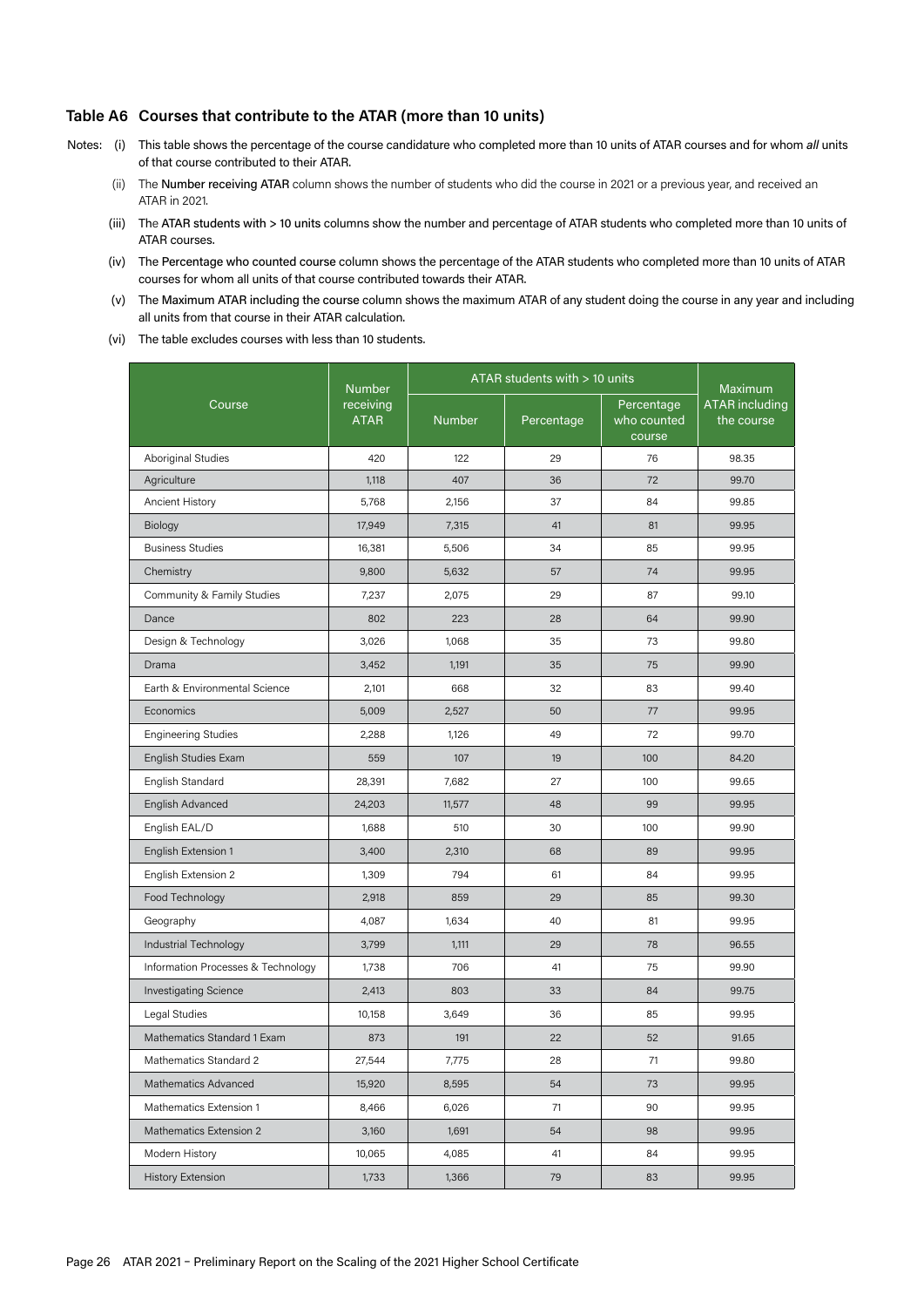### Table A6 Courses that contribute to the ATAR (more than 10 units)

Notes:

(i) This table shows the percentage of the course candidature who completed more than 10 units of ATAR courses and for whom *all* units of that course contributed to their ATAR.

(ii) The Number receiving ATAR column shows the number of students who did the course in 2021 or a previous year, and received an ATAR in 2021.

(iii) The ATAR students with > 10 units columns show the number and percentage of ATAR students who completed more than 10 units of ATAR courses.

(iv) The Percentage who counted course column shows the percentage of the ATAR students who completed more than 10 units of ATAR courses for whom all units of that course contributed towards their ATAR.

(v) The Maximum ATAR including the course column shows the maximum ATAR of any student doing the course in any year and including all units from that course in their ATAR calculation.

(vi) The table excludes courses with less than 10 students.

| Course | Number receiving ATAR | ATAR students with > 10 units | | | Maximum ATAR including the course |
|---|---|---|---|---|---|
| | | Number | Percentage | Percentage who counted course | |
| Aboriginal Studies | 420 | 122 | 29 | 76 | 98.35 |
| Agriculture | 1,118 | 407 | 36 | 72 | 99.70 |
| Ancient History | 5,768 | 2,156 | 37 | 84 | 99.85 |
| Biology | 17,949 | 7,315 | 41 | 81 | 99.95 |
| Business Studies | 16,381 | 5,506 | 34 | 85 | 99.95 |
| Chemistry | 9,800 | 5,632 | 57 | 74 | 99.95 |
| Community & Family Studies | 7,237 | 2,075 | 29 | 87 | 99.10 |
| Dance | 802 | 223 | 28 | 64 | 99.90 |
| Design & Technology | 3,026 | 1,068 | 35 | 73 | 99.80 |
| Drama | 3,452 | 1,191 | 35 | 75 | 99.90 |
| Earth & Environmental Science | 2,101 | 668 | 32 | 83 | 99.40 |
| Economics | 5,009 | 2,527 | 50 | 77 | 99.95 |
| Engineering Studies | 2,288 | 1,126 | 49 | 72 | 99.70 |
| English Studies Exam | 559 | 107 | 19 | 100 | 84.20 |
| English Standard | 28,391 | 7,682 | 27 | 100 | 99.65 |
| English Advanced | 24,203 | 11,577 | 48 | 99 | 99.95 |
| English EAL/D | 1,688 | 510 | 30 | 100 | 99.90 |
| English Extension 1 | 3,400 | 2,310 | 68 | 89 | 99.95 |
| English Extension 2 | 1,309 | 794 | 61 | 84 | 99.95 |
| Food Technology | 2,918 | 859 | 29 | 85 | 99.30 |
| Geography | 4,087 | 1,634 | 40 | 81 | 99.95 |
| Industrial Technology | 3,799 | 1,111 | 29 | 78 | 96.55 |
| Information Processes & Technology | 1,738 | 706 | 41 | 75 | 99.90 |
| Investigating Science | 2,413 | 803 | 33 | 84 | 99.75 |
| Legal Studies | 10,158 | 3,649 | 36 | 85 | 99.95 |
| Mathematics Standard 1 Exam | 873 | 191 | 22 | 52 | 91.65 |
| Mathematics Standard 2 | 27,544 | 7,775 | 28 | 71 | 99.80 |
| Mathematics Advanced | 15,920 | 8,595 | 54 | 73 | 99.95 |
| Mathematics Extension 1 | 8,466 | 6,026 | 71 | 90 | 99.95 |
| Mathematics Extension 2 | 3,160 | 1,691 | 54 | 98 | 99.95 |
| Modern History | 10,065 | 4,085 | 41 | 84 | 99.95 |
| History Extension | 1,733 | 1,366 | 79 | 83 | 99.95 |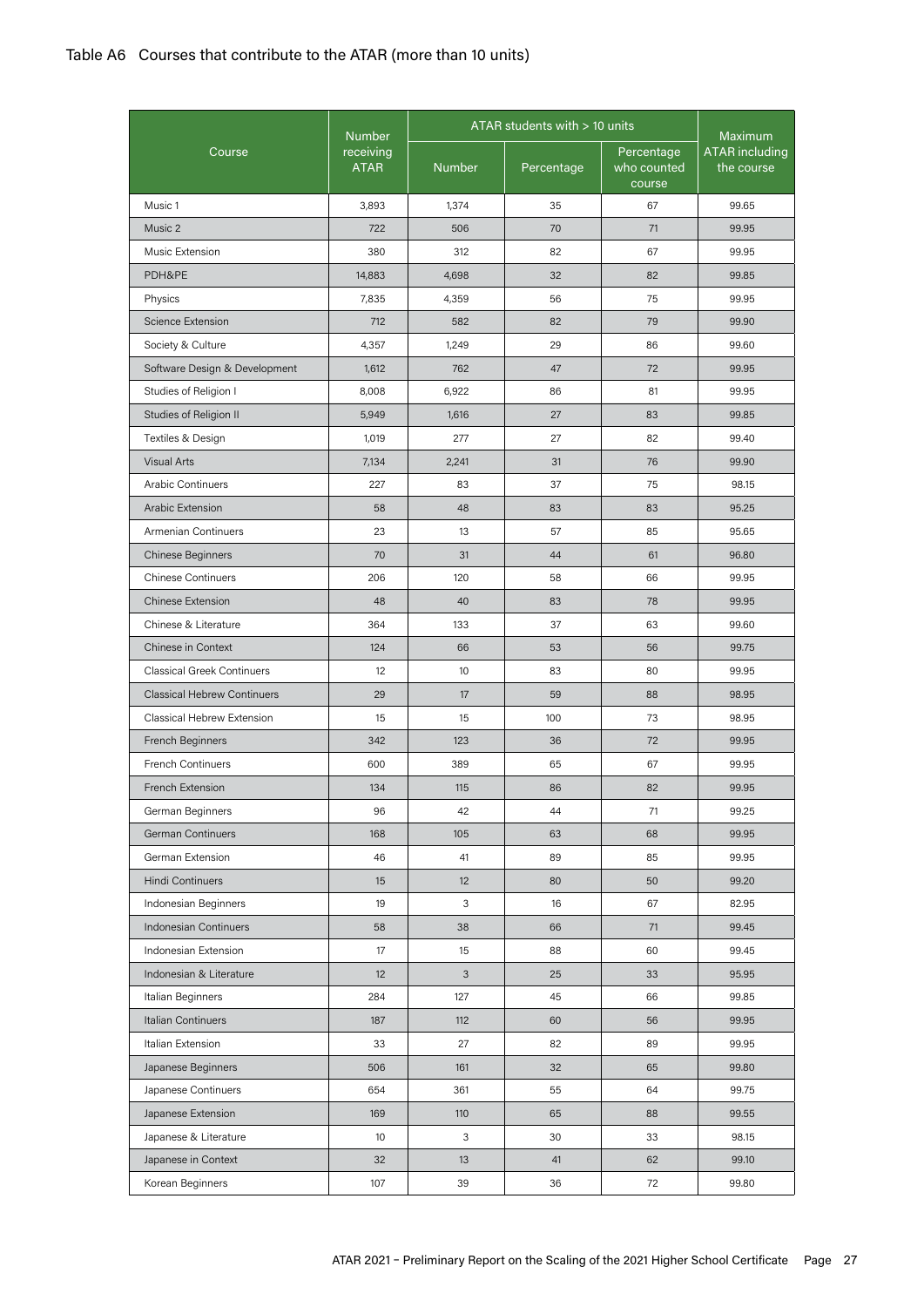## Table A6 Courses that contribute to the ATAR (more than 10 units)

| Course | Number receiving ATAR | ATAR students with > 10 units | | | Maximum ATAR including the course |
|---|---|---|---|---|---|
| | | Number | Percentage | Percentage who counted course | |
| Music 1 | 3,893 | 1,374 | 35 | 67 | 99.65 |
| Music 2 | 722 | 506 | 70 | 71 | 99.95 |
| Music Extension | 380 | 312 | 82 | 67 | 99.95 |
| PDH&PE | 14,883 | 4,698 | 32 | 82 | 99.85 |
| Physics | 7,835 | 4,359 | 56 | 75 | 99.95 |
| Science Extension | 712 | 582 | 82 | 79 | 99.90 |
| Society & Culture | 4,357 | 1,249 | 29 | 86 | 99.60 |
| Software Design & Development | 1,612 | 762 | 47 | 72 | 99.95 |
| Studies of Religion I | 8,008 | 6,922 | 86 | 81 | 99.95 |
| Studies of Religion II | 5,949 | 1,616 | 27 | 83 | 99.85 |
| Textiles & Design | 1,019 | 277 | 27 | 82 | 99.40 |
| Visual Arts | 7,134 | 2,241 | 31 | 76 | 99.90 |
| Arabic Continuers | 227 | 83 | 37 | 75 | 98.15 |
| Arabic Extension | 58 | 48 | 83 | 83 | 95.25 |
| Armenian Continuers | 23 | 13 | 57 | 85 | 95.65 |
| Chinese Beginners | 70 | 31 | 44 | 61 | 96.80 |
| Chinese Continuers | 206 | 120 | 58 | 66 | 99.95 |
| Chinese Extension | 48 | 40 | 83 | 78 | 99.95 |
| Chinese & Literature | 364 | 133 | 37 | 63 | 99.60 |
| Chinese in Context | 124 | 66 | 53 | 56 | 99.75 |
| Classical Greek Continuers | 12 | 10 | 83 | 80 | 99.95 |
| Classical Hebrew Continuers | 29 | 17 | 59 | 88 | 98.95 |
| Classical Hebrew Extension | 15 | 15 | 100 | 73 | 98.95 |
| French Beginners | 342 | 123 | 36 | 72 | 99.95 |
| French Continuers | 600 | 389 | 65 | 67 | 99.95 |
| French Extension | 134 | 115 | 86 | 82 | 99.95 |
| German Beginners | 96 | 42 | 44 | 71 | 99.25 |
| German Continuers | 168 | 105 | 63 | 68 | 99.95 |
| German Extension | 46 | 41 | 89 | 85 | 99.95 |
| Hindi Continuers | 15 | 12 | 80 | 50 | 99.20 |
| Indonesian Beginners | 19 | 3 | 16 | 67 | 82.95 |
| Indonesian Continuers | 58 | 38 | 66 | 71 | 99.45 |
| Indonesian Extension | 17 | 15 | 88 | 60 | 99.45 |
| Indonesian & Literature | 12 | 3 | 25 | 33 | 95.95 |
| Italian Beginners | 284 | 127 | 45 | 66 | 99.85 |
| Italian Continuers | 187 | 112 | 60 | 56 | 99.95 |
| Italian Extension | 33 | 27 | 82 | 89 | 99.95 |
| Japanese Beginners | 506 | 161 | 32 | 65 | 99.80 |
| Japanese Continuers | 654 | 361 | 55 | 64 | 99.75 |
| Japanese Extension | 169 | 110 | 65 | 88 | 99.55 |
| Japanese & Literature | 10 | 3 | 30 | 33 | 98.15 |
| Japanese in Context | 32 | 13 | 41 | 62 | 99.10 |
| Korean Beginners | 107 | 39 | 36 | 72 | 99.80 |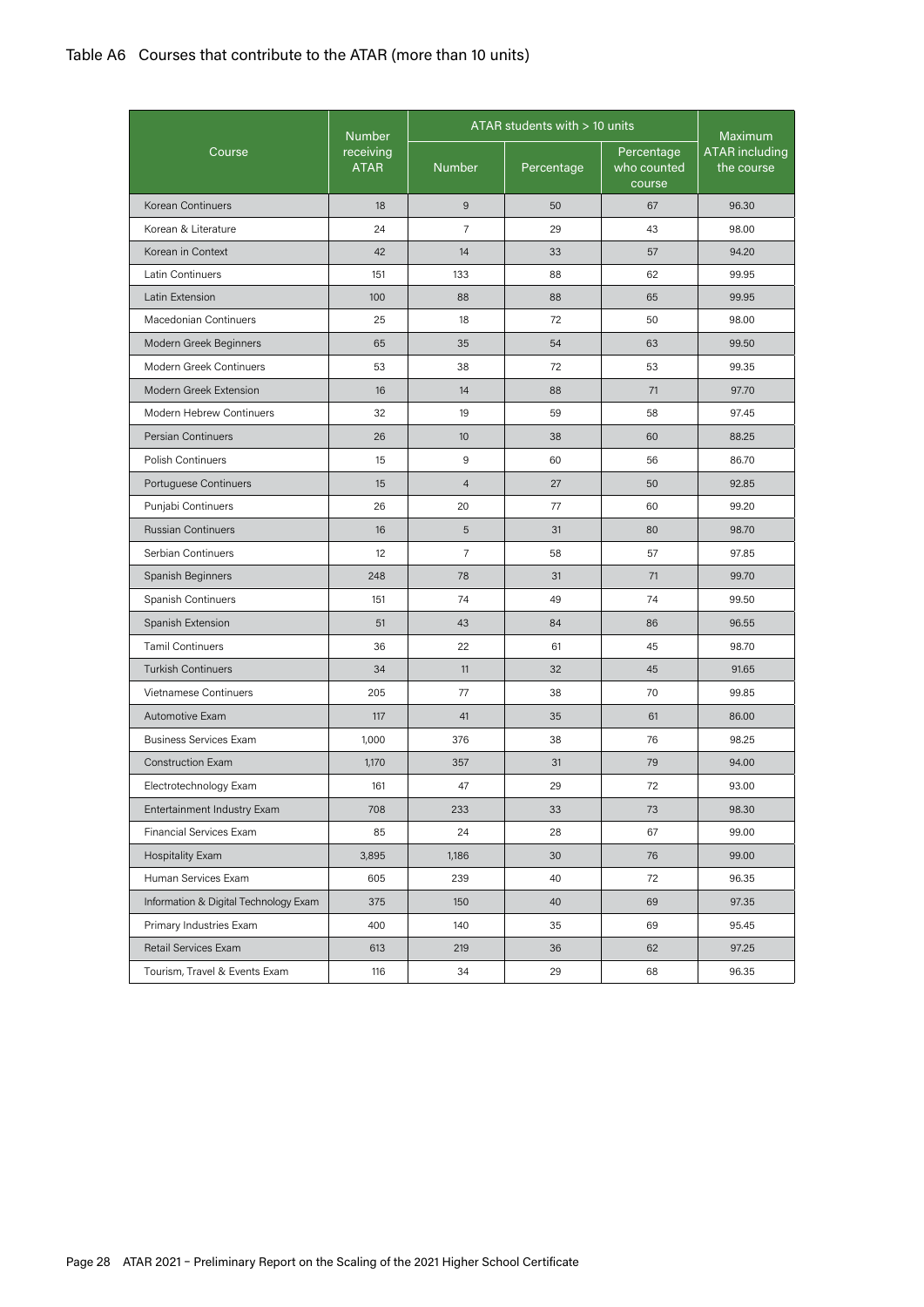Table A6 Courses that contribute to the ATAR (more than 10 units)

| Course | Number receiving ATAR | ATAR students with > 10 units | | | Maximum ATAR including the course |
|---|---|---|---|---|---|
| | | Number | Percentage | Percentage who counted course | |
| Korean Continuers | 18 | 9 | 50 | 67 | 96.30 |
| Korean & Literature | 24 | 7 | 29 | 43 | 98.00 |
| Korean in Context | 42 | 14 | 33 | 57 | 94.20 |
| Latin Continuers | 151 | 133 | 88 | 62 | 99.95 |
| Latin Extension | 100 | 88 | 88 | 65 | 99.95 |
| Macedonian Continuers | 25 | 18 | 72 | 50 | 98.00 |
| Modern Greek Beginners | 65 | 35 | 54 | 63 | 99.50 |
| Modern Greek Continuers | 53 | 38 | 72 | 53 | 99.35 |
| Modern Greek Extension | 16 | 14 | 88 | 71 | 97.70 |
| Modern Hebrew Continuers | 32 | 19 | 59 | 58 | 97.45 |
| Persian Continuers | 26 | 10 | 38 | 60 | 88.25 |
| Polish Continuers | 15 | 9 | 60 | 56 | 86.70 |
| Portuguese Continuers | 15 | 4 | 27 | 50 | 92.85 |
| Punjabi Continuers | 26 | 20 | 77 | 60 | 99.20 |
| Russian Continuers | 16 | 5 | 31 | 80 | 98.70 |
| Serbian Continuers | 12 | 7 | 58 | 57 | 97.85 |
| Spanish Beginners | 248 | 78 | 31 | 71 | 99.70 |
| Spanish Continuers | 151 | 74 | 49 | 74 | 99.50 |
| Spanish Extension | 51 | 43 | 84 | 86 | 96.55 |
| Tamil Continuers | 36 | 22 | 61 | 45 | 98.70 |
| Turkish Continuers | 34 | 11 | 32 | 45 | 91.65 |
| Vietnamese Continuers | 205 | 77 | 38 | 70 | 99.85 |
| Automotive Exam | 117 | 41 | 35 | 61 | 86.00 |
| Business Services Exam | 1,000 | 376 | 38 | 76 | 98.25 |
| Construction Exam | 1,170 | 357 | 31 | 79 | 94.00 |
| Electrotechnology Exam | 161 | 47 | 29 | 72 | 93.00 |
| Entertainment Industry Exam | 708 | 233 | 33 | 73 | 98.30 |
| Financial Services Exam | 85 | 24 | 28 | 67 | 99.00 |
| Hospitality Exam | 3,895 | 1,186 | 30 | 76 | 99.00 |
| Human Services Exam | 605 | 239 | 40 | 72 | 96.35 |
| Information & Digital Technology Exam | 375 | 150 | 40 | 69 | 97.35 |
| Primary Industries Exam | 400 | 140 | 35 | 69 | 95.45 |
| Retail Services Exam | 613 | 219 | 36 | 62 | 97.25 |
| Tourism, Travel & Events Exam | 116 | 34 | 29 | 68 | 96.35 |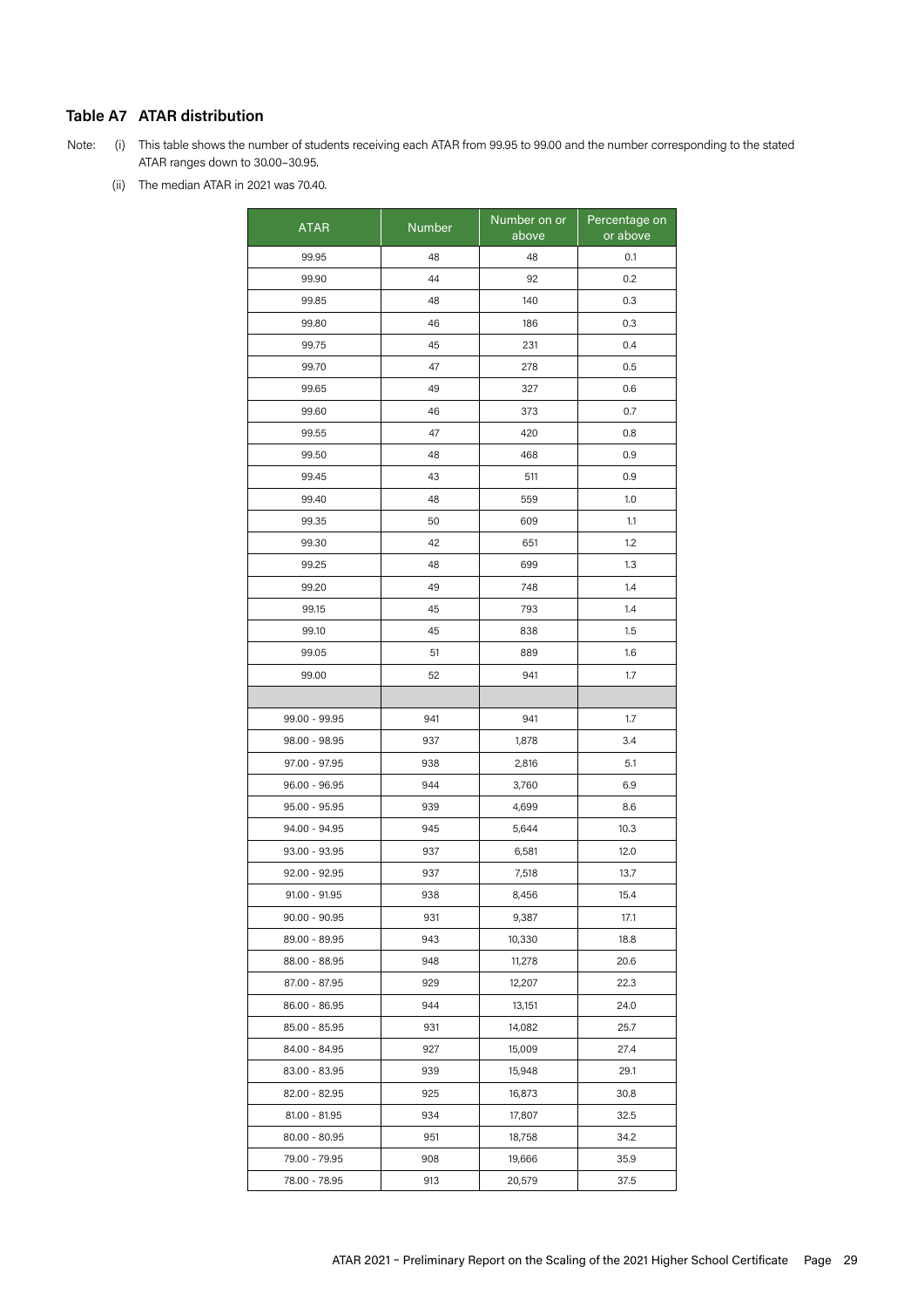### Table A7 ATAR distribution

Note: (i) This table shows the number of students receiving each ATAR from 99.95 to 99.00 and the number corresponding to the stated ATAR ranges down to 30.00–30.95.

(ii) The median ATAR in 2021 was 70.40.

| ATAR | Number | Number on or above | Percentage on or above |
|---|---|---|---|
| 99.95 | 48 | 48 | 0.1 |
| 99.90 | 44 | 92 | 0.2 |
| 99.85 | 48 | 140 | 0.3 |
| 99.80 | 46 | 186 | 0.3 |
| 99.75 | 45 | 231 | 0.4 |
| 99.70 | 47 | 278 | 0.5 |
| 99.65 | 49 | 327 | 0.6 |
| 99.60 | 46 | 373 | 0.7 |
| 99.55 | 47 | 420 | 0.8 |
| 99.50 | 48 | 468 | 0.9 |
| 99.45 | 43 | 511 | 0.9 |
| 99.40 | 48 | 559 | 1.0 |
| 99.35 | 50 | 609 | 1.1 |
| 99.30 | 42 | 651 | 1.2 |
| 99.25 | 48 | 699 | 1.3 |
| 99.20 | 49 | 748 | 1.4 |
| 99.15 | 45 | 793 | 1.4 |
| 99.10 | 45 | 838 | 1.5 |
| 99.05 | 51 | 889 | 1.6 |
| 99.00 | 52 | 941 | 1.7 |
| | | | |
| 99.00 - 99.95 | 941 | 941 | 1.7 |
| 98.00 - 98.95 | 937 | 1,878 | 3.4 |
| 97.00 - 97.95 | 938 | 2,816 | 5.1 |
| 96.00 - 96.95 | 944 | 3,760 | 6.9 |
| 95.00 - 95.95 | 939 | 4,699 | 8.6 |
| 94.00 - 94.95 | 945 | 5,644 | 10.3 |
| 93.00 - 93.95 | 937 | 6,581 | 12.0 |
| 92.00 - 92.95 | 937 | 7,518 | 13.7 |
| 91.00 - 91.95 | 938 | 8,456 | 15.4 |
| 90.00 - 90.95 | 931 | 9,387 | 17.1 |
| 89.00 - 89.95 | 943 | 10,330 | 18.8 |
| 88.00 - 88.95 | 948 | 11,278 | 20.6 |
| 87.00 - 87.95 | 929 | 12,207 | 22.3 |
| 86.00 - 86.95 | 944 | 13,151 | 24.0 |
| 85.00 - 85.95 | 931 | 14,082 | 25.7 |
| 84.00 - 84.95 | 927 | 15,009 | 27.4 |
| 83.00 - 83.95 | 939 | 15,948 | 29.1 |
| 82.00 - 82.95 | 925 | 16,873 | 30.8 |
| 81.00 - 81.95 | 934 | 17,807 | 32.5 |
| 80.00 - 80.95 | 951 | 18,758 | 34.2 |
| 79.00 - 79.95 | 908 | 19,666 | 35.9 |
| 78.00 - 78.95 | 913 | 20,579 | 37.5 |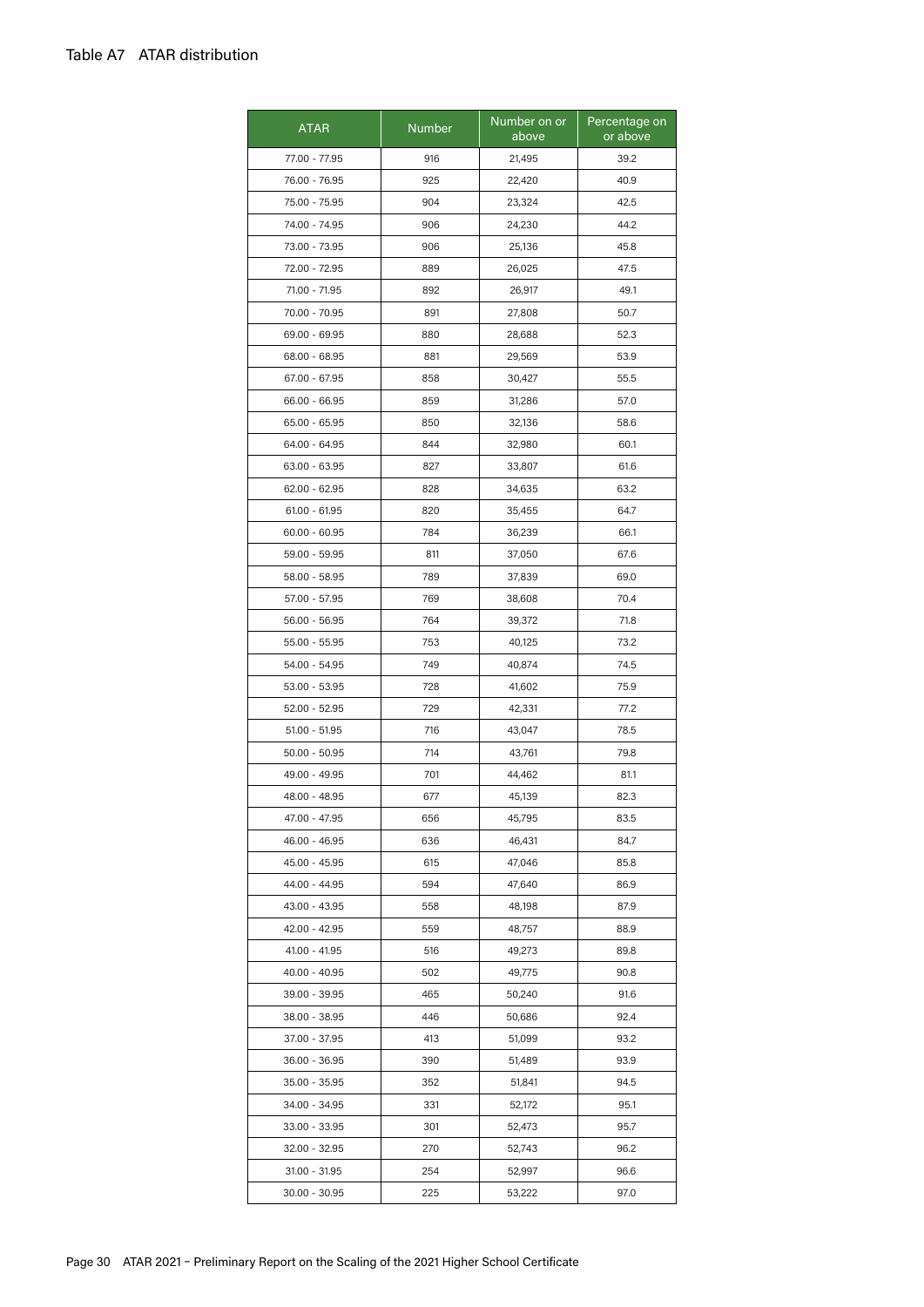Table A7 ATAR distribution

| ATAR | Number | Number on or above | Percentage on or above |
|---|---|---|---|
| 77.00 - 77.95 | 916 | 21,495 | 39.2 |
| 76.00 - 76.95 | 925 | 22,420 | 40.9 |
| 75.00 - 75.95 | 904 | 23,324 | 42.5 |
| 74.00 - 74.95 | 906 | 24,230 | 44.2 |
| 73.00 - 73.95 | 906 | 25,136 | 45.8 |
| 72.00 - 72.95 | 889 | 26,025 | 47.5 |
| 71.00 - 71.95 | 892 | 26,917 | 49.1 |
| 70.00 - 70.95 | 891 | 27,808 | 50.7 |
| 69.00 - 69.95 | 880 | 28,688 | 52.3 |
| 68.00 - 68.95 | 881 | 29,569 | 53.9 |
| 67.00 - 67.95 | 858 | 30,427 | 55.5 |
| 66.00 - 66.95 | 859 | 31,286 | 57.0 |
| 65.00 - 65.95 | 850 | 32,136 | 58.6 |
| 64.00 - 64.95 | 844 | 32,980 | 60.1 |
| 63.00 - 63.95 | 827 | 33,807 | 61.6 |
| 62.00 - 62.95 | 828 | 34,635 | 63.2 |
| 61.00 - 61.95 | 820 | 35,455 | 64.7 |
| 60.00 - 60.95 | 784 | 36,239 | 66.1 |
| 59.00 - 59.95 | 811 | 37,050 | 67.6 |
| 58.00 - 58.95 | 789 | 37,839 | 69.0 |
| 57.00 - 57.95 | 769 | 38,608 | 70.4 |
| 56.00 - 56.95 | 764 | 39,372 | 71.8 |
| 55.00 - 55.95 | 753 | 40,125 | 73.2 |
| 54.00 - 54.95 | 749 | 40,874 | 74.5 |
| 53.00 - 53.95 | 728 | 41,602 | 75.9 |
| 52.00 - 52.95 | 729 | 42,331 | 77.2 |
| 51.00 - 51.95 | 716 | 43,047 | 78.5 |
| 50.00 - 50.95 | 714 | 43,761 | 79.8 |
| 49.00 - 49.95 | 701 | 44,462 | 81.1 |
| 48.00 - 48.95 | 677 | 45,139 | 82.3 |
| 47.00 - 47.95 | 656 | 45,795 | 83.5 |
| 46.00 - 46.95 | 636 | 46,431 | 84.7 |
| 45.00 - 45.95 | 615 | 47,046 | 85.8 |
| 44.00 - 44.95 | 594 | 47,640 | 86.9 |
| 43.00 - 43.95 | 558 | 48,198 | 87.9 |
| 42.00 - 42.95 | 559 | 48,757 | 88.9 |
| 41.00 - 41.95 | 516 | 49,273 | 89.8 |
| 40.00 - 40.95 | 502 | 49,775 | 90.8 |
| 39.00 - 39.95 | 465 | 50,240 | 91.6 |
| 38.00 - 38.95 | 446 | 50,686 | 92.4 |
| 37.00 - 37.95 | 413 | 51,099 | 93.2 |
| 36.00 - 36.95 | 390 | 51,489 | 93.9 |
| 35.00 - 35.95 | 352 | 51,841 | 94.5 |
| 34.00 - 34.95 | 331 | 52,172 | 95.1 |
| 33.00 - 33.95 | 301 | 52,473 | 95.7 |
| 32.00 - 32.95 | 270 | 52,743 | 96.2 |
| 31.00 - 31.95 | 254 | 52,997 | 96.6 |
| 30.00 - 30.95 | 225 | 53,222 | 97.0 |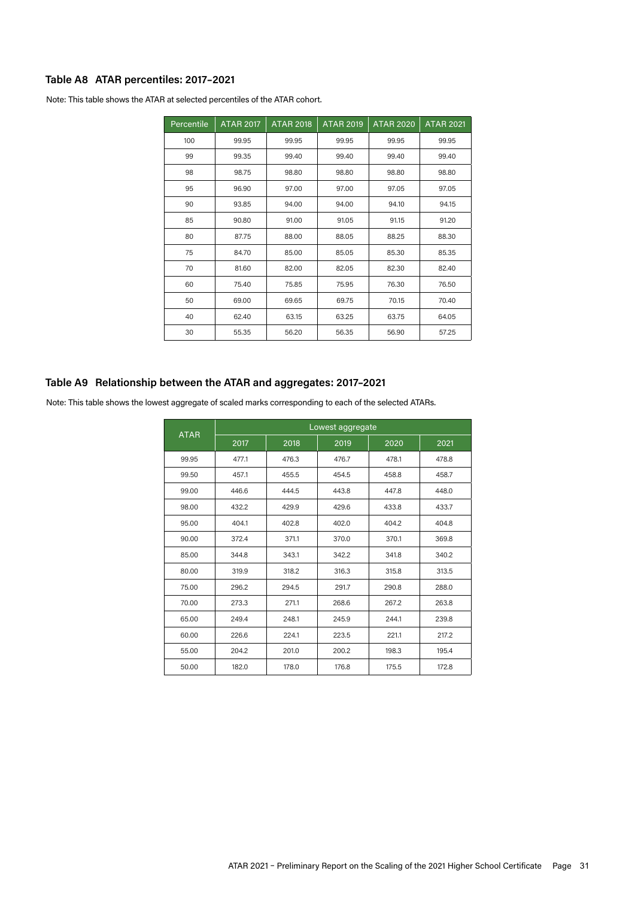### Table A8 ATAR percentiles: 2017–2021

Note: This table shows the ATAR at selected percentiles of the ATAR cohort.

| Percentile | ATAR 2017 | ATAR 2018 | ATAR 2019 | ATAR 2020 | ATAR 2021 |
|---|---|---|---|---|---|
| 100 | 99.95 | 99.95 | 99.95 | 99.95 | 99.95 |
| 99 | 99.35 | 99.40 | 99.40 | 99.40 | 99.40 |
| 98 | 98.75 | 98.80 | 98.80 | 98.80 | 98.80 |
| 95 | 96.90 | 97.00 | 97.00 | 97.05 | 97.05 |
| 90 | 93.85 | 94.00 | 94.00 | 94.10 | 94.15 |
| 85 | 90.80 | 91.00 | 91.05 | 91.15 | 91.20 |
| 80 | 87.75 | 88.00 | 88.05 | 88.25 | 88.30 |
| 75 | 84.70 | 85.00 | 85.05 | 85.30 | 85.35 |
| 70 | 81.60 | 82.00 | 82.05 | 82.30 | 82.40 |
| 60 | 75.40 | 75.85 | 75.95 | 76.30 | 76.50 |
| 50 | 69.00 | 69.65 | 69.75 | 70.15 | 70.40 |
| 40 | 62.40 | 63.15 | 63.25 | 63.75 | 64.05 |
| 30 | 55.35 | 56.20 | 56.35 | 56.90 | 57.25 |

### Table A9 Relationship between the ATAR and aggregates: 2017–2021

Note: This table shows the lowest aggregate of scaled marks corresponding to each of the selected ATARs.

| ATAR | Lowest aggregate | | | | |
|---|---|---|---|---|---|
| | 2017 | 2018 | 2019 | 2020 | 2021 |
| 99.95 | 477.1 | 476.3 | 476.7 | 478.1 | 478.8 |
| 99.50 | 457.1 | 455.5 | 454.5 | 458.8 | 458.7 |
| 99.00 | 446.6 | 444.5 | 443.8 | 447.8 | 448.0 |
| 98.00 | 432.2 | 429.9 | 429.6 | 433.8 | 433.7 |
| 95.00 | 404.1 | 402.8 | 402.0 | 404.2 | 404.8 |
| 90.00 | 372.4 | 371.1 | 370.0 | 370.1 | 369.8 |
| 85.00 | 344.8 | 343.1 | 342.2 | 341.8 | 340.2 |
| 80.00 | 319.9 | 318.2 | 316.3 | 315.8 | 313.5 |
| 75.00 | 296.2 | 294.5 | 291.7 | 290.8 | 288.0 |
| 70.00 | 273.3 | 271.1 | 268.6 | 267.2 | 263.8 |
| 65.00 | 249.4 | 248.1 | 245.9 | 244.1 | 239.8 |
| 60.00 | 226.6 | 224.1 | 223.5 | 221.1 | 217.2 |
| 55.00 | 204.2 | 201.0 | 200.2 | 198.3 | 195.4 |
| 50.00 | 182.0 | 178.0 | 176.8 | 175.5 | 172.8 |